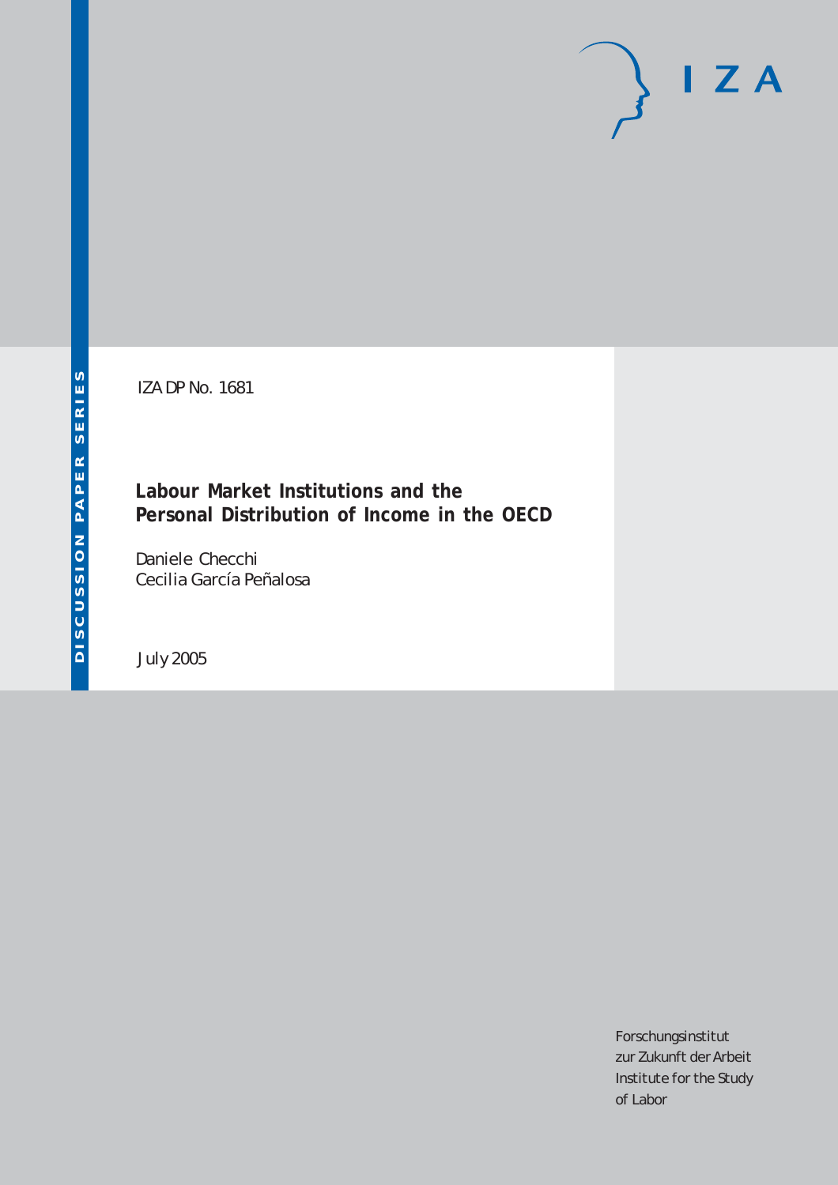IZA DP No. 1681

# Labour Market Institutions and the Personal Distribution of Income in the OECD

Daniele Checchi
Cecilia García Peñalosa

July 2005

DISCUSSION PAPER SERIES

IZA

Forschungsinstitut
zur Zukunft der Arbeit
Institute for the Study
of Labor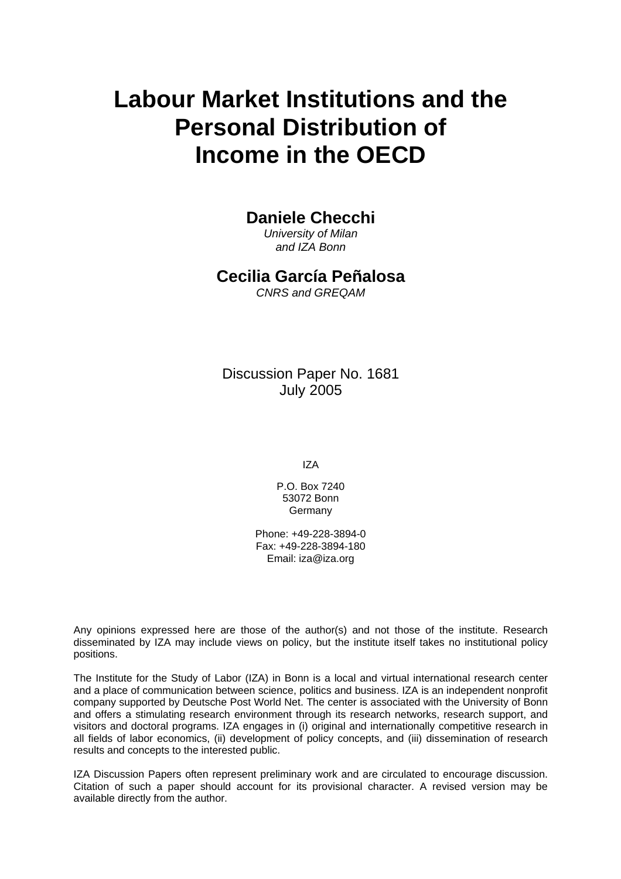# Labour Market Institutions and the Personal Distribution of Income in the OECD

**Daniele Checchi**
*University of Milan and IZA Bonn*

**Cecilia García Peñalosa**
*CNRS and GREQAM*

Discussion Paper No. 1681
July 2005

IZA

P.O. Box 7240
53072 Bonn
Germany

Phone: +49-228-3894-0
Fax: +49-228-3894-180
Email: iza@iza.org

Any opinions expressed here are those of the author(s) and not those of the institute. Research disseminated by IZA may include views on policy, but the institute itself takes no institutional policy positions.

The Institute for the Study of Labor (IZA) in Bonn is a local and virtual international research center and a place of communication between science, politics and business. IZA is an independent nonprofit company supported by Deutsche Post World Net. The center is associated with the University of Bonn and offers a stimulating research environment through its research networks, research support, and visitors and doctoral programs. IZA engages in (i) original and internationally competitive research in all fields of labor economics, (ii) development of policy concepts, and (iii) dissemination of research results and concepts to the interested public.

IZA Discussion Papers often represent preliminary work and are circulated to encourage discussion. Citation of such a paper should account for its provisional character. A revised version may be available directly from the author.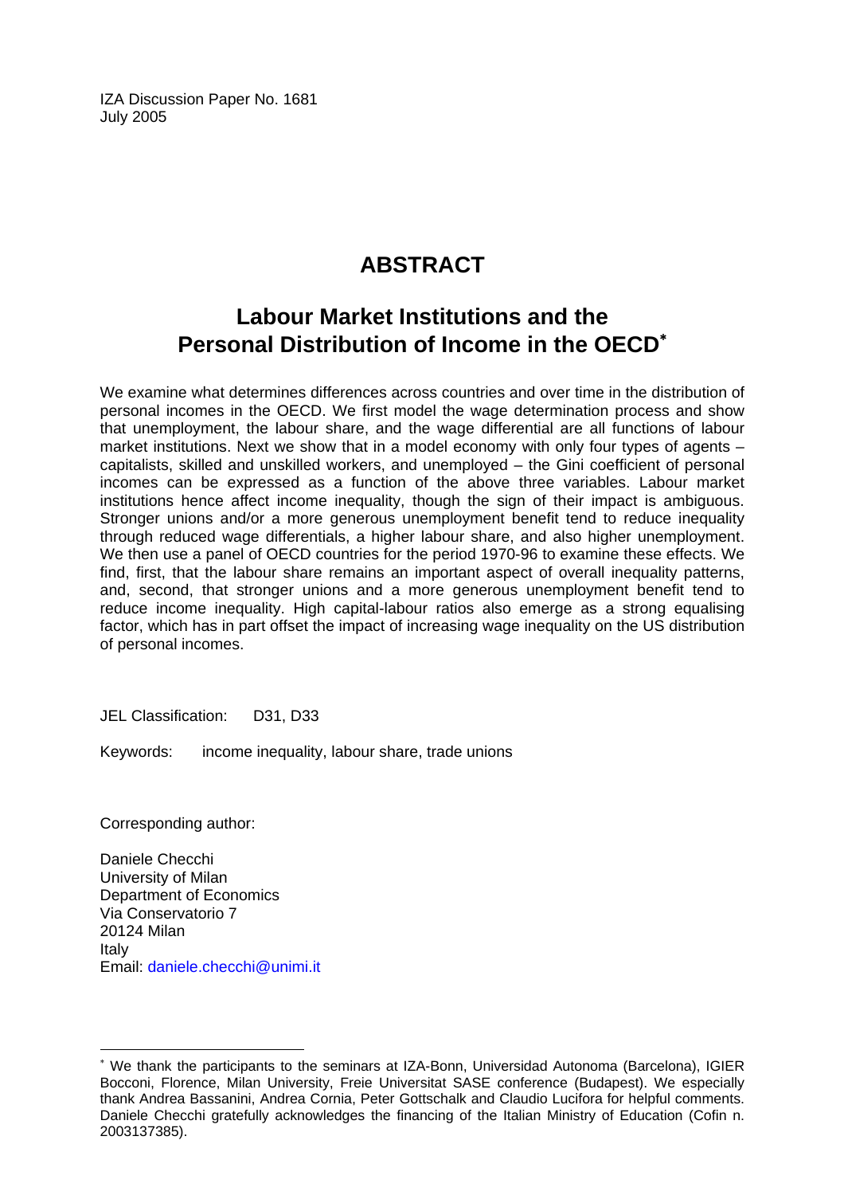IZA Discussion Paper No. 1681
July 2005

# ABSTRACT

## Labour Market Institutions and the Personal Distribution of Income in the OECD*

We examine what determines differences across countries and over time in the distribution of personal incomes in the OECD. We first model the wage determination process and show that unemployment, the labour share, and the wage differential are all functions of labour market institutions. Next we show that in a model economy with only four types of agents – capitalists, skilled and unskilled workers, and unemployed – the Gini coefficient of personal incomes can be expressed as a function of the above three variables. Labour market institutions hence affect income inequality, though the sign of their impact is ambiguous. Stronger unions and/or a more generous unemployment benefit tend to reduce inequality through reduced wage differentials, a higher labour share, and also higher unemployment. We then use a panel of OECD countries for the period 1970-96 to examine these effects. We find, first, that the labour share remains an important aspect of overall inequality patterns, and, second, that stronger unions and a more generous unemployment benefit tend to reduce income inequality. High capital-labour ratios also emerge as a strong equalising factor, which has in part offset the impact of increasing wage inequality on the US distribution of personal incomes.

JEL Classification: D31, D33

Keywords: income inequality, labour share, trade unions

Corresponding author:

Daniele Checchi
University of Milan
Department of Economics
Via Conservatorio 7
20124 Milan
Italy
Email: daniele.checchi@unimi.it

* We thank the participants to the seminars at IZA-Bonn, Universidad Autonoma (Barcelona), IGIER Bocconi, Florence, Milan University, Freie Universitat SASE conference (Budapest). We especially thank Andrea Bassanini, Andrea Cornia, Peter Gottschalk and Claudio Lucifora for helpful comments. Daniele Checchi gratefully acknowledges the financing of the Italian Ministry of Education (Cofin n. 2003137385).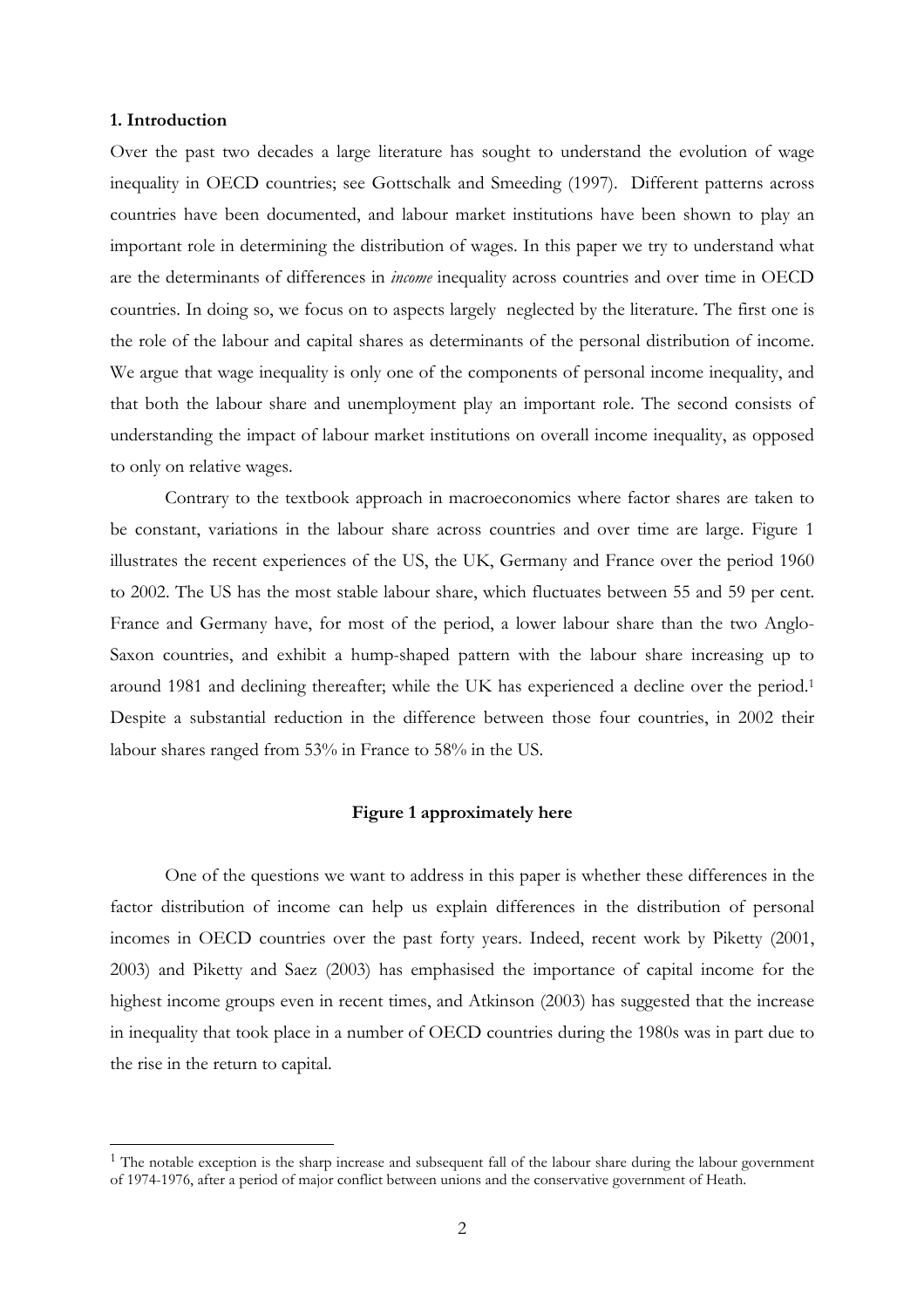**1. Introduction**

Over the past two decades a large literature has sought to understand the evolution of wage inequality in OECD countries; see Gottschalk and Smeeding (1997). Different patterns across countries have been documented, and labour market institutions have been shown to play an important role in determining the distribution of wages. In this paper we try to understand what are the determinants of differences in *income* inequality across countries and over time in OECD countries. In doing so, we focus on to aspects largely neglected by the literature. The first one is the role of the labour and capital shares as determinants of the personal distribution of income. We argue that wage inequality is only one of the components of personal income inequality, and that both the labour share and unemployment play an important role. The second consists of understanding the impact of labour market institutions on overall income inequality, as opposed to only on relative wages.

Contrary to the textbook approach in macroeconomics where factor shares are taken to be constant, variations in the labour share across countries and over time are large. Figure 1 illustrates the recent experiences of the US, the UK, Germany and France over the period 1960 to 2002. The US has the most stable labour share, which fluctuates between 55 and 59 per cent. France and Germany have, for most of the period, a lower labour share than the two Anglo-Saxon countries, and exhibit a hump-shaped pattern with the labour share increasing up to around 1981 and declining thereafter; while the UK has experienced a decline over the period.[1] Despite a substantial reduction in the difference between those four countries, in 2002 their labour shares ranged from 53% in France to 58% in the US.

**Figure 1 approximately here**

One of the questions we want to address in this paper is whether these differences in the factor distribution of income can help us explain differences in the distribution of personal incomes in OECD countries over the past forty years. Indeed, recent work by Piketty (2001, 2003) and Piketty and Saez (2003) has emphasised the importance of capital income for the highest income groups even in recent times, and Atkinson (2003) has suggested that the increase in inequality that took place in a number of OECD countries during the 1980s was in part due to the rise in the return to capital.

---

[1] The notable exception is the sharp increase and subsequent fall of the labour share during the labour government of 1974-1976, after a period of major conflict between unions and the conservative government of Heath.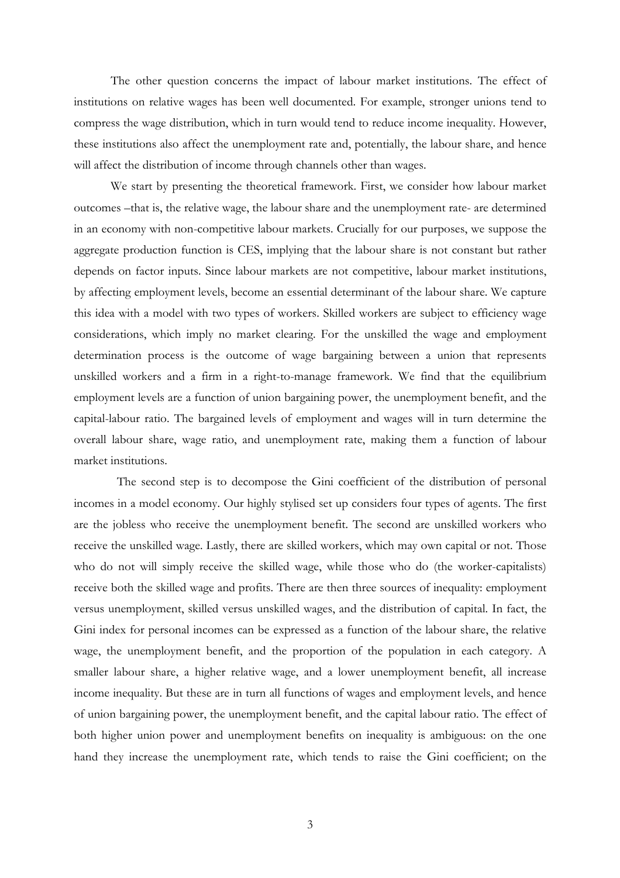The other question concerns the impact of labour market institutions. The effect of institutions on relative wages has been well documented. For example, stronger unions tend to compress the wage distribution, which in turn would tend to reduce income inequality. However, these institutions also affect the unemployment rate and, potentially, the labour share, and hence will affect the distribution of income through channels other than wages.

We start by presenting the theoretical framework. First, we consider how labour market outcomes –that is, the relative wage, the labour share and the unemployment rate- are determined in an economy with non-competitive labour markets. Crucially for our purposes, we suppose the aggregate production function is CES, implying that the labour share is not constant but rather depends on factor inputs. Since labour markets are not competitive, labour market institutions, by affecting employment levels, become an essential determinant of the labour share. We capture this idea with a model with two types of workers. Skilled workers are subject to efficiency wage considerations, which imply no market clearing. For the unskilled the wage and employment determination process is the outcome of wage bargaining between a union that represents unskilled workers and a firm in a right-to-manage framework. We find that the equilibrium employment levels are a function of union bargaining power, the unemployment benefit, and the capital-labour ratio. The bargained levels of employment and wages will in turn determine the overall labour share, wage ratio, and unemployment rate, making them a function of labour market institutions.

The second step is to decompose the Gini coefficient of the distribution of personal incomes in a model economy. Our highly stylised set up considers four types of agents. The first are the jobless who receive the unemployment benefit. The second are unskilled workers who receive the unskilled wage. Lastly, there are skilled workers, which may own capital or not. Those who do not will simply receive the skilled wage, while those who do (the worker-capitalists) receive both the skilled wage and profits. There are then three sources of inequality: employment versus unemployment, skilled versus unskilled wages, and the distribution of capital. In fact, the Gini index for personal incomes can be expressed as a function of the labour share, the relative wage, the unemployment benefit, and the proportion of the population in each category. A smaller labour share, a higher relative wage, and a lower unemployment benefit, all increase income inequality. But these are in turn all functions of wages and employment levels, and hence of union bargaining power, the unemployment benefit, and the capital labour ratio. The effect of both higher union power and unemployment benefits on inequality is ambiguous: on the one hand they increase the unemployment rate, which tends to raise the Gini coefficient; on the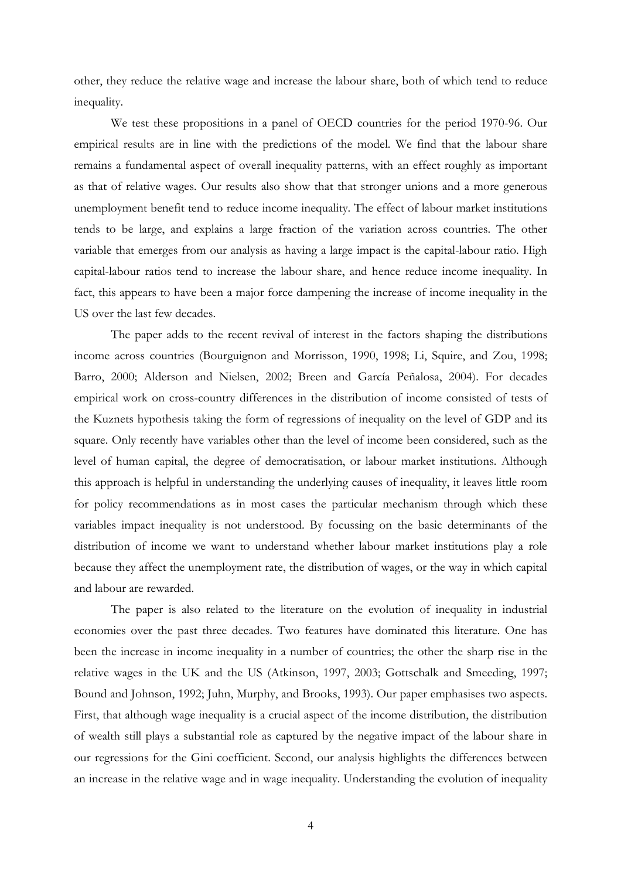other, they reduce the relative wage and increase the labour share, both of which tend to reduce inequality.

We test these propositions in a panel of OECD countries for the period 1970-96. Our empirical results are in line with the predictions of the model. We find that the labour share remains a fundamental aspect of overall inequality patterns, with an effect roughly as important as that of relative wages. Our results also show that that stronger unions and a more generous unemployment benefit tend to reduce income inequality. The effect of labour market institutions tends to be large, and explains a large fraction of the variation across countries. The other variable that emerges from our analysis as having a large impact is the capital-labour ratio. High capital-labour ratios tend to increase the labour share, and hence reduce income inequality. In fact, this appears to have been a major force dampening the increase of income inequality in the US over the last few decades.

The paper adds to the recent revival of interest in the factors shaping the distributions income across countries (Bourguignon and Morrisson, 1990, 1998; Li, Squire, and Zou, 1998; Barro, 2000; Alderson and Nielsen, 2002; Breen and García Peñalosa, 2004). For decades empirical work on cross-country differences in the distribution of income consisted of tests of the Kuznets hypothesis taking the form of regressions of inequality on the level of GDP and its square. Only recently have variables other than the level of income been considered, such as the level of human capital, the degree of democratisation, or labour market institutions. Although this approach is helpful in understanding the underlying causes of inequality, it leaves little room for policy recommendations as in most cases the particular mechanism through which these variables impact inequality is not understood. By focussing on the basic determinants of the distribution of income we want to understand whether labour market institutions play a role because they affect the unemployment rate, the distribution of wages, or the way in which capital and labour are rewarded.

The paper is also related to the literature on the evolution of inequality in industrial economies over the past three decades. Two features have dominated this literature. One has been the increase in income inequality in a number of countries; the other the sharp rise in the relative wages in the UK and the US (Atkinson, 1997, 2003; Gottschalk and Smeeding, 1997; Bound and Johnson, 1992; Juhn, Murphy, and Brooks, 1993). Our paper emphasises two aspects. First, that although wage inequality is a crucial aspect of the income distribution, the distribution of wealth still plays a substantial role as captured by the negative impact of the labour share in our regressions for the Gini coefficient. Second, our analysis highlights the differences between an increase in the relative wage and in wage inequality. Understanding the evolution of inequality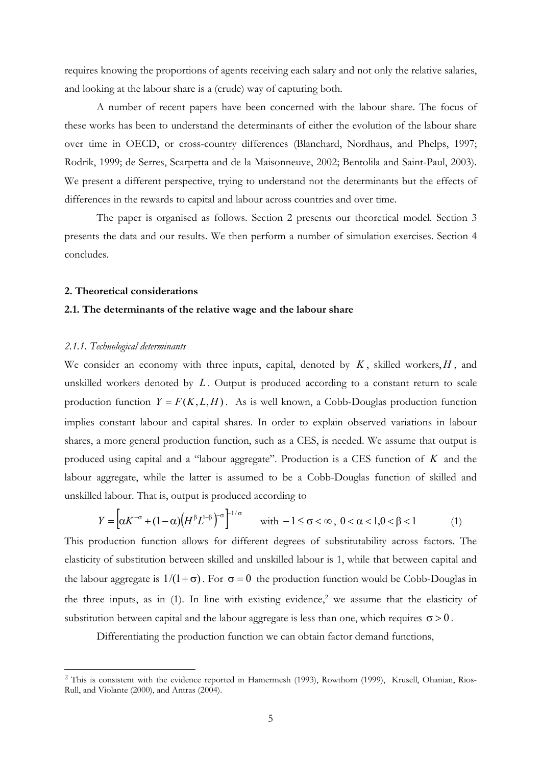requires knowing the proportions of agents receiving each salary and not only the relative salaries, and looking at the labour share is a (crude) way of capturing both.

A number of recent papers have been concerned with the labour share. The focus of these works has been to understand the determinants of either the evolution of the labour share over time in OECD, or cross-country differences (Blanchard, Nordhaus, and Phelps, 1997; Rodrik, 1999; de Serres, Scarpetta and de la Maisonneuve, 2002; Bentolila and Saint-Paul, 2003). We present a different perspective, trying to understand not the determinants but the effects of differences in the rewards to capital and labour across countries and over time.

The paper is organised as follows. Section 2 presents our theoretical model. Section 3 presents the data and our results. We then perform a number of simulation exercises. Section 4 concludes.

## 2. Theoretical considerations

### 2.1. The determinants of the relative wage and the labour share

#### *2.1.1. Technological determinants*

We consider an economy with three inputs, capital, denoted by $K$, skilled workers, $H$, and unskilled workers denoted by $L$. Output is produced according to a constant return to scale production function $Y = F(K, L, H)$. As is well known, a Cobb-Douglas production function implies constant labour and capital shares. In order to explain observed variations in labour shares, a more general production function, such as a CES, is needed. We assume that output is produced using capital and a "labour aggregate". Production is a CES function of $K$ and the labour aggregate, while the latter is assumed to be a Cobb-Douglas function of skilled and unskilled labour. That is, output is produced according to

$$Y = \left[\alpha K^{-\sigma} + (1-\alpha)\left(H^{\beta}L^{1-\beta}\right)^{-\sigma}\right]^{-1/\sigma} \qquad \text{with } -1 \leq \sigma < \infty,\ 0 < \alpha < 1, 0 < \beta < 1 \qquad (1)$$

This production function allows for different degrees of substitutability across factors. The elasticity of substitution between skilled and unskilled labour is 1, while that between capital and the labour aggregate is $1/(1+\sigma)$. For $\sigma = 0$ the production function would be Cobb-Douglas in the three inputs, as in (1). In line with existing evidence,[2] we assume that the elasticity of substitution between capital and the labour aggregate is less than one, which requires $\sigma > 0$.

Differentiating the production function we can obtain factor demand functions,

[2] This is consistent with the evidence reported in Hamermesh (1993), Rowthorn (1999), Krusell, Ohanian, Rios-Rull, and Violante (2000), and Antras (2004).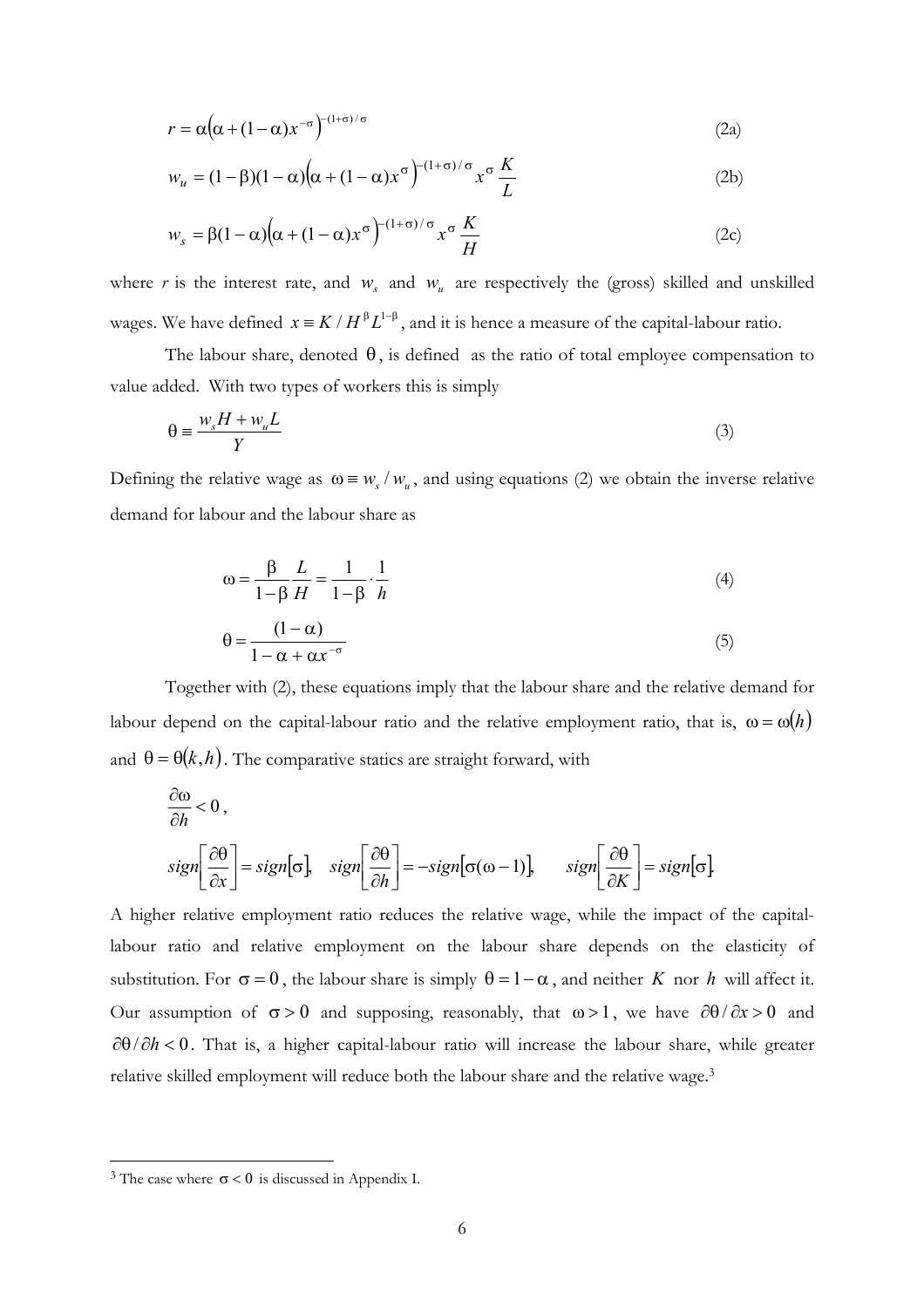$$r = \alpha\left(\alpha + (1-\alpha)x^{-\sigma}\right)^{-(1+\sigma)/\sigma} \tag{2a}$$

$$w_u = (1-\beta)(1-\alpha)\left(\alpha + (1-\alpha)x^{\sigma}\right)^{-(1+\sigma)/\sigma} x^{\sigma} \frac{K}{L} \tag{2b}$$

$$w_s = \beta(1-\alpha)\left(\alpha + (1-\alpha)x^{\sigma}\right)^{-(1+\sigma)/\sigma} x^{\sigma} \frac{K}{H} \tag{2c}$$

where $r$ is the interest rate, and $w_s$ and $w_u$ are respectively the (gross) skilled and unskilled wages. We have defined $x \equiv K / H^{\beta} L^{1-\beta}$, and it is hence a measure of the capital-labour ratio.

The labour share, denoted $\theta$, is defined as the ratio of total employee compensation to value added. With two types of workers this is simply

$$\theta \equiv \frac{w_s H + w_u L}{Y} \tag{3}$$

Defining the relative wage as $\omega \equiv w_s / w_u$, and using equations (2) we obtain the inverse relative demand for labour and the labour share as

$$\omega = \frac{\beta}{1-\beta}\frac{L}{H} = \frac{1}{1-\beta} \cdot \frac{1}{h} \tag{4}$$

$$\theta = \frac{(1-\alpha)}{1-\alpha+\alpha x^{-\sigma}} \tag{5}$$

Together with (2), these equations imply that the labour share and the relative demand for labour depend on the capital-labour ratio and the relative employment ratio, that is, $\omega = \omega(h)$ and $\theta = \theta(k, h)$. The comparative statics are straight forward, with

$$\frac{\partial \omega}{\partial h} < 0,$$

$$sign\left[\frac{\partial \theta}{\partial x}\right] = sign[\sigma], \quad sign\left[\frac{\partial \theta}{\partial h}\right] = -sign[\sigma(\omega - 1)], \quad sign\left[\frac{\partial \theta}{\partial K}\right] = sign[\sigma].$$

A higher relative employment ratio reduces the relative wage, while the impact of the capital-labour ratio and relative employment on the labour share depends on the elasticity of substitution. For $\sigma = 0$, the labour share is simply $\theta = 1-\alpha$, and neither $K$ nor $h$ will affect it. Our assumption of $\sigma > 0$ and supposing, reasonably, that $\omega > 1$, we have $\partial\theta / \partial x > 0$ and $\partial\theta / \partial h < 0$. That is, a higher capital-labour ratio will increase the labour share, while greater relative skilled employment will reduce both the labour share and the relative wage.[3]

---

[3] The case where $\sigma < 0$ is discussed in Appendix I.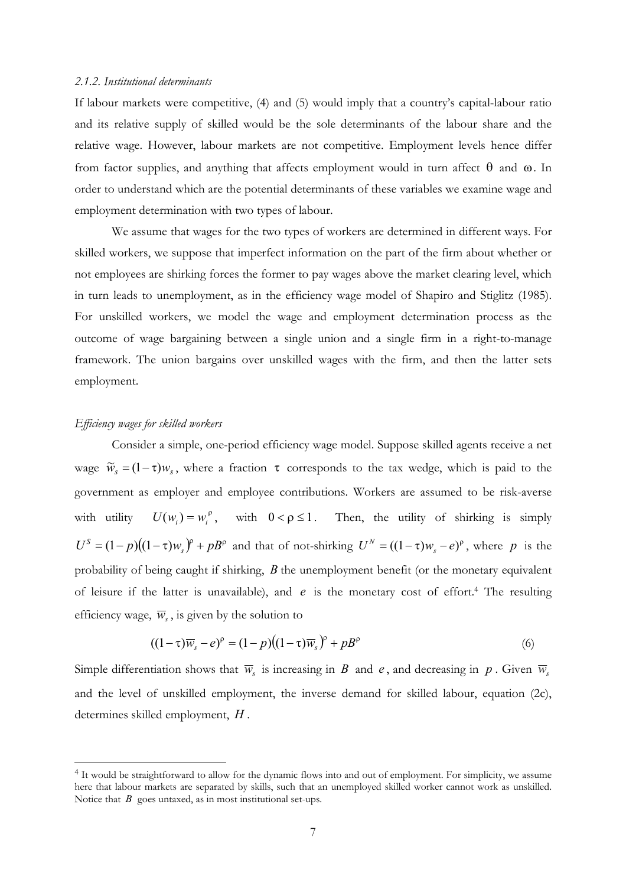*2.1.2. Institutional determinants*

If labour markets were competitive, (4) and (5) would imply that a country's capital-labour ratio and its relative supply of skilled would be the sole determinants of the labour share and the relative wage. However, labour markets are not competitive. Employment levels hence differ from factor supplies, and anything that affects employment would in turn affect $\theta$ and $\omega$. In order to understand which are the potential determinants of these variables we examine wage and employment determination with two types of labour.

We assume that wages for the two types of workers are determined in different ways. For skilled workers, we suppose that imperfect information on the part of the firm about whether or not employees are shirking forces the former to pay wages above the market clearing level, which in turn leads to unemployment, as in the efficiency wage model of Shapiro and Stiglitz (1985). For unskilled workers, we model the wage and employment determination process as the outcome of wage bargaining between a single union and a single firm in a right-to-manage framework. The union bargains over unskilled wages with the firm, and then the latter sets employment.

*Efficiency wages for skilled workers*

Consider a simple, one-period efficiency wage model. Suppose skilled agents receive a net wage $\tilde{w}_s = (1-\tau)w_s$, where a fraction $\tau$ corresponds to the tax wedge, which is paid to the government as employer and employee contributions. Workers are assumed to be risk-averse with utility $U(w_i) = w_i^{\rho}$, with $0 < \rho \leq 1$. Then, the utility of shirking is simply $U^S = (1-p)((1-\tau)w_s)^{\rho} + pB^{\rho}$ and that of not-shirking $U^N = ((1-\tau)w_s - e)^{\rho}$, where $p$ is the probability of being caught if shirking, $B$ the unemployment benefit (or the monetary equivalent of leisure if the latter is unavailable), and $e$ is the monetary cost of effort.[4] The resulting efficiency wage, $\overline{w}_s$, is given by the solution to

$$((1-\tau)\overline{w}_s - e)^{\rho} = (1-p)((1-\tau)\overline{w}_s)^{\rho} + pB^{\rho} \tag{6}$$

Simple differentiation shows that $\overline{w}_s$ is increasing in $B$ and $e$, and decreasing in $p$. Given $\overline{w}_s$ and the level of unskilled employment, the inverse demand for skilled labour, equation (2c), determines skilled employment, $H$.

[4] It would be straightforward to allow for the dynamic flows into and out of employment. For simplicity, we assume here that labour markets are separated by skills, such that an unemployed skilled worker cannot work as unskilled. Notice that $B$ goes untaxed, as in most institutional set-ups.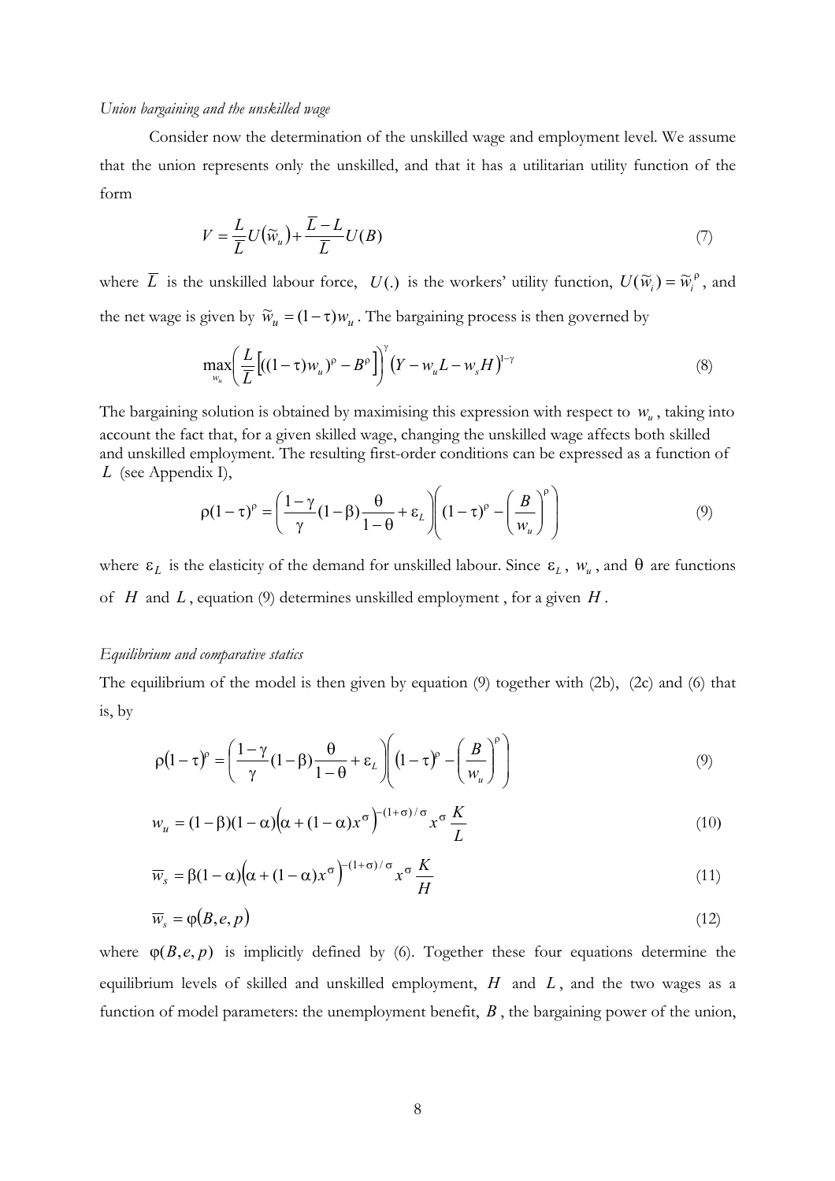*Union bargaining and the unskilled wage*

Consider now the determination of the unskilled wage and employment level. We assume that the union represents only the unskilled, and that it has a utilitarian utility function of the form

$$V = \frac{L}{\overline{L}} U(\widetilde{w}_u) + \frac{\overline{L} - L}{\overline{L}} U(B) \tag{7}$$

where $\overline{L}$ is the unskilled labour force, $U(.)$ is the workers' utility function, $U(\widetilde{w}_i) = \widetilde{w}_i^{\rho}$, and the net wage is given by $\widetilde{w}_u = (1-\tau)w_u$. The bargaining process is then governed by

$$\max_{w_u} \left( \frac{L}{\overline{L}} \left[ ((1-\tau)w_u)^{\rho} - B^{\rho} \right] \right)^{\gamma} \left( Y - w_u L - w_s H \right)^{1-\gamma} \tag{8}$$

The bargaining solution is obtained by maximising this expression with respect to $w_u$, taking into account the fact that, for a given skilled wage, changing the unskilled wage affects both skilled and unskilled employment. The resulting first-order conditions can be expressed as a function of $L$ (see Appendix I),

$$\rho(1-\tau)^{\rho} = \left( \frac{1-\gamma}{\gamma}(1-\beta)\frac{\theta}{1-\theta} + \varepsilon_L \right) \left( (1-\tau)^{\rho} - \left( \frac{B}{w_u} \right)^{\rho} \right) \tag{9}$$

where $\varepsilon_L$ is the elasticity of the demand for unskilled labour. Since $\varepsilon_L$, $w_u$, and $\theta$ are functions of $H$ and $L$, equation (9) determines unskilled employment , for a given $H$.

*Equilibrium and comparative statics*

The equilibrium of the model is then given by equation (9) together with (2b), (2c) and (6) that is, by

$$\rho(1-\tau)^{\rho} = \left( \frac{1-\gamma}{\gamma}(1-\beta)\frac{\theta}{1-\theta} + \varepsilon_L \right) \left( (1-\tau)^{\rho} - \left( \frac{B}{w_u} \right)^{\rho} \right) \tag{9}$$

$$w_u = (1-\beta)(1-\alpha)\left(\alpha + (1-\alpha)x^{\sigma}\right)^{-(1+\sigma)/\sigma} x^{\sigma} \frac{K}{L} \tag{10}$$

$$\overline{w}_s = \beta(1-\alpha)\left(\alpha + (1-\alpha)x^{\sigma}\right)^{-(1+\sigma)/\sigma} x^{\sigma} \frac{K}{H} \tag{11}$$

$$\overline{w}_s = \varphi(B, e, p) \tag{12}$$

where $\varphi(B, e, p)$ is implicitly defined by (6). Together these four equations determine the equilibrium levels of skilled and unskilled employment, $H$ and $L$, and the two wages as a function of model parameters: the unemployment benefit, $B$, the bargaining power of the union,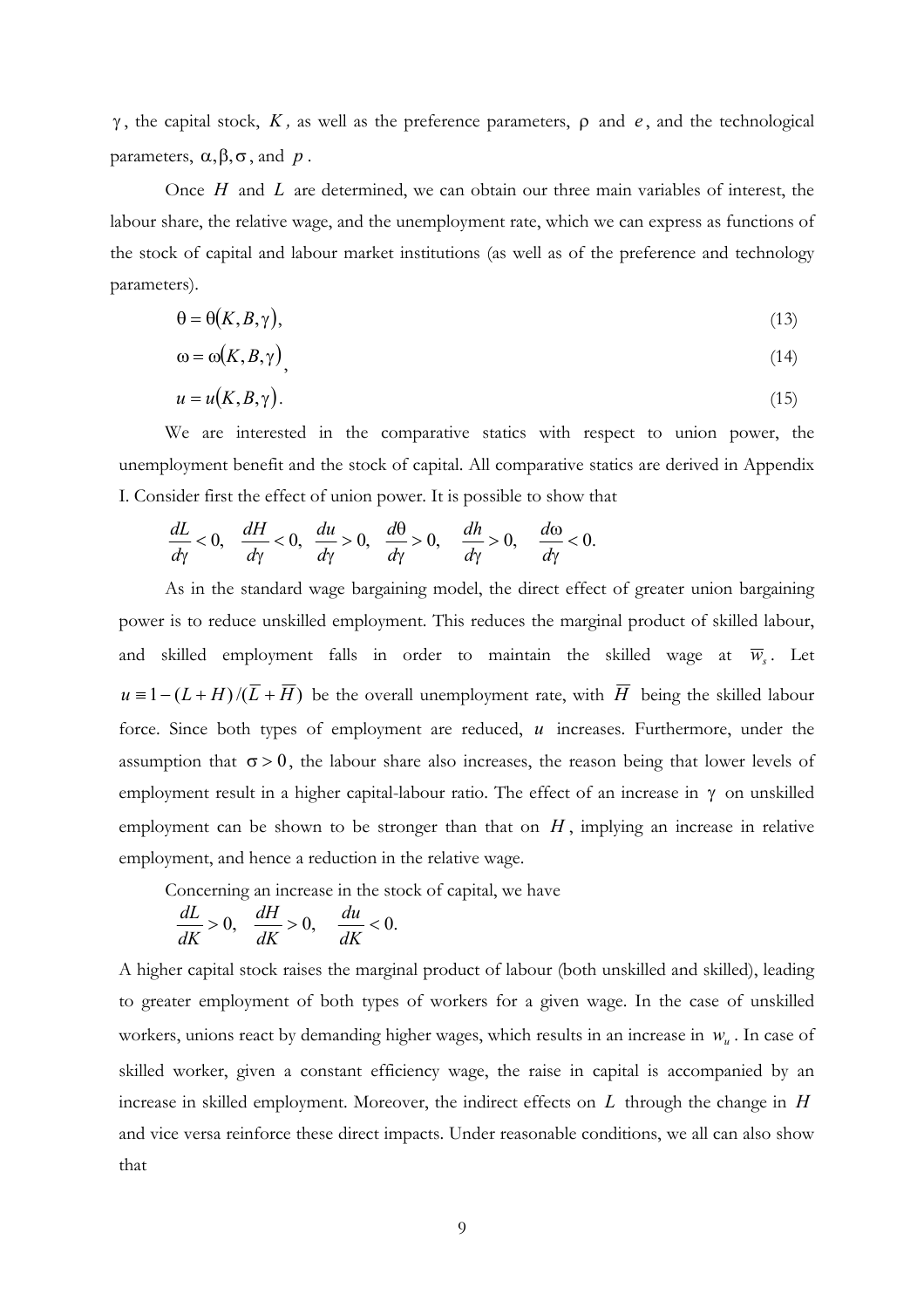$\gamma$, the capital stock, $K$, as well as the preference parameters, $\rho$ and $e$, and the technological parameters, $\alpha, \beta, \sigma$, and $p$.

Once $H$ and $L$ are determined, we can obtain our three main variables of interest, the labour share, the relative wage, and the unemployment rate, which we can express as functions of the stock of capital and labour market institutions (as well as of the preference and technology parameters).

$$\theta = \theta(K, B, \gamma), \tag{13}$$

$$\omega = \omega(K, B, \gamma), \tag{14}$$

$$u = u(K, B, \gamma). \tag{15}$$

We are interested in the comparative statics with respect to union power, the unemployment benefit and the stock of capital. All comparative statics are derived in Appendix I. Consider first the effect of union power. It is possible to show that

$$\frac{dL}{d\gamma} < 0, \quad \frac{dH}{d\gamma} < 0, \quad \frac{du}{d\gamma} > 0, \quad \frac{d\theta}{d\gamma} > 0, \quad \frac{dh}{d\gamma} > 0, \quad \frac{d\omega}{d\gamma} < 0.$$

As in the standard wage bargaining model, the direct effect of greater union bargaining power is to reduce unskilled employment. This reduces the marginal product of skilled labour, and skilled employment falls in order to maintain the skilled wage at $\overline{w}_s$. Let $u \equiv 1-(L+H)/(\overline{L}+\overline{H})$ be the overall unemployment rate, with $\overline{H}$ being the skilled labour force. Since both types of employment are reduced, $u$ increases. Furthermore, under the assumption that $\sigma > 0$, the labour share also increases, the reason being that lower levels of employment result in a higher capital-labour ratio. The effect of an increase in $\gamma$ on unskilled employment can be shown to be stronger than that on $H$, implying an increase in relative employment, and hence a reduction in the relative wage.

Concerning an increase in the stock of capital, we have

$$\frac{dL}{dK} > 0, \quad \frac{dH}{dK} > 0, \quad \frac{du}{dK} < 0.$$

A higher capital stock raises the marginal product of labour (both unskilled and skilled), leading to greater employment of both types of workers for a given wage. In the case of unskilled workers, unions react by demanding higher wages, which results in an increase in $w_u$. In case of skilled worker, given a constant efficiency wage, the raise in capital is accompanied by an increase in skilled employment. Moreover, the indirect effects on $L$ through the change in $H$ and vice versa reinforce these direct impacts. Under reasonable conditions, we all can also show that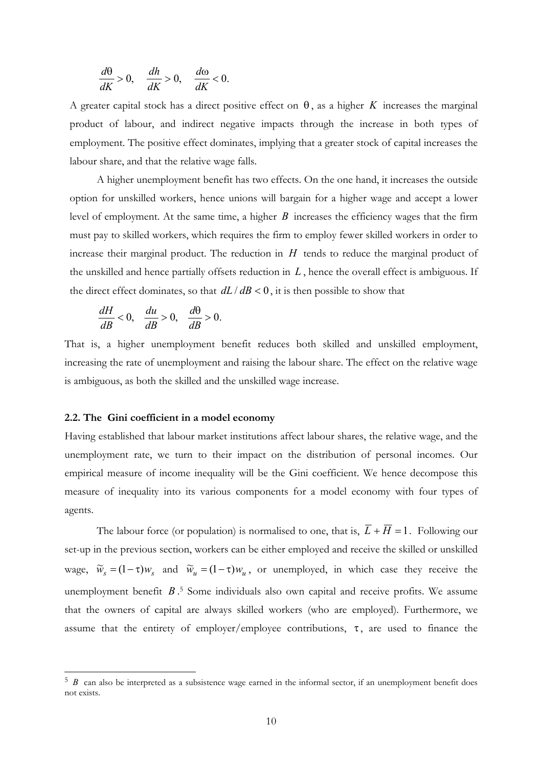$$\frac{d\theta}{dK} > 0, \quad \frac{dh}{dK} > 0, \quad \frac{d\omega}{dK} < 0.$$

A greater capital stock has a direct positive effect on $\theta$, as a higher $K$ increases the marginal product of labour, and indirect negative impacts through the increase in both types of employment. The positive effect dominates, implying that a greater stock of capital increases the labour share, and that the relative wage falls.

A higher unemployment benefit has two effects. On the one hand, it increases the outside option for unskilled workers, hence unions will bargain for a higher wage and accept a lower level of employment. At the same time, a higher $B$ increases the efficiency wages that the firm must pay to skilled workers, which requires the firm to employ fewer skilled workers in order to increase their marginal product. The reduction in $H$ tends to reduce the marginal product of the unskilled and hence partially offsets reduction in $L$, hence the overall effect is ambiguous. If the direct effect dominates, so that $dL/dB < 0$, it is then possible to show that

$$\frac{dH}{dB} < 0, \quad \frac{du}{dB} > 0, \quad \frac{d\theta}{dB} > 0.$$

That is, a higher unemployment benefit reduces both skilled and unskilled employment, increasing the rate of unemployment and raising the labour share. The effect on the relative wage is ambiguous, as both the skilled and the unskilled wage increase.

### 2.2. The Gini coefficient in a model economy

Having established that labour market institutions affect labour shares, the relative wage, and the unemployment rate, we turn to their impact on the distribution of personal incomes. Our empirical measure of income inequality will be the Gini coefficient. We hence decompose this measure of inequality into its various components for a model economy with four types of agents.

The labour force (or population) is normalised to one, that is, $\overline{L} + \overline{H} = 1$. Following our set-up in the previous section, workers can be either employed and receive the skilled or unskilled wage, $\widetilde{w}_s = (1-\tau)w_s$ and $\widetilde{w}_u = (1-\tau)w_u$, or unemployed, in which case they receive the unemployment benefit $B$.[5] Some individuals also own capital and receive profits. We assume that the owners of capital are always skilled workers (who are employed). Furthermore, we assume that the entirety of employer/employee contributions, $\tau$, are used to finance the

[5] $B$ can also be interpreted as a subsistence wage earned in the informal sector, if an unemployment benefit does not exists.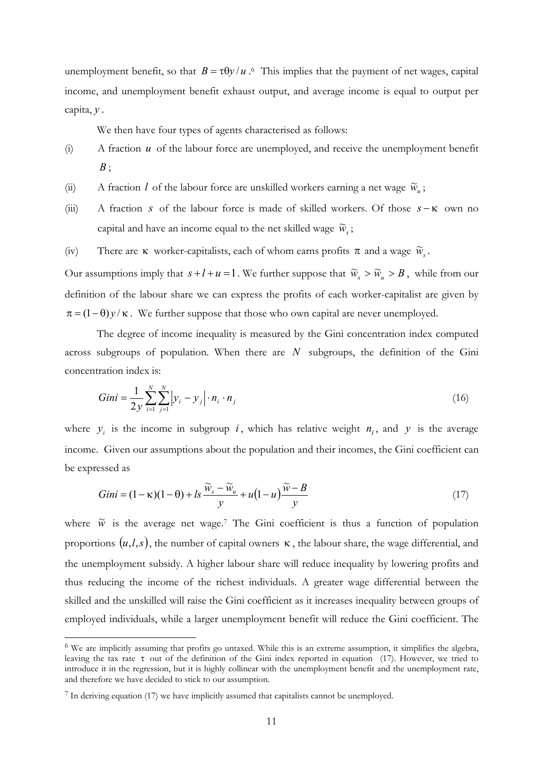unemployment benefit, so that $B = \tau\theta y / u$.[6] This implies that the payment of net wages, capital income, and unemployment benefit exhaust output, and average income is equal to output per capita, $y$.

We then have four types of agents characterised as follows:

(i) A fraction $u$ of the labour force are unemployed, and receive the unemployment benefit $B$;

(ii) A fraction $l$ of the labour force are unskilled workers earning a net wage $\tilde{w}_u$;

(iii) A fraction $s$ of the labour force is made of skilled workers. Of those $s - \kappa$ own no capital and have an income equal to the net skilled wage $\tilde{w}_s$;

(iv) There are $\kappa$ worker-capitalists, each of whom earns profits $\pi$ and a wage $\tilde{w}_s$.

Our assumptions imply that $s + l + u = 1$. We further suppose that $\tilde{w}_s > \tilde{w}_u > B$, while from our definition of the labour share we can express the profits of each worker-capitalist are given by $\pi = (1-\theta) y / \kappa$. We further suppose that those who own capital are never unemployed.

The degree of income inequality is measured by the Gini concentration index computed across subgroups of population. When there are $N$ subgroups, the definition of the Gini concentration index is:

$$Gini = \frac{1}{2y} \sum_{i=1}^{N} \sum_{j=1}^{N} \left| y_i - y_j \right| \cdot n_i \cdot n_j \tag{16}$$

where $y_i$ is the income in subgroup $i$, which has relative weight $n_i$, and $y$ is the average income. Given our assumptions about the population and their incomes, the Gini coefficient can be expressed as

$$Gini = (1-\kappa)(1-\theta) + ls \frac{\tilde{w}_s - \tilde{w}_u}{y} + u(1-u) \frac{\tilde{w} - B}{y} \tag{17}$$

where $\tilde{w}$ is the average net wage.[7] The Gini coefficient is thus a function of population proportions $(u, l, s)$, the number of capital owners $\kappa$, the labour share, the wage differential, and the unemployment subsidy. A higher labour share will reduce inequality by lowering profits and thus reducing the income of the richest individuals. A greater wage differential between the skilled and the unskilled will raise the Gini coefficient as it increases inequality between groups of employed individuals, while a larger unemployment benefit will reduce the Gini coefficient. The

[6] We are implicitly assuming that profits go untaxed. While this is an extreme assumption, it simplifies the algebra, leaving the tax rate $\tau$ out of the definition of the Gini index reported in equation (17). However, we tried to introduce it in the regression, but it is highly collinear with the unemployment benefit and the unemployment rate, and therefore we have decided to stick to our assumption.

[7] In deriving equation (17) we have implicitly assumed that capitalists cannot be unemployed.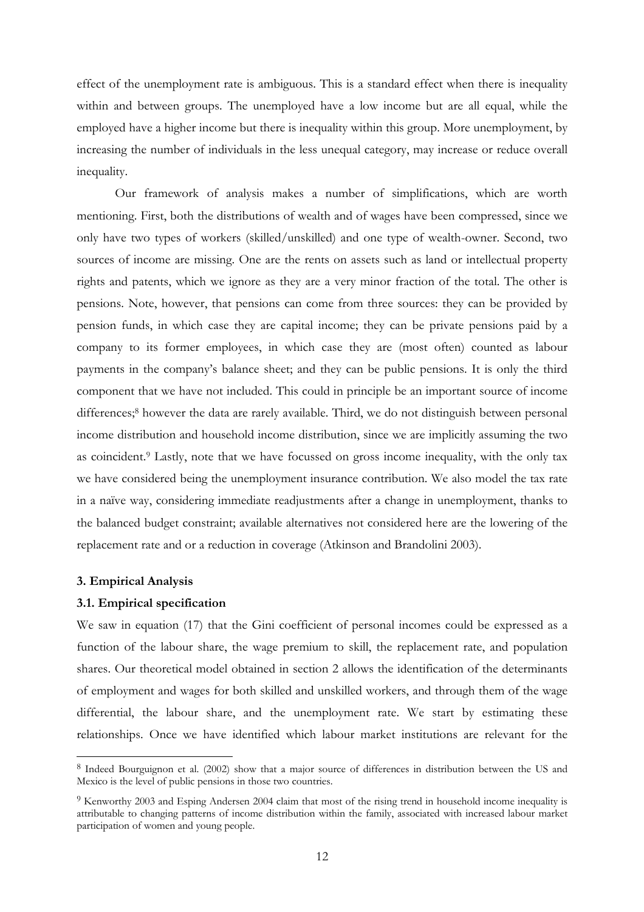effect of the unemployment rate is ambiguous. This is a standard effect when there is inequality within and between groups. The unemployed have a low income but are all equal, while the employed have a higher income but there is inequality within this group. More unemployment, by increasing the number of individuals in the less unequal category, may increase or reduce overall inequality.

Our framework of analysis makes a number of simplifications, which are worth mentioning. First, both the distributions of wealth and of wages have been compressed, since we only have two types of workers (skilled/unskilled) and one type of wealth-owner. Second, two sources of income are missing. One are the rents on assets such as land or intellectual property rights and patents, which we ignore as they are a very minor fraction of the total. The other is pensions. Note, however, that pensions can come from three sources: they can be provided by pension funds, in which case they are capital income; they can be private pensions paid by a company to its former employees, in which case they are (most often) counted as labour payments in the company's balance sheet; and they can be public pensions. It is only the third component that we have not included. This could in principle be an important source of income differences;[8] however the data are rarely available. Third, we do not distinguish between personal income distribution and household income distribution, since we are implicitly assuming the two as coincident.[9] Lastly, note that we have focussed on gross income inequality, with the only tax we have considered being the unemployment insurance contribution. We also model the tax rate in a naïve way, considering immediate readjustments after a change in unemployment, thanks to the balanced budget constraint; available alternatives not considered here are the lowering of the replacement rate and or a reduction in coverage (Atkinson and Brandolini 2003).

## 3. Empirical Analysis

### 3.1. Empirical specification

We saw in equation (17) that the Gini coefficient of personal incomes could be expressed as a function of the labour share, the wage premium to skill, the replacement rate, and population shares. Our theoretical model obtained in section 2 allows the identification of the determinants of employment and wages for both skilled and unskilled workers, and through them of the wage differential, the labour share, and the unemployment rate. We start by estimating these relationships. Once we have identified which labour market institutions are relevant for the

---

[8] Indeed Bourguignon et al. (2002) show that a major source of differences in distribution between the US and Mexico is the level of public pensions in those two countries.

[9] Kenworthy 2003 and Esping Andersen 2004 claim that most of the rising trend in household income inequality is attributable to changing patterns of income distribution within the family, associated with increased labour market participation of women and young people.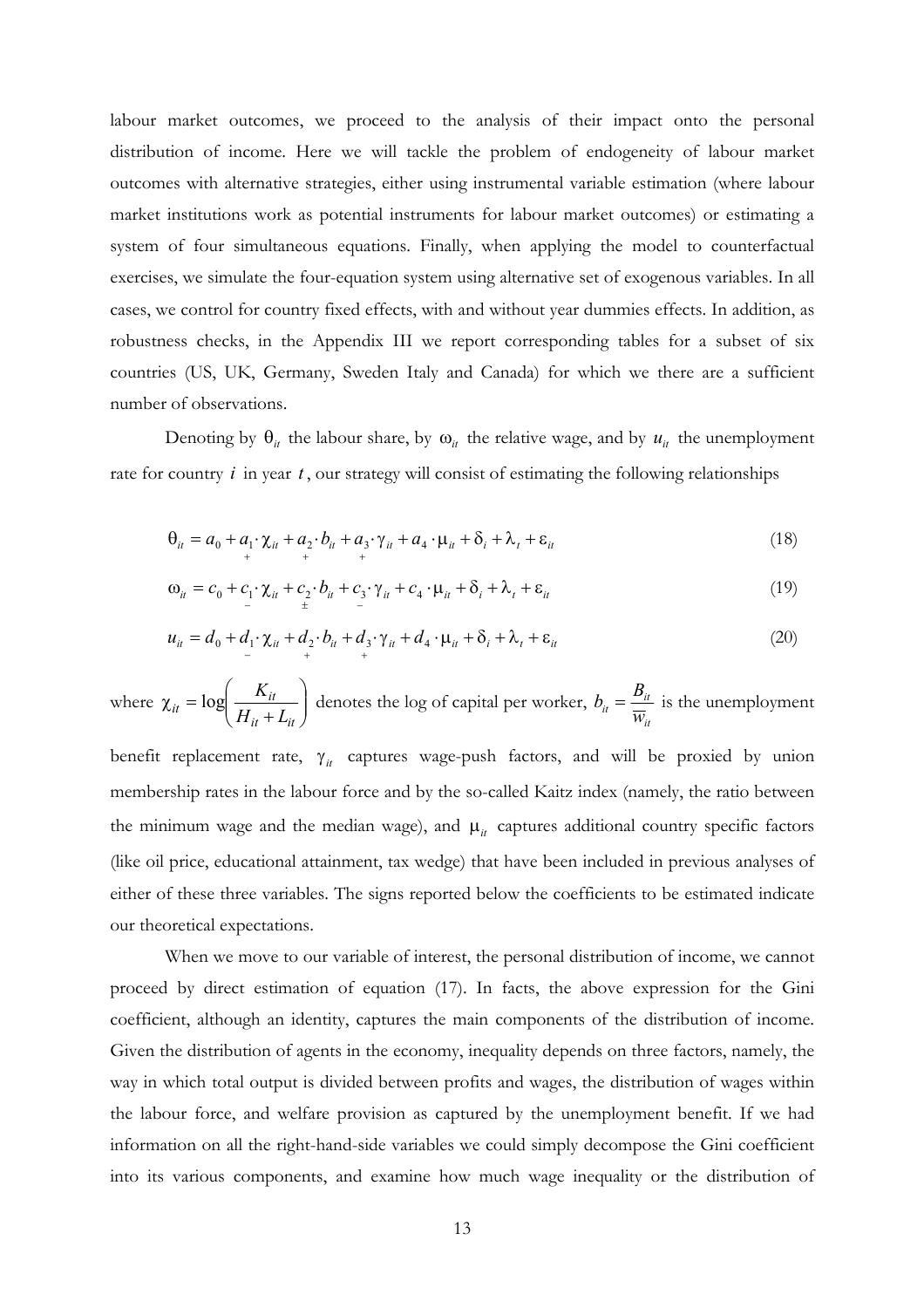labour market outcomes, we proceed to the analysis of their impact onto the personal distribution of income. Here we will tackle the problem of endogeneity of labour market outcomes with alternative strategies, either using instrumental variable estimation (where labour market institutions work as potential instruments for labour market outcomes) or estimating a system of four simultaneous equations. Finally, when applying the model to counterfactual exercises, we simulate the four-equation system using alternative set of exogenous variables. In all cases, we control for country fixed effects, with and without year dummies effects. In addition, as robustness checks, in the Appendix III we report corresponding tables for a subset of six countries (US, UK, Germany, Sweden Italy and Canada) for which we there are a sufficient number of observations.

Denoting by $\theta_{it}$ the labour share, by $\omega_{it}$ the relative wage, and by $u_{it}$ the unemployment rate for country $i$ in year $t$, our strategy will consist of estimating the following relationships

$$\theta_{it} = a_0 + \underset{+}{a_1} \cdot \chi_{it} + \underset{+}{a_2} \cdot b_{it} + \underset{+}{a_3} \cdot \gamma_{it} + a_4 \cdot \mu_{it} + \delta_i + \lambda_t + \varepsilon_{it} \tag{18}$$

$$\omega_{it} = c_0 + \underset{-}{c_1} \cdot \chi_{it} + \underset{\pm}{c_2} \cdot b_{it} + \underset{-}{c_3} \cdot \gamma_{it} + c_4 \cdot \mu_{it} + \delta_i + \lambda_t + \varepsilon_{it} \tag{19}$$

$$u_{it} = d_0 + \underset{-}{d_1} \cdot \chi_{it} + \underset{+}{d_2} \cdot b_{it} + \underset{+}{d_3} \cdot \gamma_{it} + d_4 \cdot \mu_{it} + \delta_i + \lambda_t + \varepsilon_{it} \tag{20}$$

where $\chi_{it} = \log\left(\frac{K_{it}}{H_{it} + L_{it}}\right)$ denotes the log of capital per worker, $b_{it} = \frac{B_{it}}{\overline{w}_{it}}$ is the unemployment benefit replacement rate, $\gamma_{it}$ captures wage-push factors, and will be proxied by union membership rates in the labour force and by the so-called Kaitz index (namely, the ratio between the minimum wage and the median wage), and $\mu_{it}$ captures additional country specific factors (like oil price, educational attainment, tax wedge) that have been included in previous analyses of either of these three variables. The signs reported below the coefficients to be estimated indicate our theoretical expectations.

When we move to our variable of interest, the personal distribution of income, we cannot proceed by direct estimation of equation (17). In facts, the above expression for the Gini coefficient, although an identity, captures the main components of the distribution of income. Given the distribution of agents in the economy, inequality depends on three factors, namely, the way in which total output is divided between profits and wages, the distribution of wages within the labour force, and welfare provision as captured by the unemployment benefit. If we had information on all the right-hand-side variables we could simply decompose the Gini coefficient into its various components, and examine how much wage inequality or the distribution of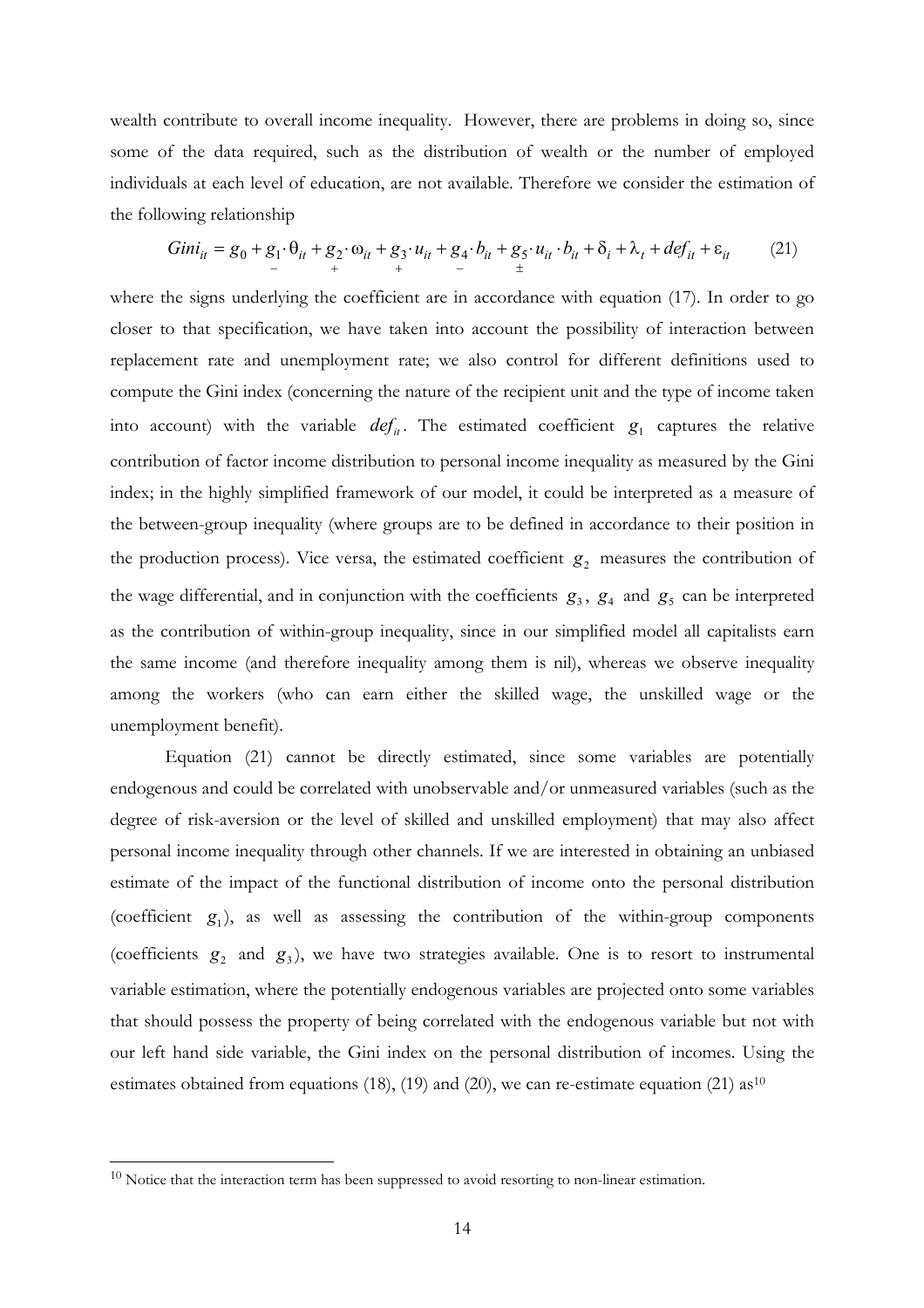wealth contribute to overall income inequality. However, there are problems in doing so, since some of the data required, such as the distribution of wealth or the number of employed individuals at each level of education, are not available. Therefore we consider the estimation of the following relationship

$$Gini_{it} = g_0 + \underset{-}{g_1} \cdot \theta_{it} + \underset{+}{g_2} \cdot \omega_{it} + \underset{+}{g_3} \cdot u_{it} + \underset{-}{g_4} \cdot b_{it} + \underset{\pm}{g_5} \cdot u_{it} \cdot b_{it} + \delta_i + \lambda_t + def_{it} + \varepsilon_{it} \qquad (21)$$

where the signs underlying the coefficient are in accordance with equation (17). In order to go closer to that specification, we have taken into account the possibility of interaction between replacement rate and unemployment rate; we also control for different definitions used to compute the Gini index (concerning the nature of the recipient unit and the type of income taken into account) with the variable $def_{it}$. The estimated coefficient $g_1$ captures the relative contribution of factor income distribution to personal income inequality as measured by the Gini index; in the highly simplified framework of our model, it could be interpreted as a measure of the between-group inequality (where groups are to be defined in accordance to their position in the production process). Vice versa, the estimated coefficient $g_2$ measures the contribution of the wage differential, and in conjunction with the coefficients $g_3$, $g_4$ and $g_5$ can be interpreted as the contribution of within-group inequality, since in our simplified model all capitalists earn the same income (and therefore inequality among them is nil), whereas we observe inequality among the workers (who can earn either the skilled wage, the unskilled wage or the unemployment benefit).

Equation (21) cannot be directly estimated, since some variables are potentially endogenous and could be correlated with unobservable and/or unmeasured variables (such as the degree of risk-aversion or the level of skilled and unskilled employment) that may also affect personal income inequality through other channels. If we are interested in obtaining an unbiased estimate of the impact of the functional distribution of income onto the personal distribution (coefficient $g_1$), as well as assessing the contribution of the within-group components (coefficients $g_2$ and $g_3$), we have two strategies available. One is to resort to instrumental variable estimation, where the potentially endogenous variables are projected onto some variables that should possess the property of being correlated with the endogenous variable but not with our left hand side variable, the Gini index on the personal distribution of incomes. Using the estimates obtained from equations (18), (19) and (20), we can re-estimate equation (21) as[10]

[10] Notice that the interaction term has been suppressed to avoid resorting to non-linear estimation.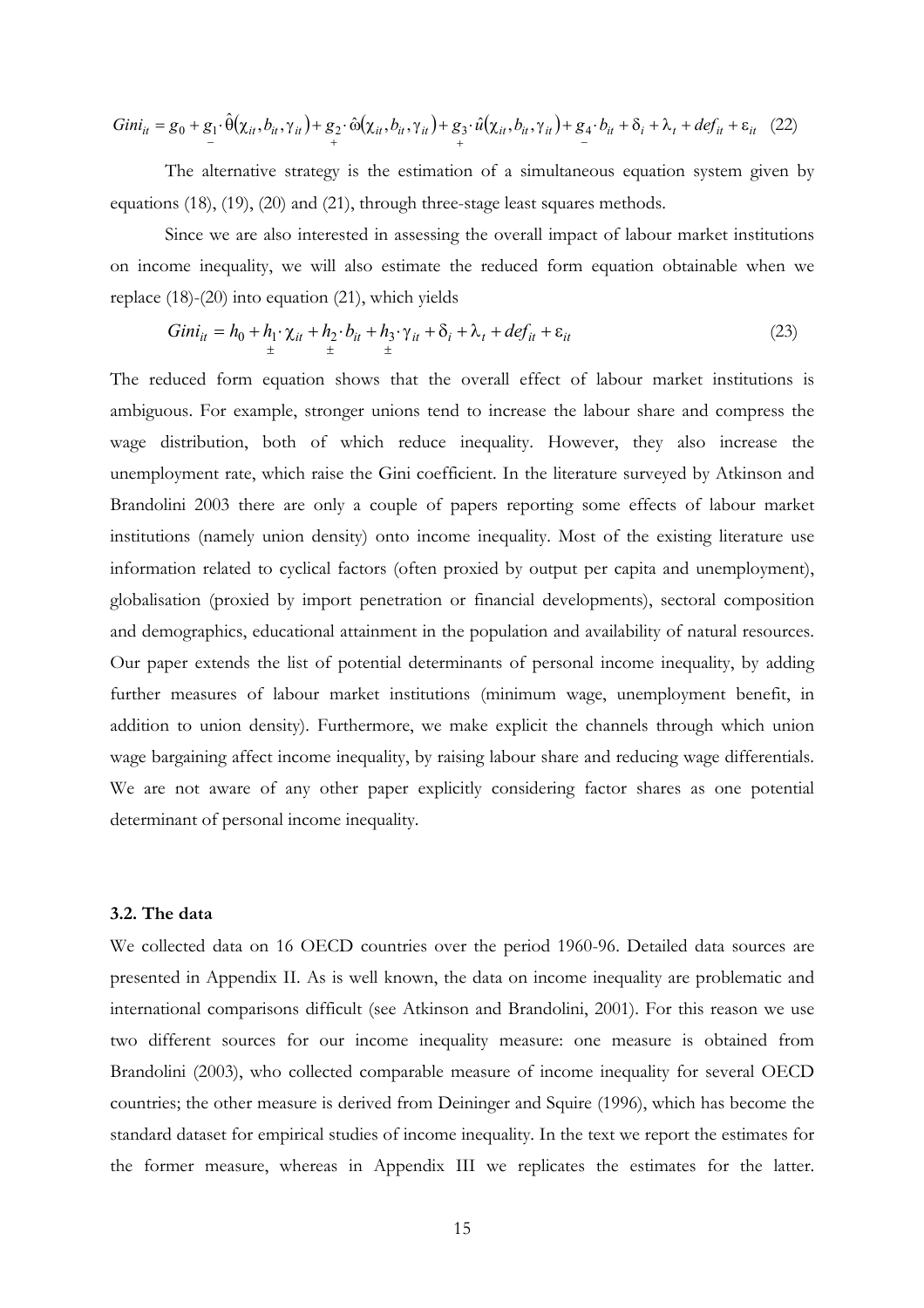$$Gini_{it} = g_0 + \underset{-}{g_1} \cdot \hat{\theta}(\chi_{it}, b_{it}, \gamma_{it}) + \underset{+}{g_2} \cdot \hat{\omega}(\chi_{it}, b_{it}, \gamma_{it}) + \underset{+}{g_3} \cdot \hat{u}(\chi_{it}, b_{it}, \gamma_{it}) + \underset{-}{g_4} \cdot b_{it} + \delta_i + \lambda_t + def_{it} + \varepsilon_{it} \quad (22)$$

The alternative strategy is the estimation of a simultaneous equation system given by equations (18), (19), (20) and (21), through three-stage least squares methods.

Since we are also interested in assessing the overall impact of labour market institutions on income inequality, we will also estimate the reduced form equation obtainable when we replace (18)-(20) into equation (21), which yields

$$Gini_{it} = h_0 + \underset{\pm}{h_1} \cdot \chi_{it} + \underset{\pm}{h_2} \cdot b_{it} + \underset{\pm}{h_3} \cdot \gamma_{it} + \delta_i + \lambda_t + def_{it} + \varepsilon_{it} \quad (23)$$

The reduced form equation shows that the overall effect of labour market institutions is ambiguous. For example, stronger unions tend to increase the labour share and compress the wage distribution, both of which reduce inequality. However, they also increase the unemployment rate, which raise the Gini coefficient. In the literature surveyed by Atkinson and Brandolini 2003 there are only a couple of papers reporting some effects of labour market institutions (namely union density) onto income inequality. Most of the existing literature use information related to cyclical factors (often proxied by output per capita and unemployment), globalisation (proxied by import penetration or financial developments), sectoral composition and demographics, educational attainment in the population and availability of natural resources. Our paper extends the list of potential determinants of personal income inequality, by adding further measures of labour market institutions (minimum wage, unemployment benefit, in addition to union density). Furthermore, we make explicit the channels through which union wage bargaining affect income inequality, by raising labour share and reducing wage differentials. We are not aware of any other paper explicitly considering factor shares as one potential determinant of personal income inequality.

### 3.2. The data

We collected data on 16 OECD countries over the period 1960-96. Detailed data sources are presented in Appendix II. As is well known, the data on income inequality are problematic and international comparisons difficult (see Atkinson and Brandolini, 2001). For this reason we use two different sources for our income inequality measure: one measure is obtained from Brandolini (2003), who collected comparable measure of income inequality for several OECD countries; the other measure is derived from Deininger and Squire (1996), which has become the standard dataset for empirical studies of income inequality. In the text we report the estimates for the former measure, whereas in Appendix III we replicates the estimates for the latter.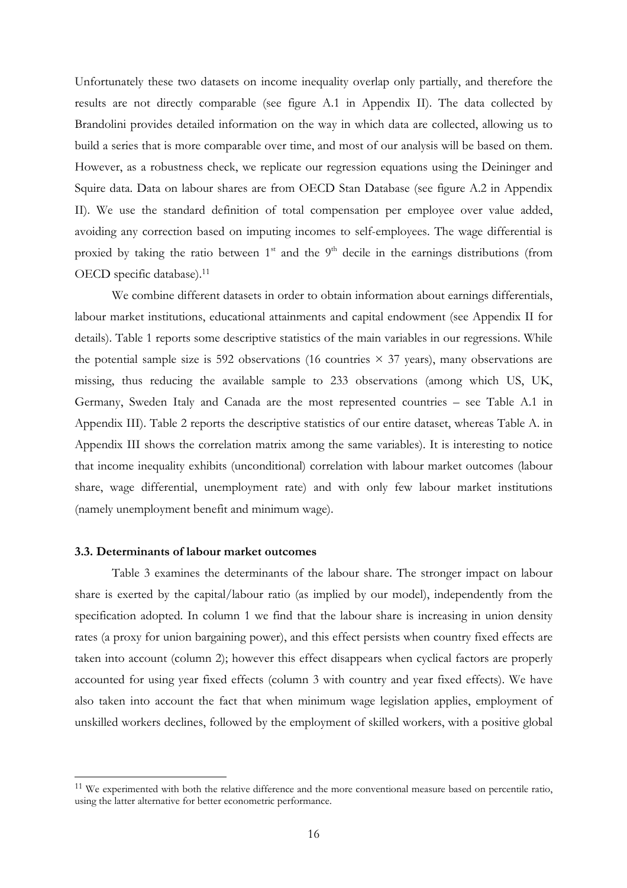Unfortunately these two datasets on income inequality overlap only partially, and therefore the results are not directly comparable (see figure A.1 in Appendix II). The data collected by Brandolini provides detailed information on the way in which data are collected, allowing us to build a series that is more comparable over time, and most of our analysis will be based on them. However, as a robustness check, we replicate our regression equations using the Deininger and Squire data. Data on labour shares are from OECD Stan Database (see figure A.2 in Appendix II). We use the standard definition of total compensation per employee over value added, avoiding any correction based on imputing incomes to self-employees. The wage differential is proxied by taking the ratio between 1st and the 9th decile in the earnings distributions (from OECD specific database).[11]

We combine different datasets in order to obtain information about earnings differentials, labour market institutions, educational attainments and capital endowment (see Appendix II for details). Table 1 reports some descriptive statistics of the main variables in our regressions. While the potential sample size is 592 observations (16 countries $\times$ 37 years), many observations are missing, thus reducing the available sample to 233 observations (among which US, UK, Germany, Sweden Italy and Canada are the most represented countries – see Table A.1 in Appendix III). Table 2 reports the descriptive statistics of our entire dataset, whereas Table A. in Appendix III shows the correlation matrix among the same variables). It is interesting to notice that income inequality exhibits (unconditional) correlation with labour market outcomes (labour share, wage differential, unemployment rate) and with only few labour market institutions (namely unemployment benefit and minimum wage).

### 3.3. Determinants of labour market outcomes

Table 3 examines the determinants of the labour share. The stronger impact on labour share is exerted by the capital/labour ratio (as implied by our model), independently from the specification adopted. In column 1 we find that the labour share is increasing in union density rates (a proxy for union bargaining power), and this effect persists when country fixed effects are taken into account (column 2); however this effect disappears when cyclical factors are properly accounted for using year fixed effects (column 3 with country and year fixed effects). We have also taken into account the fact that when minimum wage legislation applies, employment of unskilled workers declines, followed by the employment of skilled workers, with a positive global

[11] We experimented with both the relative difference and the more conventional measure based on percentile ratio, using the latter alternative for better econometric performance.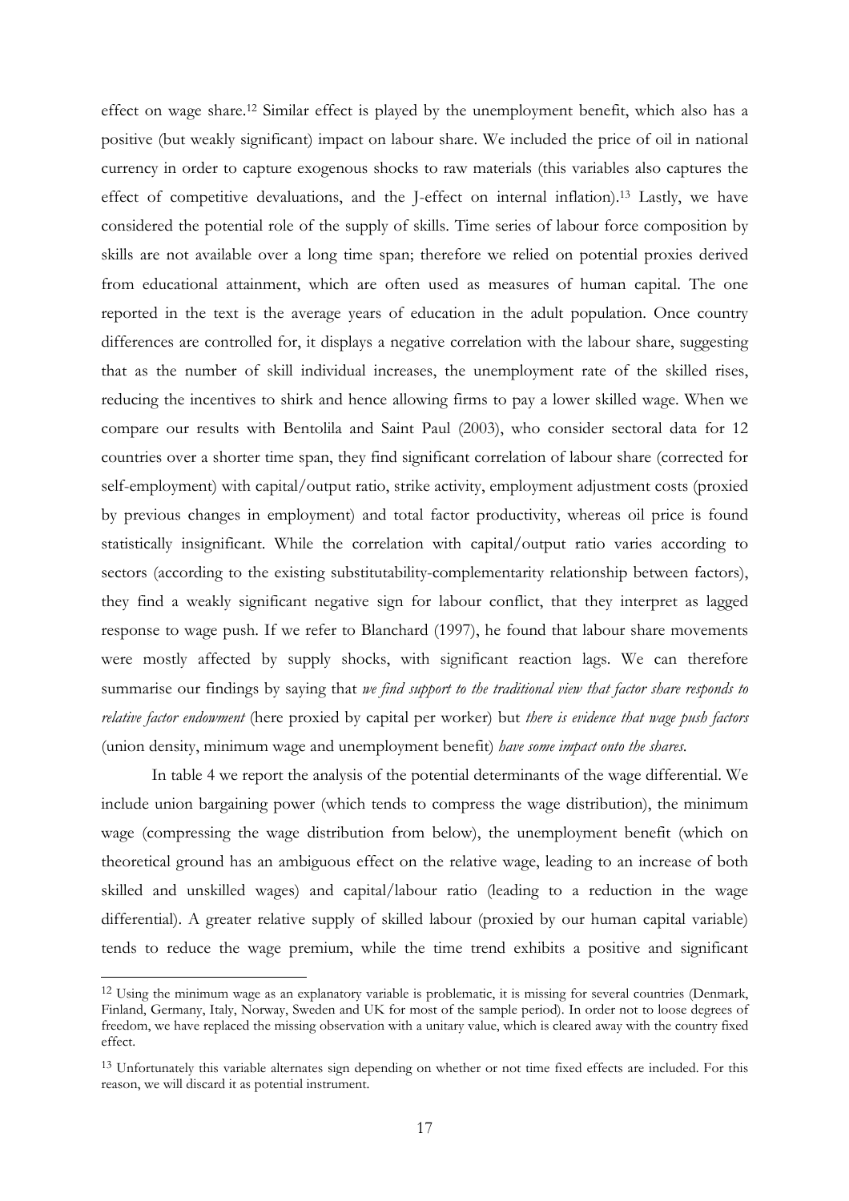effect on wage share.[12] Similar effect is played by the unemployment benefit, which also has a positive (but weakly significant) impact on labour share. We included the price of oil in national currency in order to capture exogenous shocks to raw materials (this variables also captures the effect of competitive devaluations, and the J-effect on internal inflation).[13] Lastly, we have considered the potential role of the supply of skills. Time series of labour force composition by skills are not available over a long time span; therefore we relied on potential proxies derived from educational attainment, which are often used as measures of human capital. The one reported in the text is the average years of education in the adult population. Once country differences are controlled for, it displays a negative correlation with the labour share, suggesting that as the number of skill individual increases, the unemployment rate of the skilled rises, reducing the incentives to shirk and hence allowing firms to pay a lower skilled wage. When we compare our results with Bentolila and Saint Paul (2003), who consider sectoral data for 12 countries over a shorter time span, they find significant correlation of labour share (corrected for self-employment) with capital/output ratio, strike activity, employment adjustment costs (proxied by previous changes in employment) and total factor productivity, whereas oil price is found statistically insignificant. While the correlation with capital/output ratio varies according to sectors (according to the existing substitutability-complementarity relationship between factors), they find a weakly significant negative sign for labour conflict, that they interpret as lagged response to wage push. If we refer to Blanchard (1997), he found that labour share movements were mostly affected by supply shocks, with significant reaction lags. We can therefore summarise our findings by saying that *we find support to the traditional view that factor share responds to relative factor endowment* (here proxied by capital per worker) but *there is evidence that wage push factors* (union density, minimum wage and unemployment benefit) *have some impact onto the shares*.

In table 4 we report the analysis of the potential determinants of the wage differential. We include union bargaining power (which tends to compress the wage distribution), the minimum wage (compressing the wage distribution from below), the unemployment benefit (which on theoretical ground has an ambiguous effect on the relative wage, leading to an increase of both skilled and unskilled wages) and capital/labour ratio (leading to a reduction in the wage differential). A greater relative supply of skilled labour (proxied by our human capital variable) tends to reduce the wage premium, while the time trend exhibits a positive and significant

---

[12] Using the minimum wage as an explanatory variable is problematic, it is missing for several countries (Denmark, Finland, Germany, Italy, Norway, Sweden and UK for most of the sample period). In order not to loose degrees of freedom, we have replaced the missing observation with a unitary value, which is cleared away with the country fixed effect.

[13] Unfortunately this variable alternates sign depending on whether or not time fixed effects are included. For this reason, we will discard it as potential instrument.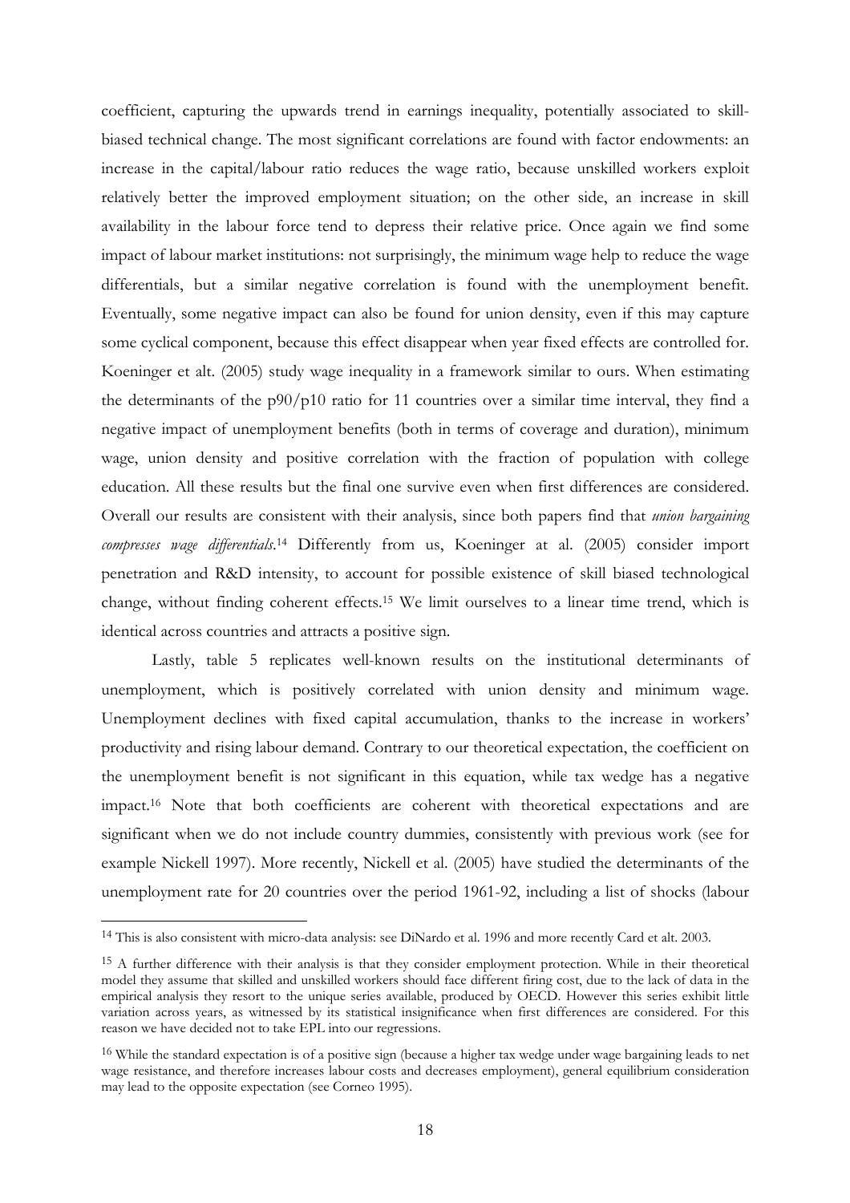coefficient, capturing the upwards trend in earnings inequality, potentially associated to skill-biased technical change. The most significant correlations are found with factor endowments: an increase in the capital/labour ratio reduces the wage ratio, because unskilled workers exploit relatively better the improved employment situation; on the other side, an increase in skill availability in the labour force tend to depress their relative price. Once again we find some impact of labour market institutions: not surprisingly, the minimum wage help to reduce the wage differentials, but a similar negative correlation is found with the unemployment benefit. Eventually, some negative impact can also be found for union density, even if this may capture some cyclical component, because this effect disappear when year fixed effects are controlled for. Koeninger et alt. (2005) study wage inequality in a framework similar to ours. When estimating the determinants of the p90/p10 ratio for 11 countries over a similar time interval, they find a negative impact of unemployment benefits (both in terms of coverage and duration), minimum wage, union density and positive correlation with the fraction of population with college education. All these results but the final one survive even when first differences are considered. Overall our results are consistent with their analysis, since both papers find that *union bargaining compresses wage differentials*.[14] Differently from us, Koeninger at al. (2005) consider import penetration and R&D intensity, to account for possible existence of skill biased technological change, without finding coherent effects.[15] We limit ourselves to a linear time trend, which is identical across countries and attracts a positive sign.

Lastly, table 5 replicates well-known results on the institutional determinants of unemployment, which is positively correlated with union density and minimum wage. Unemployment declines with fixed capital accumulation, thanks to the increase in workers' productivity and rising labour demand. Contrary to our theoretical expectation, the coefficient on the unemployment benefit is not significant in this equation, while tax wedge has a negative impact.[16] Note that both coefficients are coherent with theoretical expectations and are significant when we do not include country dummies, consistently with previous work (see for example Nickell 1997). More recently, Nickell et al. (2005) have studied the determinants of the unemployment rate for 20 countries over the period 1961-92, including a list of shocks (labour

---

[14] This is also consistent with micro-data analysis: see DiNardo et al. 1996 and more recently Card et alt. 2003.

[15] A further difference with their analysis is that they consider employment protection. While in their theoretical model they assume that skilled and unskilled workers should face different firing cost, due to the lack of data in the empirical analysis they resort to the unique series available, produced by OECD. However this series exhibit little variation across years, as witnessed by its statistical insignificance when first differences are considered. For this reason we have decided not to take EPL into our regressions.

[16] While the standard expectation is of a positive sign (because a higher tax wedge under wage bargaining leads to net wage resistance, and therefore increases labour costs and decreases employment), general equilibrium consideration may lead to the opposite expectation (see Corneo 1995).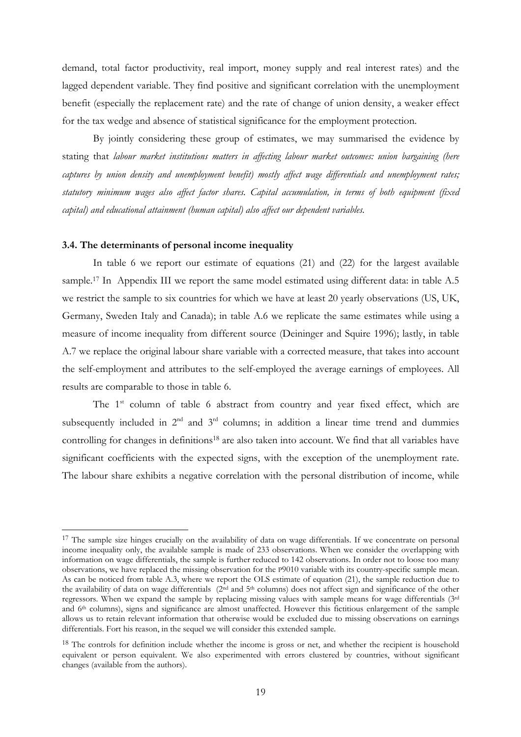demand, total factor productivity, real import, money supply and real interest rates) and the lagged dependent variable. They find positive and significant correlation with the unemployment benefit (especially the replacement rate) and the rate of change of union density, a weaker effect for the tax wedge and absence of statistical significance for the employment protection.

By jointly considering these group of estimates, we may summarised the evidence by stating that *labour market institutions matters in affecting labour market outcomes: union bargaining (here captures by union density and unemployment benefit) mostly affect wage differentials and unemployment rates; statutory minimum wages also affect factor shares. Capital accumulation, in terms of both equipment (fixed capital) and educational attainment (human capital) also affect our dependent variables.*

### 3.4. The determinants of personal income inequality

In table 6 we report our estimate of equations (21) and (22) for the largest available sample.[17] In Appendix III we report the same model estimated using different data: in table A.5 we restrict the sample to six countries for which we have at least 20 yearly observations (US, UK, Germany, Sweden Italy and Canada); in table A.6 we replicate the same estimates while using a measure of income inequality from different source (Deininger and Squire 1996); lastly, in table A.7 we replace the original labour share variable with a corrected measure, that takes into account the self-employment and attributes to the self-employed the average earnings of employees. All results are comparable to those in table 6.

The 1[st] column of table 6 abstract from country and year fixed effect, which are subsequently included in 2[nd] and 3[rd] columns; in addition a linear time trend and dummies controlling for changes in definitions[18] are also taken into account. We find that all variables have significant coefficients with the expected signs, with the exception of the unemployment rate. The labour share exhibits a negative correlation with the personal distribution of income, while

[17] The sample size hinges crucially on the availability of data on wage differentials. If we concentrate on personal income inequality only, the available sample is made of 233 observations. When we consider the overlapping with information on wage differentials, the sample is further reduced to 142 observations. In order not to loose too many observations, we have replaced the missing observation for the P9010 variable with its country-specific sample mean. As can be noticed from table A.3, where we report the OLS estimate of equation (21), the sample reduction due to the availability of data on wage differentials (2[nd] and 5[th] columns) does not affect sign and significance of the other regressors. When we expand the sample by replacing missing values with sample means for wage differentials (3[rd] and 6[th] columns), signs and significance are almost unaffected. However this fictitious enlargement of the sample allows us to retain relevant information that otherwise would be excluded due to missing observations on earnings differentials. Fort his reason, in the sequel we will consider this extended sample.

[18] The controls for definition include whether the income is gross or net, and whether the recipient is household equivalent or person equivalent. We also experimented with errors clustered by countries, without significant changes (available from the authors).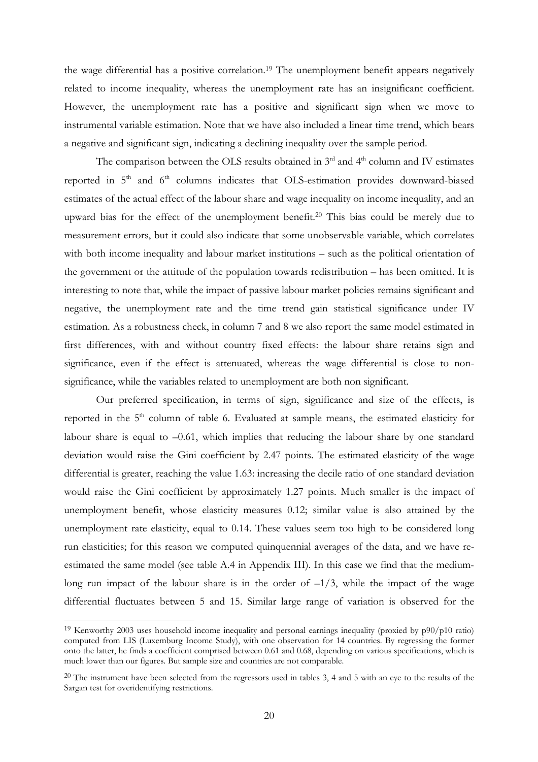the wage differential has a positive correlation.[19] The unemployment benefit appears negatively related to income inequality, whereas the unemployment rate has an insignificant coefficient. However, the unemployment rate has a positive and significant sign when we move to instrumental variable estimation. Note that we have also included a linear time trend, which bears a negative and significant sign, indicating a declining inequality over the sample period.

The comparison between the OLS results obtained in 3rd and 4th column and IV estimates reported in 5th and 6th columns indicates that OLS-estimation provides downward-biased estimates of the actual effect of the labour share and wage inequality on income inequality, and an upward bias for the effect of the unemployment benefit.[20] This bias could be merely due to measurement errors, but it could also indicate that some unobservable variable, which correlates with both income inequality and labour market institutions – such as the political orientation of the government or the attitude of the population towards redistribution – has been omitted. It is interesting to note that, while the impact of passive labour market policies remains significant and negative, the unemployment rate and the time trend gain statistical significance under IV estimation. As a robustness check, in column 7 and 8 we also report the same model estimated in first differences, with and without country fixed effects: the labour share retains sign and significance, even if the effect is attenuated, whereas the wage differential is close to non-significance, while the variables related to unemployment are both non significant.

Our preferred specification, in terms of sign, significance and size of the effects, is reported in the 5th column of table 6. Evaluated at sample means, the estimated elasticity for labour share is equal to –0.61, which implies that reducing the labour share by one standard deviation would raise the Gini coefficient by 2.47 points. The estimated elasticity of the wage differential is greater, reaching the value 1.63: increasing the decile ratio of one standard deviation would raise the Gini coefficient by approximately 1.27 points. Much smaller is the impact of unemployment benefit, whose elasticity measures 0.12; similar value is also attained by the unemployment rate elasticity, equal to 0.14. These values seem too high to be considered long run elasticities; for this reason we computed quinquennial averages of the data, and we have re-estimated the same model (see table A.4 in Appendix III). In this case we find that the medium-long run impact of the labour share is in the order of $-1/3$, while the impact of the wage differential fluctuates between 5 and 15. Similar large range of variation is observed for the

---

[19] Kenworthy 2003 uses household income inequality and personal earnings inequality (proxied by p90/p10 ratio) computed from LIS (Luxemburg Income Study), with one observation for 14 countries. By regressing the former onto the latter, he finds a coefficient comprised between 0.61 and 0.68, depending on various specifications, which is much lower than our figures. But sample size and countries are not comparable.

[20] The instrument have been selected from the regressors used in tables 3, 4 and 5 with an eye to the results of the Sargan test for overidentifying restrictions.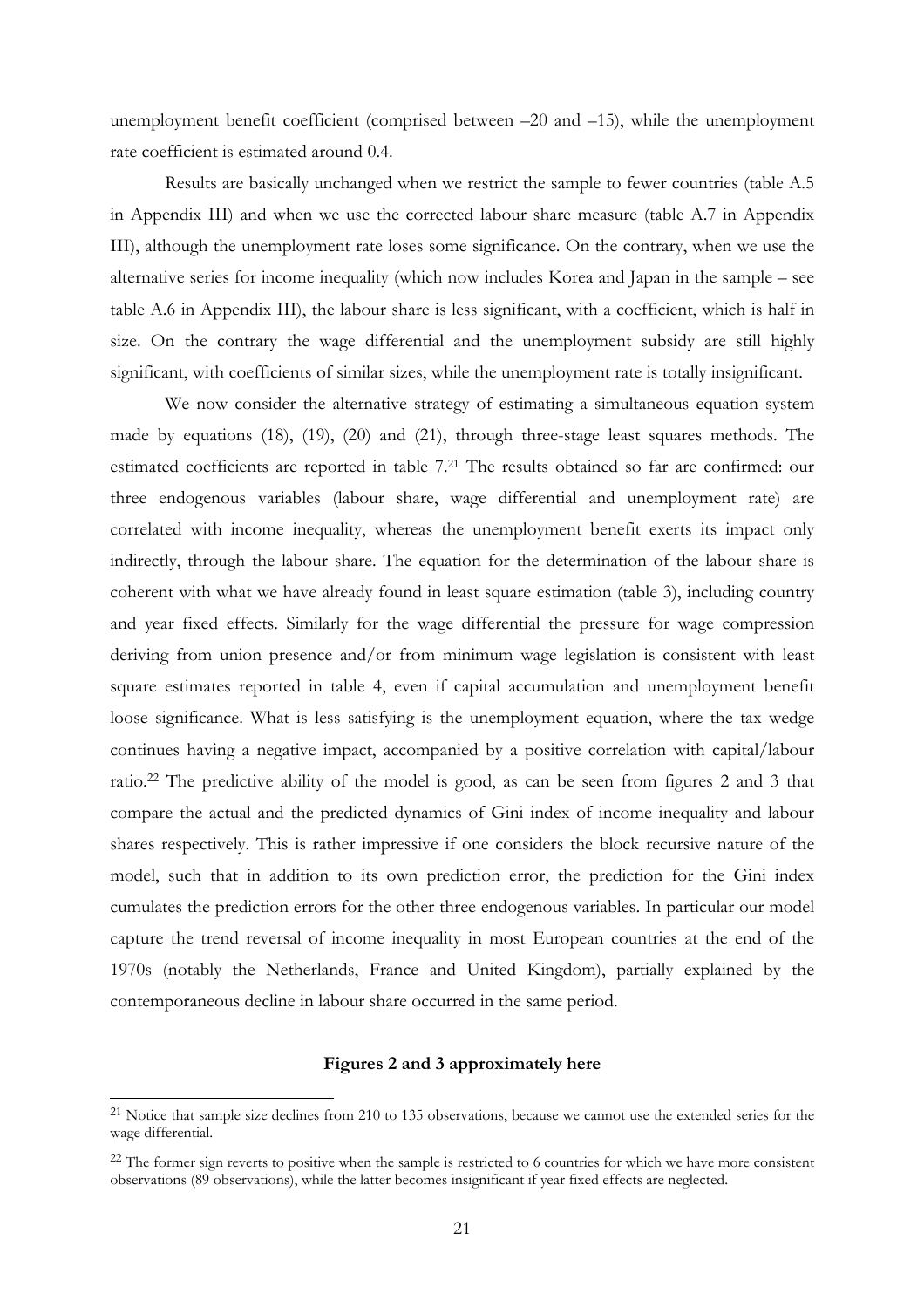unemployment benefit coefficient (comprised between –20 and –15), while the unemployment rate coefficient is estimated around 0.4.

Results are basically unchanged when we restrict the sample to fewer countries (table A.5 in Appendix III) and when we use the corrected labour share measure (table A.7 in Appendix III), although the unemployment rate loses some significance. On the contrary, when we use the alternative series for income inequality (which now includes Korea and Japan in the sample – see table A.6 in Appendix III), the labour share is less significant, with a coefficient, which is half in size. On the contrary the wage differential and the unemployment subsidy are still highly significant, with coefficients of similar sizes, while the unemployment rate is totally insignificant.

We now consider the alternative strategy of estimating a simultaneous equation system made by equations (18), (19), (20) and (21), through three-stage least squares methods. The estimated coefficients are reported in table 7.[21] The results obtained so far are confirmed: our three endogenous variables (labour share, wage differential and unemployment rate) are correlated with income inequality, whereas the unemployment benefit exerts its impact only indirectly, through the labour share. The equation for the determination of the labour share is coherent with what we have already found in least square estimation (table 3), including country and year fixed effects. Similarly for the wage differential the pressure for wage compression deriving from union presence and/or from minimum wage legislation is consistent with least square estimates reported in table 4, even if capital accumulation and unemployment benefit loose significance. What is less satisfying is the unemployment equation, where the tax wedge continues having a negative impact, accompanied by a positive correlation with capital/labour ratio.[22] The predictive ability of the model is good, as can be seen from figures 2 and 3 that compare the actual and the predicted dynamics of Gini index of income inequality and labour shares respectively. This is rather impressive if one considers the block recursive nature of the model, such that in addition to its own prediction error, the prediction for the Gini index cumulates the prediction errors for the other three endogenous variables. In particular our model capture the trend reversal of income inequality in most European countries at the end of the 1970s (notably the Netherlands, France and United Kingdom), partially explained by the contemporaneous decline in labour share occurred in the same period.

**Figures 2 and 3 approximately here**

[21] Notice that sample size declines from 210 to 135 observations, because we cannot use the extended series for the wage differential.

[22] The former sign reverts to positive when the sample is restricted to 6 countries for which we have more consistent observations (89 observations), while the latter becomes insignificant if year fixed effects are neglected.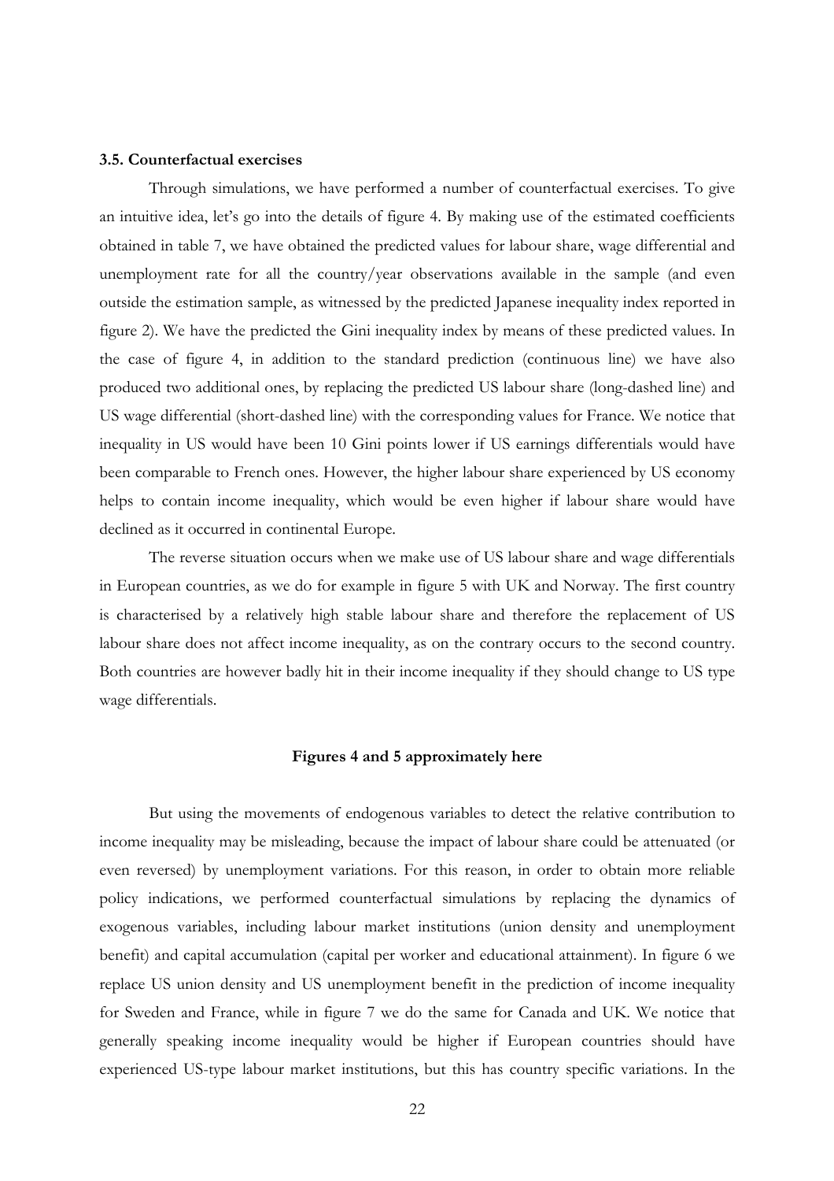### 3.5. Counterfactual exercises

Through simulations, we have performed a number of counterfactual exercises. To give an intuitive idea, let's go into the details of figure 4. By making use of the estimated coefficients obtained in table 7, we have obtained the predicted values for labour share, wage differential and unemployment rate for all the country/year observations available in the sample (and even outside the estimation sample, as witnessed by the predicted Japanese inequality index reported in figure 2). We have the predicted the Gini inequality index by means of these predicted values. In the case of figure 4, in addition to the standard prediction (continuous line) we have also produced two additional ones, by replacing the predicted US labour share (long-dashed line) and US wage differential (short-dashed line) with the corresponding values for France. We notice that inequality in US would have been 10 Gini points lower if US earnings differentials would have been comparable to French ones. However, the higher labour share experienced by US economy helps to contain income inequality, which would be even higher if labour share would have declined as it occurred in continental Europe.

The reverse situation occurs when we make use of US labour share and wage differentials in European countries, as we do for example in figure 5 with UK and Norway. The first country is characterised by a relatively high stable labour share and therefore the replacement of US labour share does not affect income inequality, as on the contrary occurs to the second country. Both countries are however badly hit in their income inequality if they should change to US type wage differentials.

**Figures 4 and 5 approximately here**

But using the movements of endogenous variables to detect the relative contribution to income inequality may be misleading, because the impact of labour share could be attenuated (or even reversed) by unemployment variations. For this reason, in order to obtain more reliable policy indications, we performed counterfactual simulations by replacing the dynamics of exogenous variables, including labour market institutions (union density and unemployment benefit) and capital accumulation (capital per worker and educational attainment). In figure 6 we replace US union density and US unemployment benefit in the prediction of income inequality for Sweden and France, while in figure 7 we do the same for Canada and UK. We notice that generally speaking income inequality would be higher if European countries should have experienced US-type labour market institutions, but this has country specific variations. In the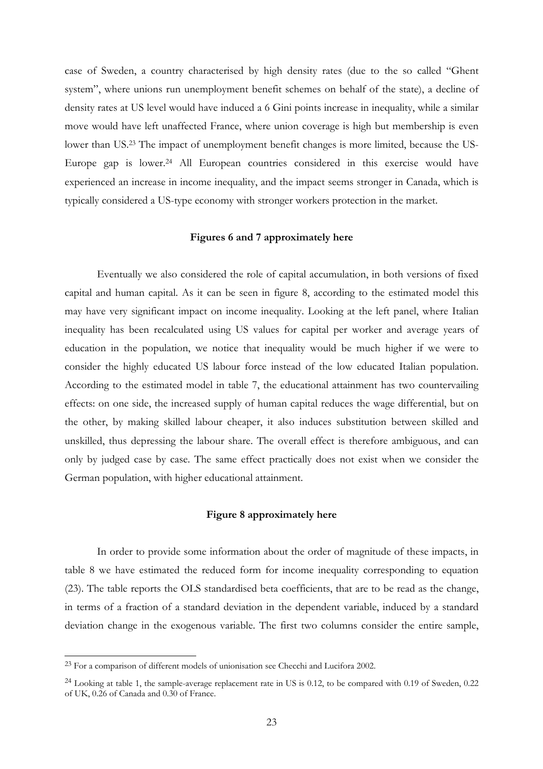case of Sweden, a country characterised by high density rates (due to the so called "Ghent system", where unions run unemployment benefit schemes on behalf of the state), a decline of density rates at US level would have induced a 6 Gini points increase in inequality, while a similar move would have left unaffected France, where union coverage is high but membership is even lower than US.[23] The impact of unemployment benefit changes is more limited, because the US-Europe gap is lower.[24] All European countries considered in this exercise would have experienced an increase in income inequality, and the impact seems stronger in Canada, which is typically considered a US-type economy with stronger workers protection in the market.

**Figures 6 and 7 approximately here**

Eventually we also considered the role of capital accumulation, in both versions of fixed capital and human capital. As it can be seen in figure 8, according to the estimated model this may have very significant impact on income inequality. Looking at the left panel, where Italian inequality has been recalculated using US values for capital per worker and average years of education in the population, we notice that inequality would be much higher if we were to consider the highly educated US labour force instead of the low educated Italian population. According to the estimated model in table 7, the educational attainment has two countervailing effects: on one side, the increased supply of human capital reduces the wage differential, but on the other, by making skilled labour cheaper, it also induces substitution between skilled and unskilled, thus depressing the labour share. The overall effect is therefore ambiguous, and can only by judged case by case. The same effect practically does not exist when we consider the German population, with higher educational attainment.

**Figure 8 approximately here**

In order to provide some information about the order of magnitude of these impacts, in table 8 we have estimated the reduced form for income inequality corresponding to equation (23). The table reports the OLS standardised beta coefficients, that are to be read as the change, in terms of a fraction of a standard deviation in the dependent variable, induced by a standard deviation change in the exogenous variable. The first two columns consider the entire sample,

---

[23] For a comparison of different models of unionisation see Checchi and Lucifora 2002.

[24] Looking at table 1, the sample-average replacement rate in US is 0.12, to be compared with 0.19 of Sweden, 0.22 of UK, 0.26 of Canada and 0.30 of France.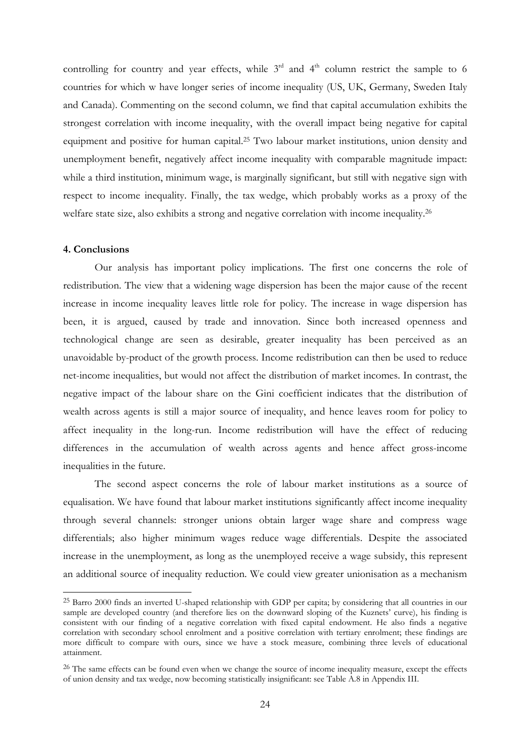controlling for country and year effects, while 3rd and 4th column restrict the sample to 6 countries for which w have longer series of income inequality (US, UK, Germany, Sweden Italy and Canada). Commenting on the second column, we find that capital accumulation exhibits the strongest correlation with income inequality, with the overall impact being negative for capital equipment and positive for human capital.[25] Two labour market institutions, union density and unemployment benefit, negatively affect income inequality with comparable magnitude impact: while a third institution, minimum wage, is marginally significant, but still with negative sign with respect to income inequality. Finally, the tax wedge, which probably works as a proxy of the welfare state size, also exhibits a strong and negative correlation with income inequality.[26]

### 4. Conclusions

Our analysis has important policy implications. The first one concerns the role of redistribution. The view that a widening wage dispersion has been the major cause of the recent increase in income inequality leaves little role for policy. The increase in wage dispersion has been, it is argued, caused by trade and innovation. Since both increased openness and technological change are seen as desirable, greater inequality has been perceived as an unavoidable by-product of the growth process. Income redistribution can then be used to reduce net-income inequalities, but would not affect the distribution of market incomes. In contrast, the negative impact of the labour share on the Gini coefficient indicates that the distribution of wealth across agents is still a major source of inequality, and hence leaves room for policy to affect inequality in the long-run. Income redistribution will have the effect of reducing differences in the accumulation of wealth across agents and hence affect gross-income inequalities in the future.

The second aspect concerns the role of labour market institutions as a source of equalisation. We have found that labour market institutions significantly affect income inequality through several channels: stronger unions obtain larger wage share and compress wage differentials; also higher minimum wages reduce wage differentials. Despite the associated increase in the unemployment, as long as the unemployed receive a wage subsidy, this represent an additional source of inequality reduction. We could view greater unionisation as a mechanism

---

[25] Barro 2000 finds an inverted U-shaped relationship with GDP per capita; by considering that all countries in our sample are developed country (and therefore lies on the downward sloping of the Kuznets' curve), his finding is consistent with our finding of a negative correlation with fixed capital endowment. He also finds a negative correlation with secondary school enrolment and a positive correlation with tertiary enrolment; these findings are more difficult to compare with ours, since we have a stock measure, combining three levels of educational attainment.

[26] The same effects can be found even when we change the source of income inequality measure, except the effects of union density and tax wedge, now becoming statistically insignificant: see Table A.8 in Appendix III.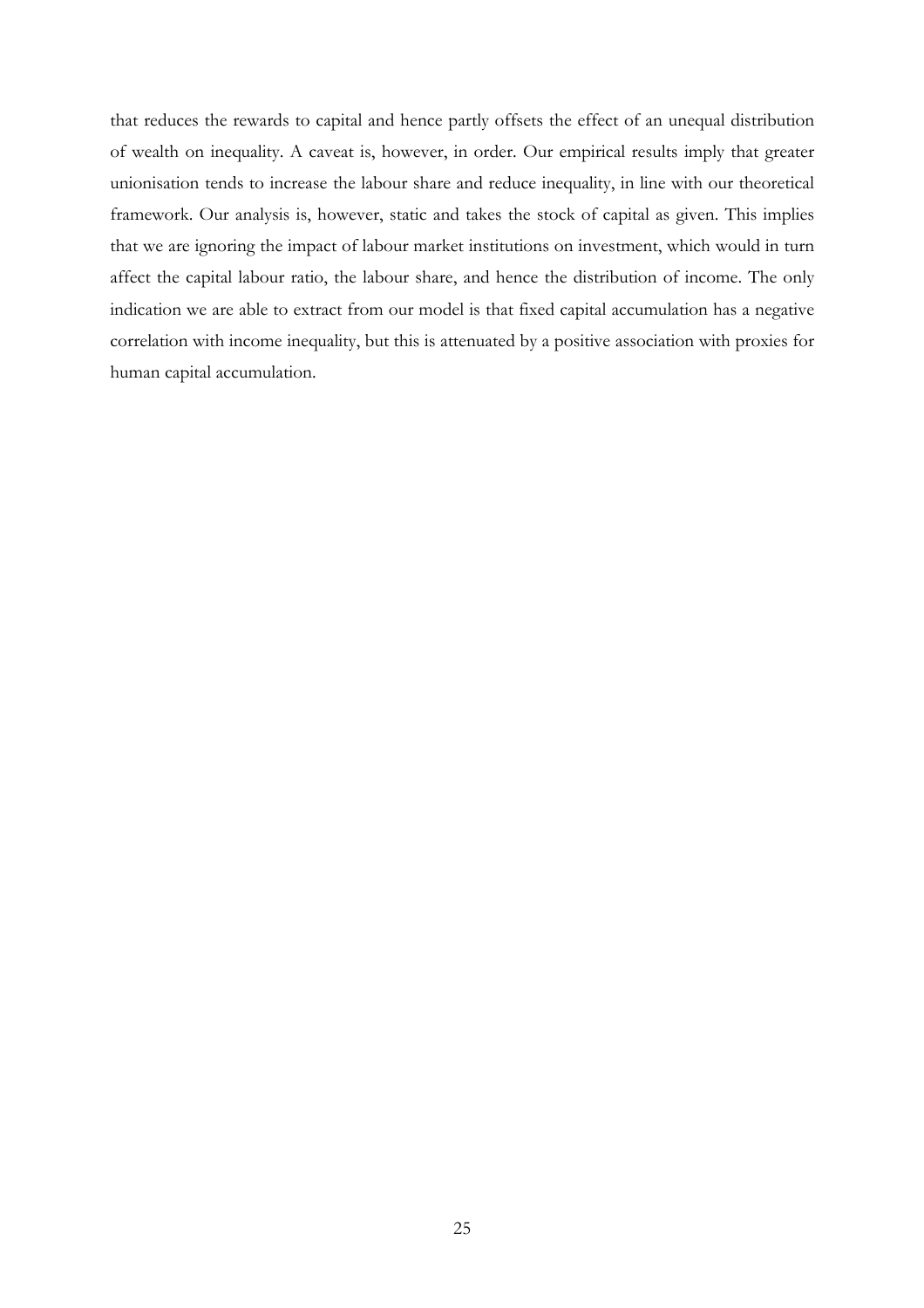that reduces the rewards to capital and hence partly offsets the effect of an unequal distribution of wealth on inequality. A caveat is, however, in order. Our empirical results imply that greater unionisation tends to increase the labour share and reduce inequality, in line with our theoretical framework. Our analysis is, however, static and takes the stock of capital as given. This implies that we are ignoring the impact of labour market institutions on investment, which would in turn affect the capital labour ratio, the labour share, and hence the distribution of income. The only indication we are able to extract from our model is that fixed capital accumulation has a negative correlation with income inequality, but this is attenuated by a positive association with proxies for human capital accumulation.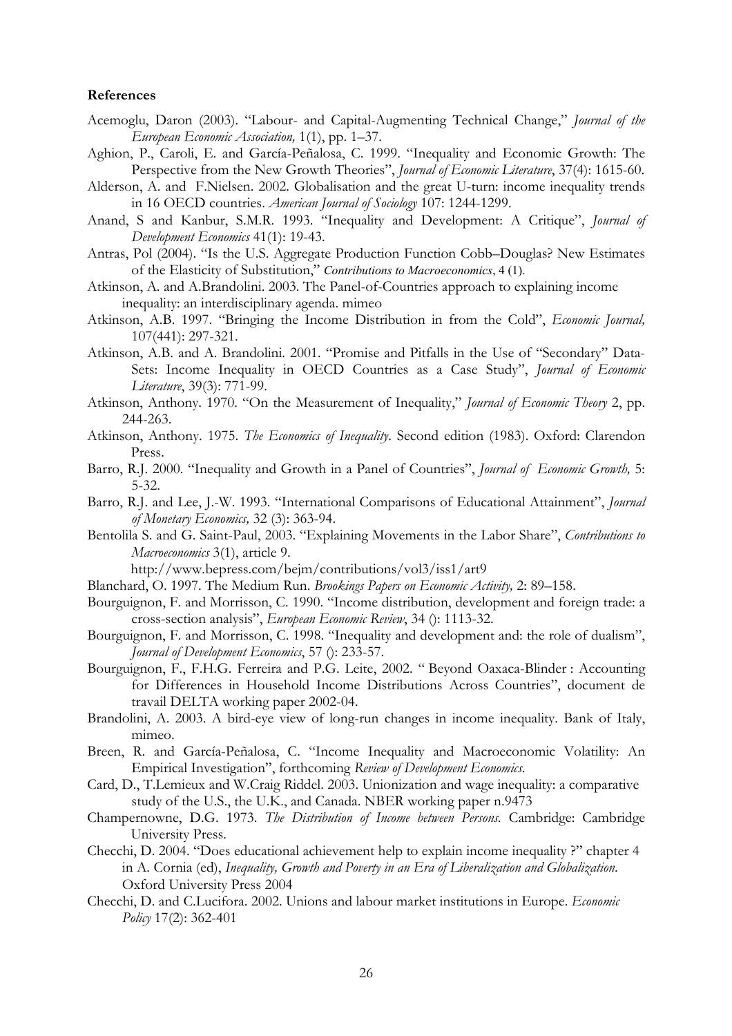**References**

Acemoglu, Daron (2003). "Labour- and Capital-Augmenting Technical Change," *Journal of the European Economic Association,* 1(1), pp. 1–37.

Aghion, P., Caroli, E. and García-Peñalosa, C. 1999. "Inequality and Economic Growth: The Perspective from the New Growth Theories", *Journal of Economic Literature*, 37(4): 1615-60.

Alderson, A. and F.Nielsen. 2002. Globalisation and the great U-turn: income inequality trends in 16 OECD countries. *American Journal of Sociology* 107: 1244-1299.

Anand, S and Kanbur, S.M.R. 1993. "Inequality and Development: A Critique", *Journal of Development Economics* 41(1): 19-43.

Antras, Pol (2004). "Is the U.S. Aggregate Production Function Cobb–Douglas? New Estimates of the Elasticity of Substitution," *Contributions to Macroeconomics*, 4 (1).

Atkinson, A. and A.Brandolini. 2003. The Panel-of-Countries approach to explaining income inequality: an interdisciplinary agenda. mimeo

Atkinson, A.B. 1997. "Bringing the Income Distribution in from the Cold", *Economic Journal,* 107(441): 297-321.

Atkinson, A.B. and A. Brandolini. 2001. "Promise and Pitfalls in the Use of "Secondary" Data-Sets: Income Inequality in OECD Countries as a Case Study", *Journal of Economic Literature*, 39(3): 771-99.

Atkinson, Anthony. 1970. "On the Measurement of Inequality," *Journal of Economic Theory* 2, pp. 244-263.

Atkinson, Anthony. 1975. *The Economics of Inequality*. Second edition (1983). Oxford: Clarendon Press.

Barro, R.J. 2000. "Inequality and Growth in a Panel of Countries", *Journal of Economic Growth,* 5: 5-32.

Barro, R.J. and Lee, J.-W. 1993. "International Comparisons of Educational Attainment", *Journal of Monetary Economics,* 32 (3): 363-94.

Bentolila S. and G. Saint-Paul, 2003. "Explaining Movements in the Labor Share", *Contributions to Macroeconomics* 3(1), article 9.
http://www.bepress.com/bejm/contributions/vol3/iss1/art9

Blanchard, O. 1997. The Medium Run. *Brookings Papers on Economic Activity,* 2: 89–158.

Bourguignon, F. and Morrisson, C. 1990. "Income distribution, development and foreign trade: a cross-section analysis", *European Economic Review*, 34 (): 1113-32.

Bourguignon, F. and Morrisson, C. 1998. "Inequality and development and: the role of dualism", *Journal of Development Economics*, 57 (): 233-57.

Bourguignon, F., F.H.G. Ferreira and P.G. Leite, 2002. " Beyond Oaxaca-Blinder : Accounting for Differences in Household Income Distributions Across Countries", document de travail DELTA working paper 2002-04.

Brandolini, A. 2003. A bird-eye view of long-run changes in income inequality. Bank of Italy, mimeo.

Breen, R. and García-Peñalosa, C. "Income Inequality and Macroeconomic Volatility: An Empirical Investigation", forthcoming *Review of Development Economics.*

Card, D., T.Lemieux and W.Craig Riddel. 2003. Unionization and wage inequality: a comparative study of the U.S., the U.K., and Canada. NBER working paper n.9473

Champernowne, D.G. 1973. *The Distribution of Income between Persons.* Cambridge: Cambridge University Press.

Checchi, D. 2004. "Does educational achievement help to explain income inequality ?" chapter 4 in A. Cornia (ed), *Inequality, Growth and Poverty in an Era of Liberalization and Globalization*. Oxford University Press 2004

Checchi, D. and C.Lucifora. 2002. Unions and labour market institutions in Europe. *Economic Policy* 17(2): 362-401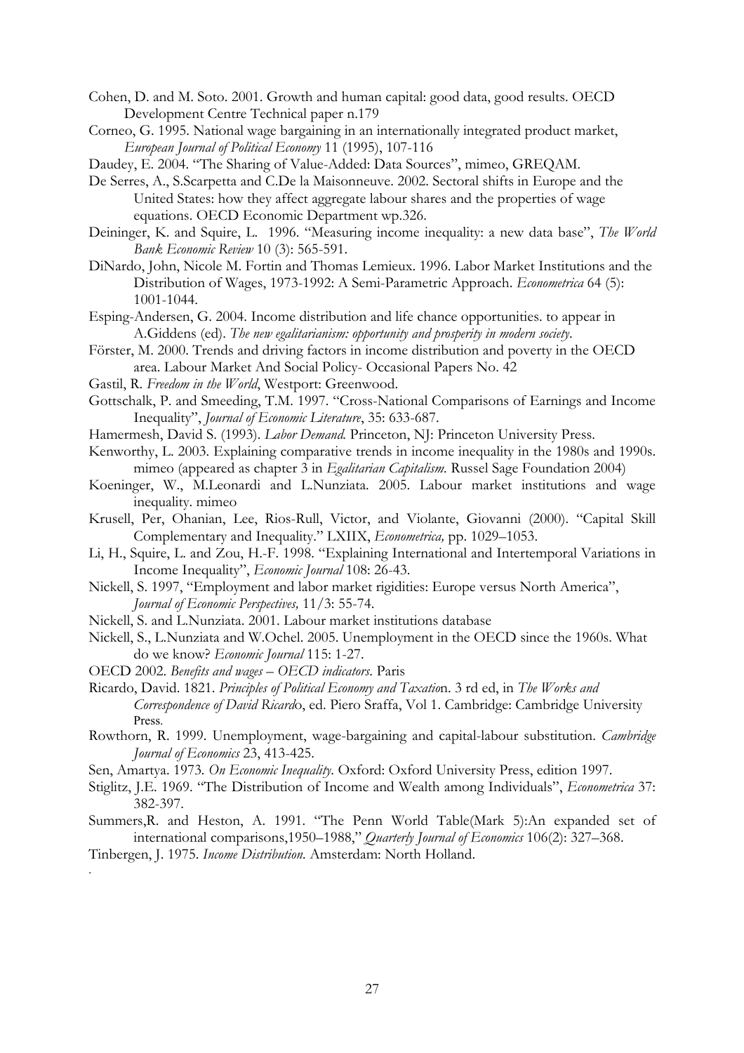Cohen, D. and M. Soto. 2001. Growth and human capital: good data, good results. OECD Development Centre Technical paper n.179

Corneo, G. 1995. National wage bargaining in an internationally integrated product market, *European Journal of Political Economy* 11 (1995), 107-116

Daudey, E. 2004. "The Sharing of Value-Added: Data Sources", mimeo, GREQAM.

De Serres, A., S.Scarpetta and C.De la Maisonneuve. 2002. Sectoral shifts in Europe and the United States: how they affect aggregate labour shares and the properties of wage equations. OECD Economic Department wp.326.

Deininger, K. and Squire, L. 1996. "Measuring income inequality: a new data base", *The World Bank Economic Review* 10 (3): 565-591.

DiNardo, John, Nicole M. Fortin and Thomas Lemieux. 1996. Labor Market Institutions and the Distribution of Wages, 1973-1992: A Semi-Parametric Approach. *Econometrica* 64 (5): 1001-1044.

Esping-Andersen, G. 2004. Income distribution and life chance opportunities. to appear in A.Giddens (ed). *The new egalitarianism: opportunity and prosperity in modern society*.

Förster, M. 2000. Trends and driving factors in income distribution and poverty in the OECD area. Labour Market And Social Policy- Occasional Papers No. 42

Gastil, R. *Freedom in the World*, Westport: Greenwood.

Gottschalk, P. and Smeeding, T.M. 1997. "Cross-National Comparisons of Earnings and Income Inequality", *Journal of Economic Literature*, 35: 633-687.

Hamermesh, David S. (1993). *Labor Demand.* Princeton, NJ: Princeton University Press.

Kenworthy, L. 2003. Explaining comparative trends in income inequality in the 1980s and 1990s. mimeo (appeared as chapter 3 in *Egalitarian Capitalism.* Russel Sage Foundation 2004)

Koeninger, W., M.Leonardi and L.Nunziata. 2005. Labour market institutions and wage inequality. mimeo

Krusell, Per, Ohanian, Lee, Rios-Rull, Victor, and Violante, Giovanni (2000). "Capital Skill Complementary and Inequality." LXIIX, *Econometrica,* pp. 1029–1053.

Li, H., Squire, L. and Zou, H.-F. 1998. "Explaining International and Intertemporal Variations in Income Inequality", *Economic Journal* 108: 26-43.

Nickell, S. 1997, "Employment and labor market rigidities: Europe versus North America", *Journal of Economic Perspectives,* 11/3: 55-74.

Nickell, S. and L.Nunziata. 2001. Labour market institutions database

Nickell, S., L.Nunziata and W.Ochel. 2005. Unemployment in the OECD since the 1960s. What do we know? *Economic Journal* 115: 1-27.

OECD 2002. *Benefits and wages – OECD indicators*. Paris

Ricardo, David. 1821. *Principles of Political Economy and Taxatio*n. 3 rd ed, in *The Works and Correspondence of David Ricard*o, ed. Piero Sraffa, Vol 1. Cambridge: Cambridge University Press.

Rowthorn, R. 1999. Unemployment, wage-bargaining and capital-labour substitution. *Cambridge Journal of Economics* 23, 413-425.

Sen, Amartya. 1973. *On Economic Inequality.* Oxford: Oxford University Press, edition 1997.

Stiglitz, J.E. 1969. "The Distribution of Income and Wealth among Individuals", *Econometrica* 37: 382-397.

Summers,R. and Heston, A. 1991. "The Penn World Table(Mark 5):An expanded set of international comparisons,1950–1988," *Quarterly Journal of Economics* 106(2): 327–368.

Tinbergen, J. 1975. *Income Distribution.* Amsterdam: North Holland.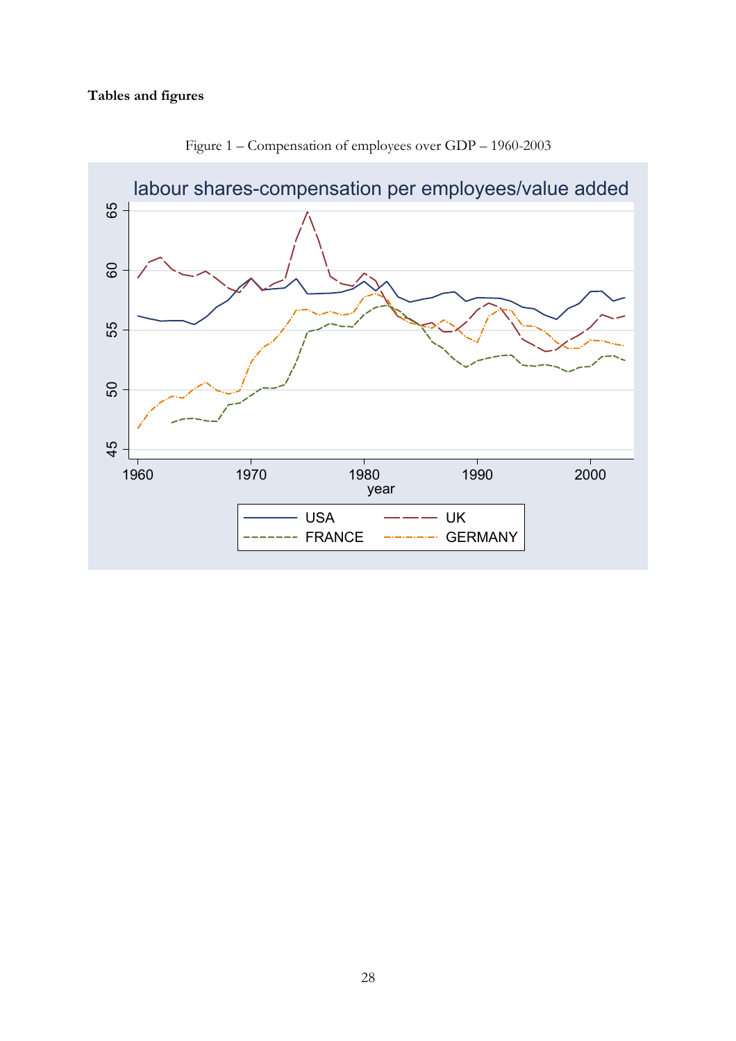**Tables and figures**

Figure 1 – Compensation of employees over GDP – 1960-2003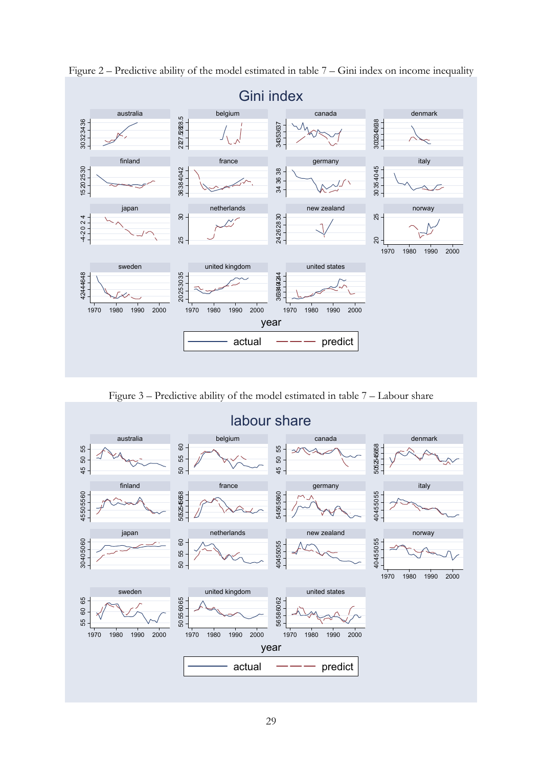Figure 2 – Predictive ability of the model estimated in table 7 – Gini index on income inequality

Figure 3 – Predictive ability of the model estimated in table 7 – Labour share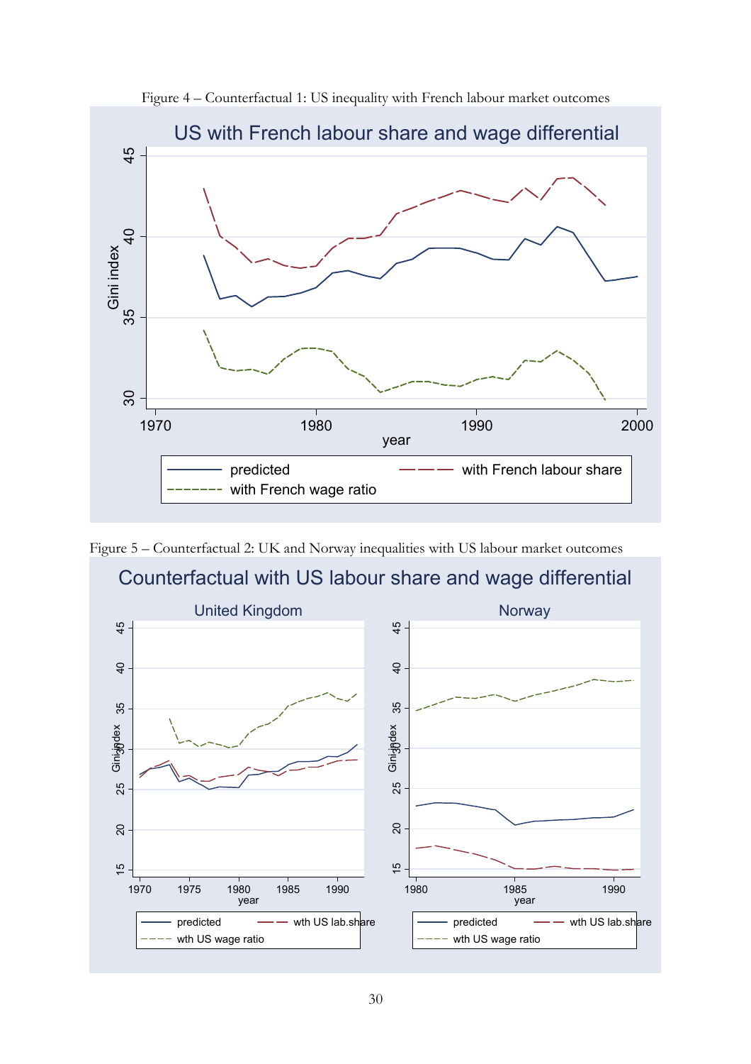Figure 4 – Counterfactual 1: US inequality with French labour market outcomes

Figure 5 – Counterfactual 2: UK and Norway inequalities with US labour market outcomes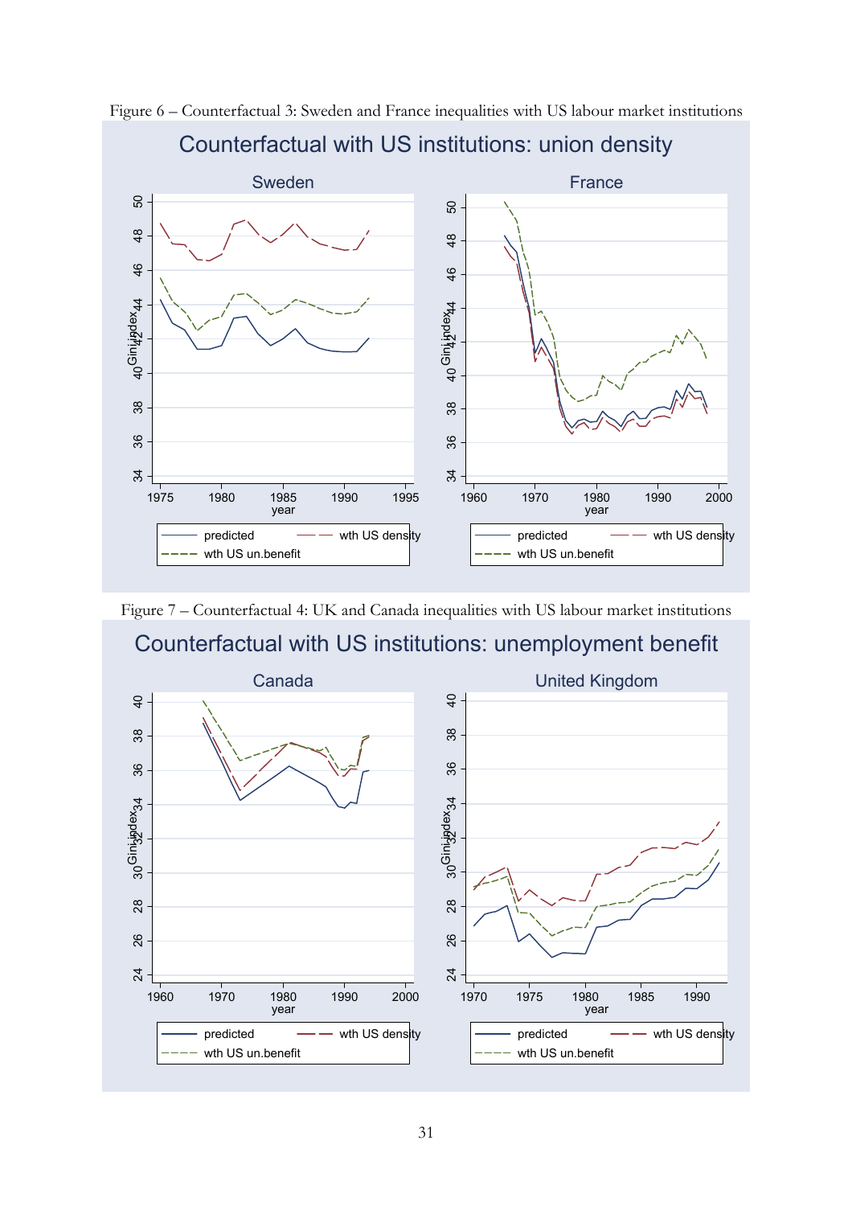Figure 6 – Counterfactual 3: Sweden and France inequalities with US labour market institutions

Figure 7 – Counterfactual 4: UK and Canada inequalities with US labour market institutions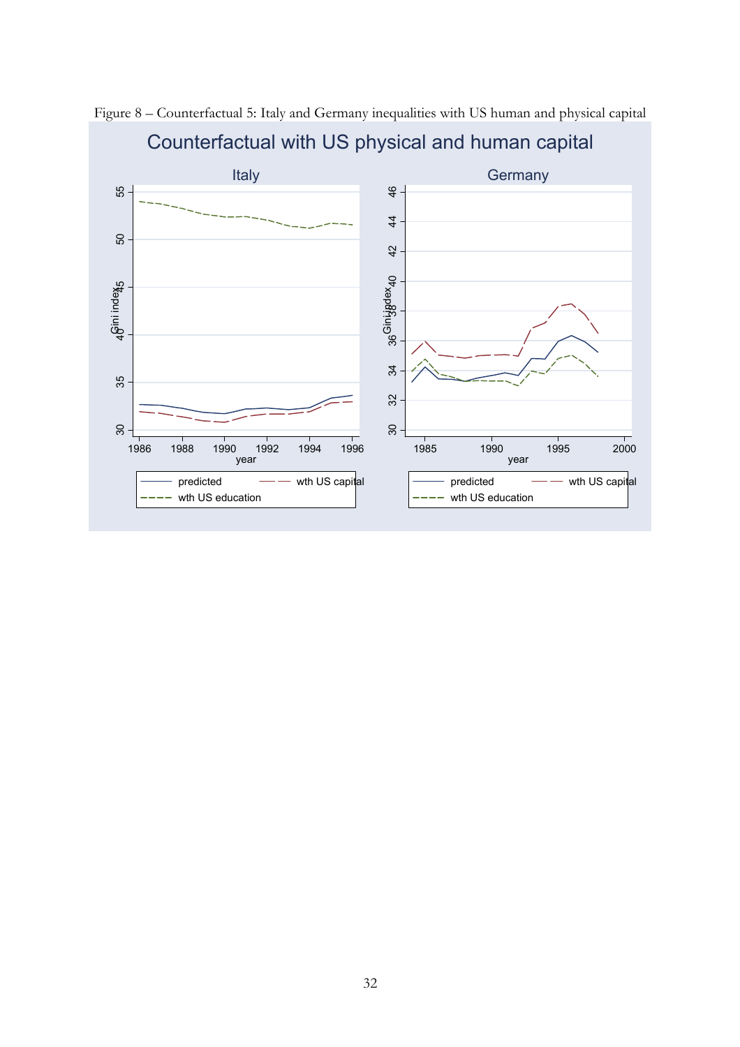Figure 8 – Counterfactual 5: Italy and Germany inequalities with US human and physical capital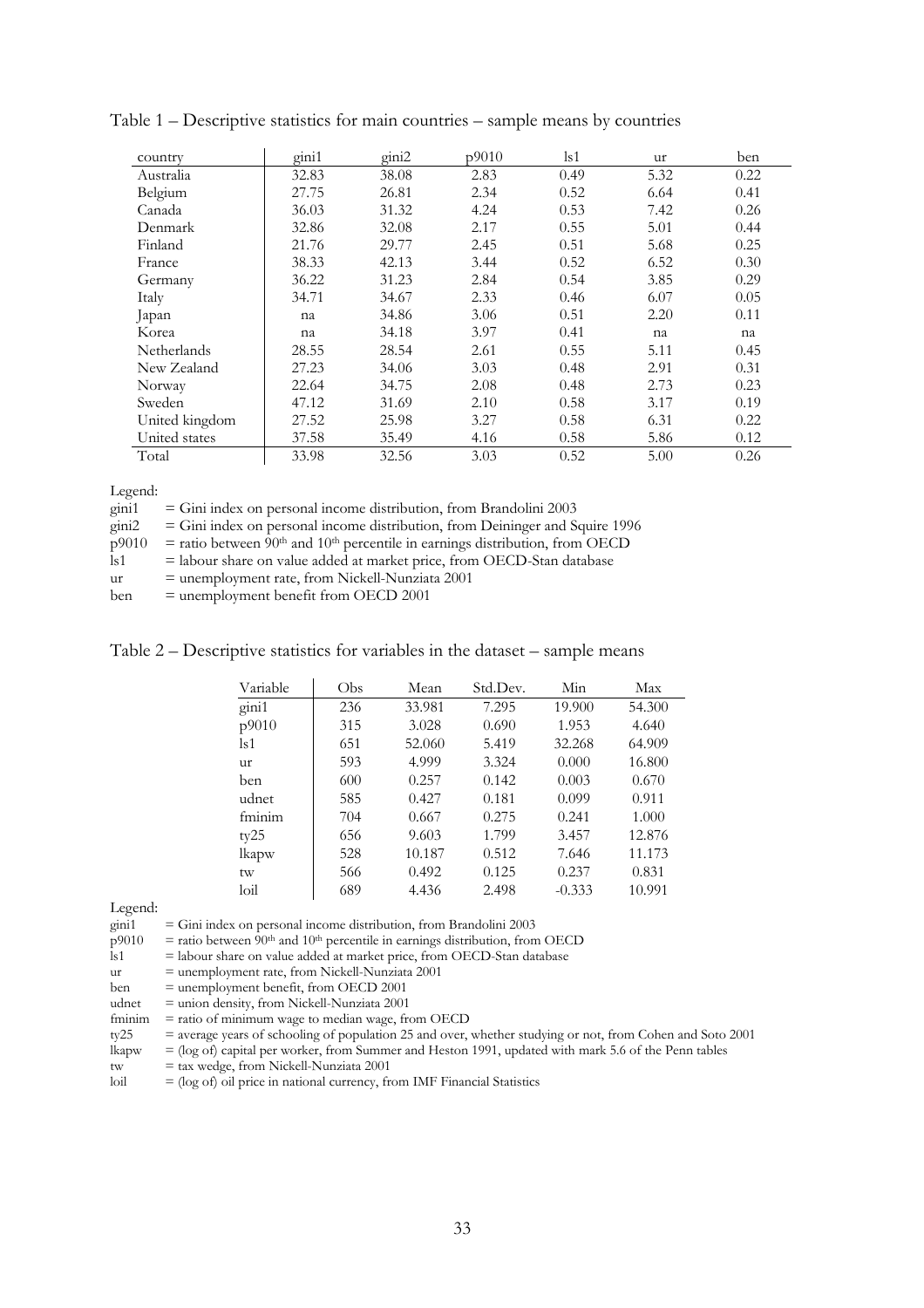Table 1 – Descriptive statistics for main countries – sample means by countries

| country | gini1 | gini2 | p9010 | ls1 | ur | ben |
|---|---|---|---|---|---|---|
| Australia | 32.83 | 38.08 | 2.83 | 0.49 | 5.32 | 0.22 |
| Belgium | 27.75 | 26.81 | 2.34 | 0.52 | 6.64 | 0.41 |
| Canada | 36.03 | 31.32 | 4.24 | 0.53 | 7.42 | 0.26 |
| Denmark | 32.86 | 32.08 | 2.17 | 0.55 | 5.01 | 0.44 |
| Finland | 21.76 | 29.77 | 2.45 | 0.51 | 5.68 | 0.25 |
| France | 38.33 | 42.13 | 3.44 | 0.52 | 6.52 | 0.30 |
| Germany | 36.22 | 31.23 | 2.84 | 0.54 | 3.85 | 0.29 |
| Italy | 34.71 | 34.67 | 2.33 | 0.46 | 6.07 | 0.05 |
| Japan | na | 34.86 | 3.06 | 0.51 | 2.20 | 0.11 |
| Korea | na | 34.18 | 3.97 | 0.41 | na | na |
| Netherlands | 28.55 | 28.54 | 2.61 | 0.55 | 5.11 | 0.45 |
| New Zealand | 27.23 | 34.06 | 3.03 | 0.48 | 2.91 | 0.31 |
| Norway | 22.64 | 34.75 | 2.08 | 0.48 | 2.73 | 0.23 |
| Sweden | 47.12 | 31.69 | 2.10 | 0.58 | 3.17 | 0.19 |
| United kingdom | 27.52 | 25.98 | 3.27 | 0.58 | 6.31 | 0.22 |
| United states | 37.58 | 35.49 | 4.16 | 0.58 | 5.86 | 0.12 |
| Total | 33.98 | 32.56 | 3.03 | 0.52 | 5.00 | 0.26 |

Legend:
gini1 = Gini index on personal income distribution, from Brandolini 2003
gini2 = Gini index on personal income distribution, from Deininger and Squire 1996
p9010 = ratio between 90th and 10th percentile in earnings distribution, from OECD
ls1 = labour share on value added at market price, from OECD-Stan database
ur = unemployment rate, from Nickell-Nunziata 2001
ben = unemployment benefit from OECD 2001

Table 2 – Descriptive statistics for variables in the dataset – sample means

| Variable | Obs | Mean | Std.Dev. | Min | Max |
|---|---|---|---|---|---|
| gini1 | 236 | 33.981 | 7.295 | 19.900 | 54.300 |
| p9010 | 315 | 3.028 | 0.690 | 1.953 | 4.640 |
| ls1 | 651 | 52.060 | 5.419 | 32.268 | 64.909 |
| ur | 593 | 4.999 | 3.324 | 0.000 | 16.800 |
| ben | 600 | 0.257 | 0.142 | 0.003 | 0.670 |
| udnet | 585 | 0.427 | 0.181 | 0.099 | 0.911 |
| fminim | 704 | 0.667 | 0.275 | 0.241 | 1.000 |
| ty25 | 656 | 9.603 | 1.799 | 3.457 | 12.876 |
| lkapw | 528 | 10.187 | 0.512 | 7.646 | 11.173 |
| tw | 566 | 0.492 | 0.125 | 0.237 | 0.831 |
| loil | 689 | 4.436 | 2.498 | -0.333 | 10.991 |

Legend:
gini1 = Gini index on personal income distribution, from Brandolini 2003
p9010 = ratio between 90th and 10th percentile in earnings distribution, from OECD
ls1 = labour share on value added at market price, from OECD-Stan database
ur = unemployment rate, from Nickell-Nunziata 2001
ben = unemployment benefit, from OECD 2001
udnet = union density, from Nickell-Nunziata 2001
fminim = ratio of minimum wage to median wage, from OECD
ty25 = average years of schooling of population 25 and over, whether studying or not, from Cohen and Soto 2001
lkapw = (log of) capital per worker, from Summer and Heston 1991, updated with mark 5.6 of the Penn tables
tw = tax wedge, from Nickell-Nunziata 2001
loil = (log of) oil price in national currency, from IMF Financial Statistics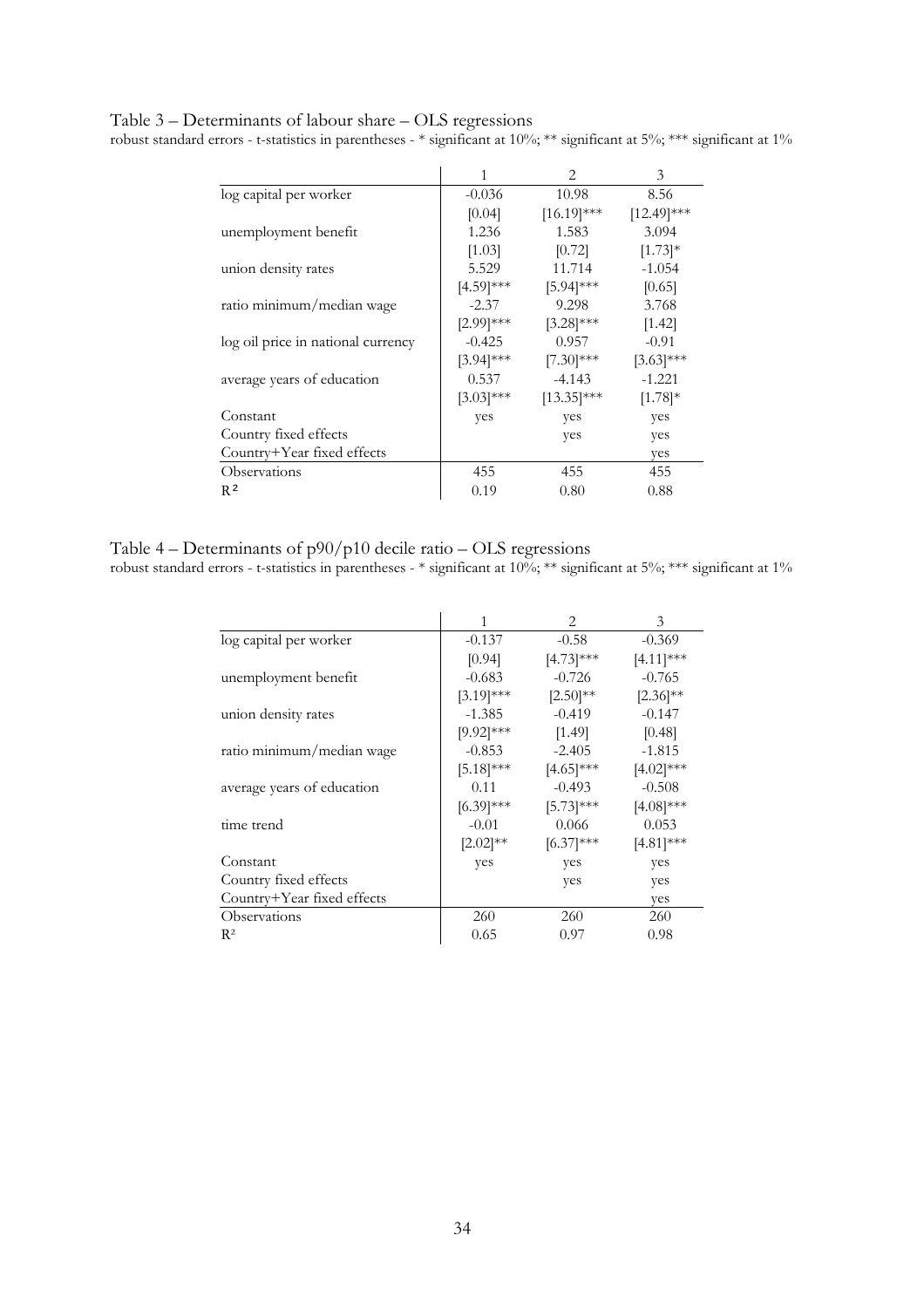Table 3 – Determinants of labour share – OLS regressions

robust standard errors - t-statistics in parentheses - * significant at 10%; ** significant at 5%; *** significant at 1%

| | 1 | 2 | 3 |
|---|---|---|---|
| log capital per worker | -0.036 | 10.98 | 8.56 |
| | [0.04] | [16.19]*** | [12.49]*** |
| unemployment benefit | 1.236 | 1.583 | 3.094 |
| | [1.03] | [0.72] | [1.73]* |
| union density rates | 5.529 | 11.714 | -1.054 |
| | [4.59]*** | [5.94]*** | [0.65] |
| ratio minimum/median wage | -2.37 | 9.298 | 3.768 |
| | [2.99]*** | [3.28]*** | [1.42] |
| log oil price in national currency | -0.425 | 0.957 | -0.91 |
| | [3.94]*** | [7.30]*** | [3.63]*** |
| average years of education | 0.537 | -4.143 | -1.221 |
| | [3.03]*** | [13.35]*** | [1.78]* |
| Constant | yes | yes | yes |
| Country fixed effects | | yes | yes |
| Country+Year fixed effects | | | yes |
| Observations | 455 | 455 | 455 |
| $R^2$ | 0.19 | 0.80 | 0.88 |

Table 4 – Determinants of p90/p10 decile ratio – OLS regressions

robust standard errors - t-statistics in parentheses - * significant at 10%; ** significant at 5%; *** significant at 1%

| | 1 | 2 | 3 |
|---|---|---|---|
| log capital per worker | -0.137 | -0.58 | -0.369 |
| | [0.94] | [4.73]*** | [4.11]*** |
| unemployment benefit | -0.683 | -0.726 | -0.765 |
| | [3.19]*** | [2.50]** | [2.36]** |
| union density rates | -1.385 | -0.419 | -0.147 |
| | [9.92]*** | [1.49] | [0.48] |
| ratio minimum/median wage | -0.853 | -2.405 | -1.815 |
| | [5.18]*** | [4.65]*** | [4.02]*** |
| average years of education | 0.11 | -0.493 | -0.508 |
| | [6.39]*** | [5.73]*** | [4.08]*** |
| time trend | -0.01 | 0.066 | 0.053 |
| | [2.02]** | [6.37]*** | [4.81]*** |
| Constant | yes | yes | yes |
| Country fixed effects | | yes | yes |
| Country+Year fixed effects | | | yes |
| Observations | 260 | 260 | 260 |
| $R^2$ | 0.65 | 0.97 | 0.98 |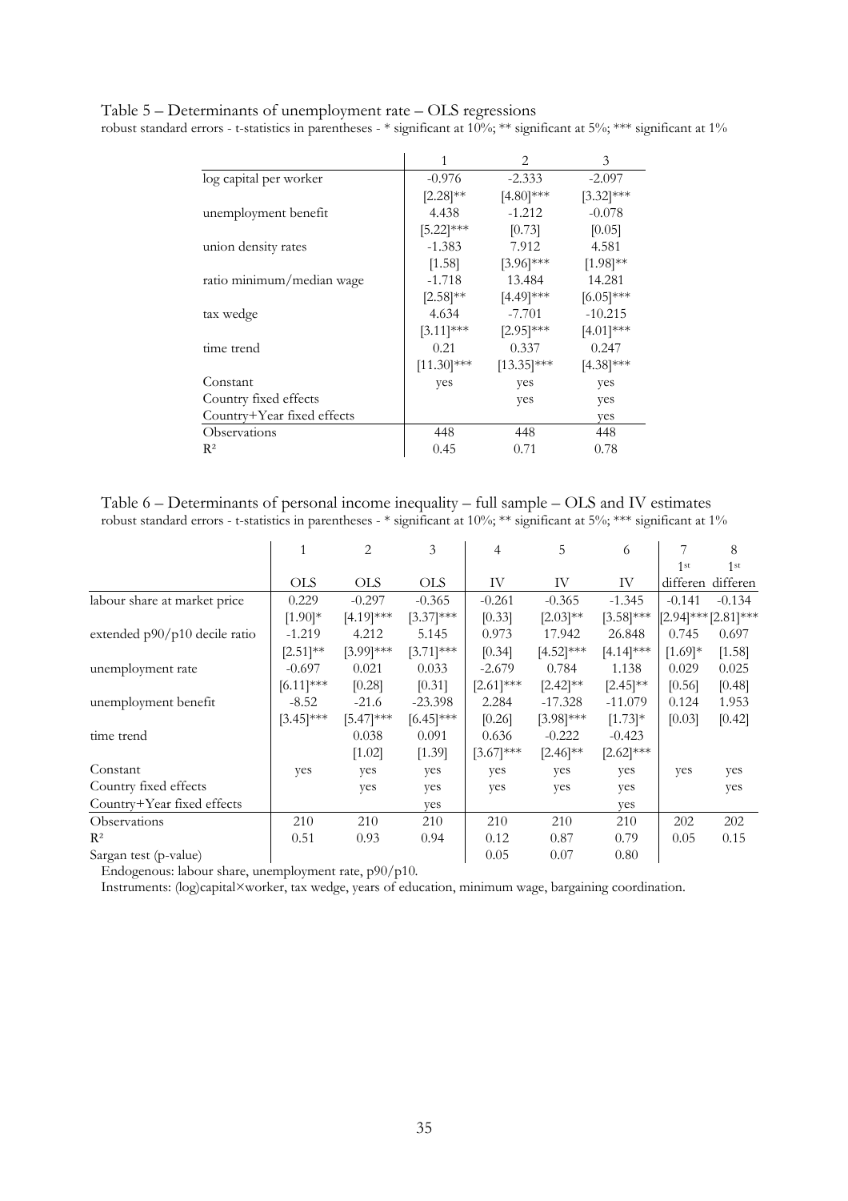Table 5 – Determinants of unemployment rate – OLS regressions

robust standard errors - t-statistics in parentheses - * significant at 10%; ** significant at 5%; *** significant at 1%

| | 1 | 2 | 3 |
|---|---|---|---|
| log capital per worker | -0.976 | -2.333 | -2.097 |
| | [2.28]** | [4.80]*** | [3.32]*** |
| unemployment benefit | 4.438 | -1.212 | -0.078 |
| | [5.22]*** | [0.73] | [0.05] |
| union density rates | -1.383 | 7.912 | 4.581 |
| | [1.58] | [3.96]*** | [1.98]** |
| ratio minimum/median wage | -1.718 | 13.484 | 14.281 |
| | [2.58]** | [4.49]*** | [6.05]*** |
| tax wedge | 4.634 | -7.701 | -10.215 |
| | [3.11]*** | [2.95]*** | [4.01]*** |
| time trend | 0.21 | 0.337 | 0.247 |
| | [11.30]*** | [13.35]*** | [4.38]*** |
| Constant | yes | yes | yes |
| Country fixed effects | | yes | yes |
| Country+Year fixed effects | | | yes |
| Observations | 448 | 448 | 448 |
| $R^2$ | 0.45 | 0.71 | 0.78 |

Table 6 – Determinants of personal income inequality – full sample – OLS and IV estimates

robust standard errors - t-statistics in parentheses - * significant at 10%; ** significant at 5%; *** significant at 1%

| | 1 | 2 | 3 | 4 | 5 | 6 | 7 | 8 |
|---|---|---|---|---|---|---|---|---|
| | OLS | OLS | OLS | IV | IV | IV | 1st differen | 1st differen |
| labour share at market price | 0.229 | -0.297 | -0.365 | -0.261 | -0.365 | -1.345 | -0.141 | -0.134 |
| | [1.90]* | [4.19]*** | [3.37]*** | [0.33] | [2.03]** | [3.58]*** | [2.94]*** | [2.81]*** |
| extended p90/p10 decile ratio | -1.219 | 4.212 | 5.145 | 0.973 | 17.942 | 26.848 | 0.745 | 0.697 |
| | [2.51]** | [3.99]*** | [3.71]*** | [0.34] | [4.52]*** | [4.14]*** | [1.69]* | [1.58] |
| unemployment rate | -0.697 | 0.021 | 0.033 | -2.679 | 0.784 | 1.138 | 0.029 | 0.025 |
| | [6.11]*** | [0.28] | [0.31] | [2.61]*** | [2.42]** | [2.45]** | [0.56] | [0.48] |
| unemployment benefit | -8.52 | -21.6 | -23.398 | 2.284 | -17.328 | -11.079 | 0.124 | 1.953 |
| | [3.45]*** | [5.47]*** | [6.45]*** | [0.26] | [3.98]*** | [1.73]* | [0.03] | [0.42] |
| time trend | | 0.038 | 0.091 | 0.636 | -0.222 | -0.423 | | |
| | | [1.02] | [1.39] | [3.67]*** | [2.46]** | [2.62]*** | | |
| Constant | yes | yes | yes | yes | yes | yes | yes | yes |
| Country fixed effects | | yes | yes | yes | yes | yes | | yes |
| Country+Year fixed effects | | | yes | | | yes | | |
| Observations | 210 | 210 | 210 | 210 | 210 | 210 | 202 | 202 |
| $R^2$ | 0.51 | 0.93 | 0.94 | 0.12 | 0.87 | 0.79 | 0.05 | 0.15 |
| Sargan test (p-value) | | | | 0.05 | 0.07 | 0.80 | | |

Endogenous: labour share, unemployment rate, p90/p10.

Instruments: (log)capital×worker, tax wedge, years of education, minimum wage, bargaining coordination.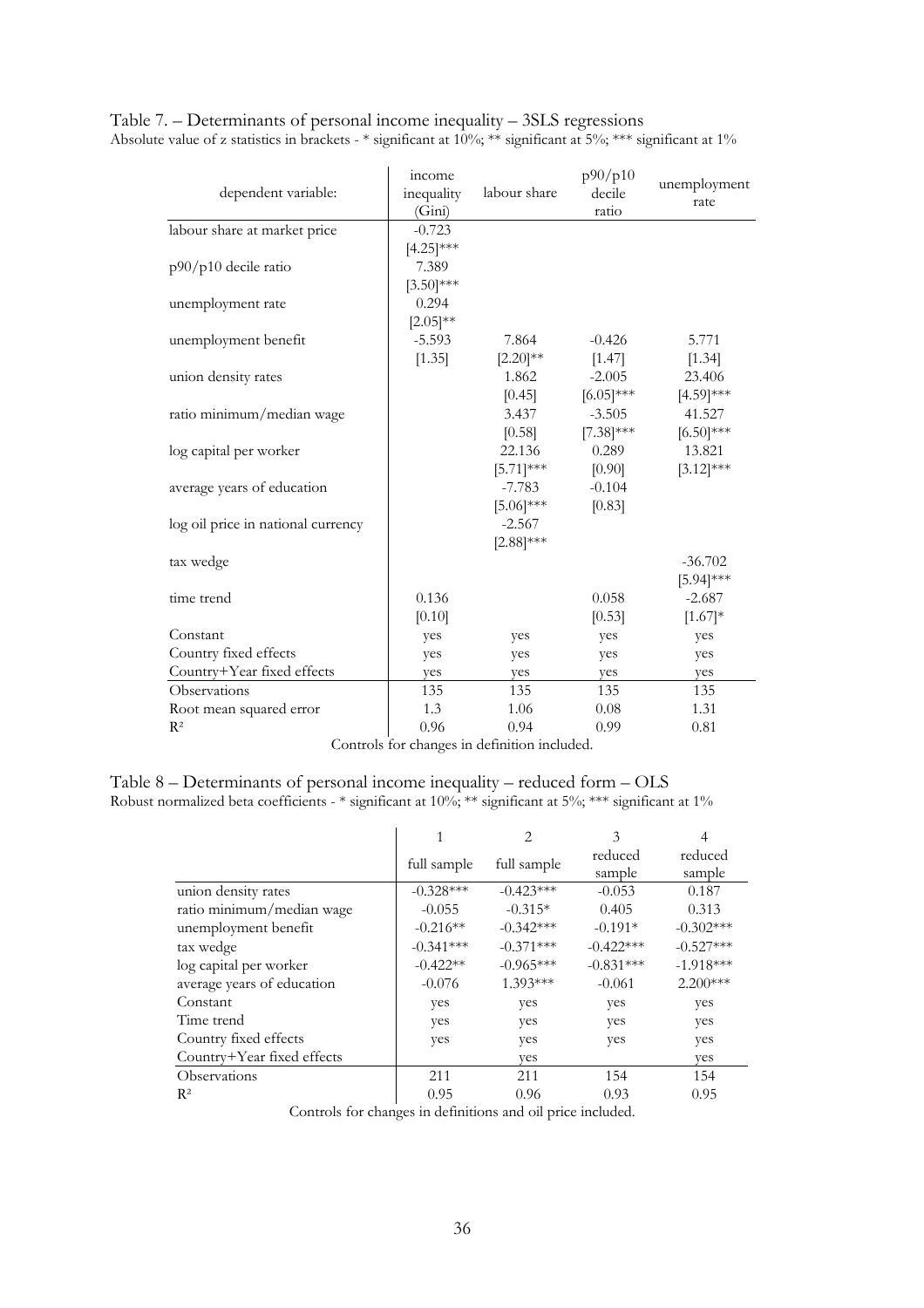Table 7. – Determinants of personal income inequality – 3SLS regressions
Absolute value of z statistics in brackets - * significant at 10%; ** significant at 5%; *** significant at 1%

| dependent variable: | income inequality (Gini) | labour share | p90/p10 decile ratio | unemployment rate |
|---|---|---|---|---|
| labour share at market price | -0.723 | | | |
| | [4.25]*** | | | |
| p90/p10 decile ratio | 7.389 | | | |
| | [3.50]*** | | | |
| unemployment rate | 0.294 | | | |
| | [2.05]** | | | |
| unemployment benefit | -5.593 | 7.864 | -0.426 | 5.771 |
| | [1.35] | [2.20]** | [1.47] | [1.34] |
| union density rates | | 1.862 | -2.005 | 23.406 |
| | | [0.45] | [6.05]*** | [4.59]*** |
| ratio minimum/median wage | | 3.437 | -3.505 | 41.527 |
| | | [0.58] | [7.38]*** | [6.50]*** |
| log capital per worker | | 22.136 | 0.289 | 13.821 |
| | | [5.71]*** | [0.90] | [3.12]*** |
| average years of education | | -7.783 | -0.104 | |
| | | [5.06]*** | [0.83] | |
| log oil price in national currency | | -2.567 | | |
| | | [2.88]*** | | |
| tax wedge | | | | -36.702 |
| | | | | [5.94]*** |
| time trend | 0.136 | | 0.058 | -2.687 |
| | [0.10] | | [0.53] | [1.67]* |
| Constant | yes | yes | yes | yes |
| Country fixed effects | yes | yes | yes | yes |
| Country+Year fixed effects | yes | yes | yes | yes |
| Observations | 135 | 135 | 135 | 135 |
| Root mean squared error | 1.3 | 1.06 | 0.08 | 1.31 |
| $R^2$ | 0.96 | 0.94 | 0.99 | 0.81 |

Controls for changes in definition included.

Table 8 – Determinants of personal income inequality – reduced form – OLS
Robust normalized beta coefficients - * significant at 10%; ** significant at 5%; *** significant at 1%

| | 1 | 2 | 3 | 4 |
|---|---|---|---|---|
| | full sample | full sample | reduced sample | reduced sample |
| union density rates | -0.328*** | -0.423*** | -0.053 | 0.187 |
| ratio minimum/median wage | -0.055 | -0.315* | 0.405 | 0.313 |
| unemployment benefit | -0.216** | -0.342*** | -0.191* | -0.302*** |
| tax wedge | -0.341*** | -0.371*** | -0.422*** | -0.527*** |
| log capital per worker | -0.422** | -0.965*** | -0.831*** | -1.918*** |
| average years of education | -0.076 | 1.393*** | -0.061 | 2.200*** |
| Constant | yes | yes | yes | yes |
| Time trend | yes | yes | yes | yes |
| Country fixed effects | yes | yes | yes | yes |
| Country+Year fixed effects | | yes | | yes |
| Observations | 211 | 211 | 154 | 154 |
| $R^2$ | 0.95 | 0.96 | 0.93 | 0.95 |

Controls for changes in definitions and oil price included.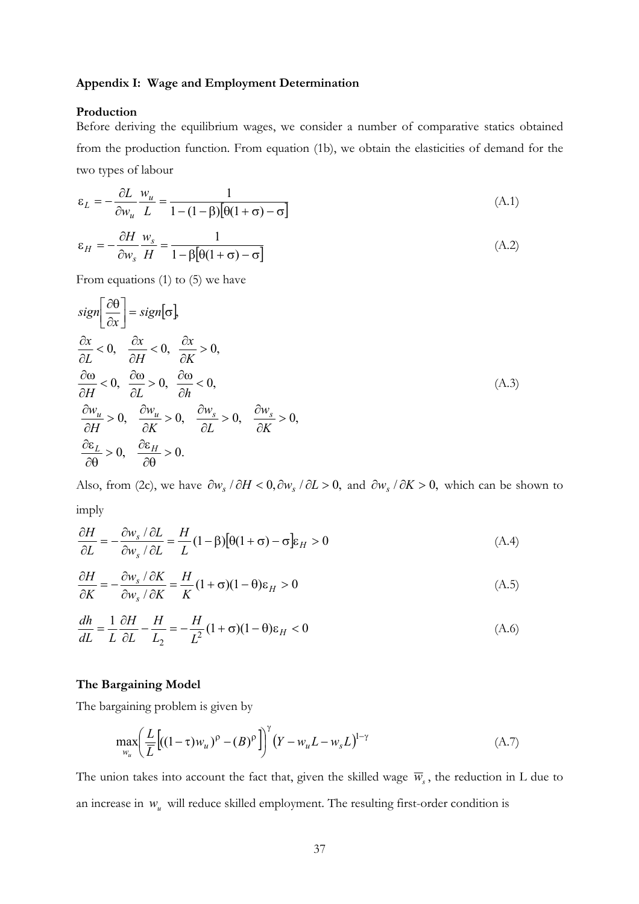## Appendix I: Wage and Employment Determination

### Production

Before deriving the equilibrium wages, we consider a number of comparative statics obtained from the production function. From equation (1b), we obtain the elasticities of demand for the two types of labour

$$\varepsilon_L = -\frac{\partial L}{\partial w_u}\frac{w_u}{L} = \frac{1}{1-(1-\beta)\left[\theta(1+\sigma)-\sigma\right]} \tag{A.1}$$

$$\varepsilon_H = -\frac{\partial H}{\partial w_s}\frac{w_s}{H} = \frac{1}{1-\beta\left[\theta(1+\sigma)-\sigma\right]} \tag{A.2}$$

From equations (1) to (5) we have

$$\begin{aligned}
&sign\left[\frac{\partial \theta}{\partial x}\right] = sign[\sigma], \\
&\frac{\partial x}{\partial L} < 0, \quad \frac{\partial x}{\partial H} < 0, \quad \frac{\partial x}{\partial K} > 0, \\
&\frac{\partial \omega}{\partial H} < 0, \quad \frac{\partial \omega}{\partial L} > 0, \quad \frac{\partial \omega}{\partial h} < 0, \\
&\frac{\partial w_u}{\partial H} > 0, \quad \frac{\partial w_u}{\partial K} > 0, \quad \frac{\partial w_s}{\partial L} > 0, \quad \frac{\partial w_s}{\partial K} > 0, \\
&\frac{\partial \varepsilon_L}{\partial \theta} > 0, \quad \frac{\partial \varepsilon_H}{\partial \theta} > 0.
\end{aligned} \tag{A.3}$$

Also, from (2c), we have $\partial w_s / \partial H < 0, \partial w_s / \partial L > 0,$ and $\partial w_s / \partial K > 0,$ which can be shown to imply

$$\frac{\partial H}{\partial L} = -\frac{\partial w_s / \partial L}{\partial w_s / \partial L} = \frac{H}{L}(1-\beta)\left[\theta(1+\sigma)-\sigma\right]\varepsilon_H > 0 \tag{A.4}$$

$$\frac{\partial H}{\partial K} = -\frac{\partial w_s / \partial K}{\partial w_s / \partial K} = \frac{H}{K}(1+\sigma)(1-\theta)\varepsilon_H > 0 \tag{A.5}$$

$$\frac{dh}{dL} = \frac{1}{L}\frac{\partial H}{\partial L} - \frac{H}{L_2} = -\frac{H}{L^2}(1+\sigma)(1-\theta)\varepsilon_H < 0 \tag{A.6}$$

### The Bargaining Model

The bargaining problem is given by

$$\max_{w_u}\left(\frac{L}{\overline{L}}\left[((1-\tau)w_u)^{\rho} - (B)^{\rho}\right]\right)^{\gamma}\left(Y - w_u L - w_s L\right)^{1-\gamma} \tag{A.7}$$

The union takes into account the fact that, given the skilled wage $\overline{w}_s$, the reduction in L due to an increase in $w_u$ will reduce skilled employment. The resulting first-order condition is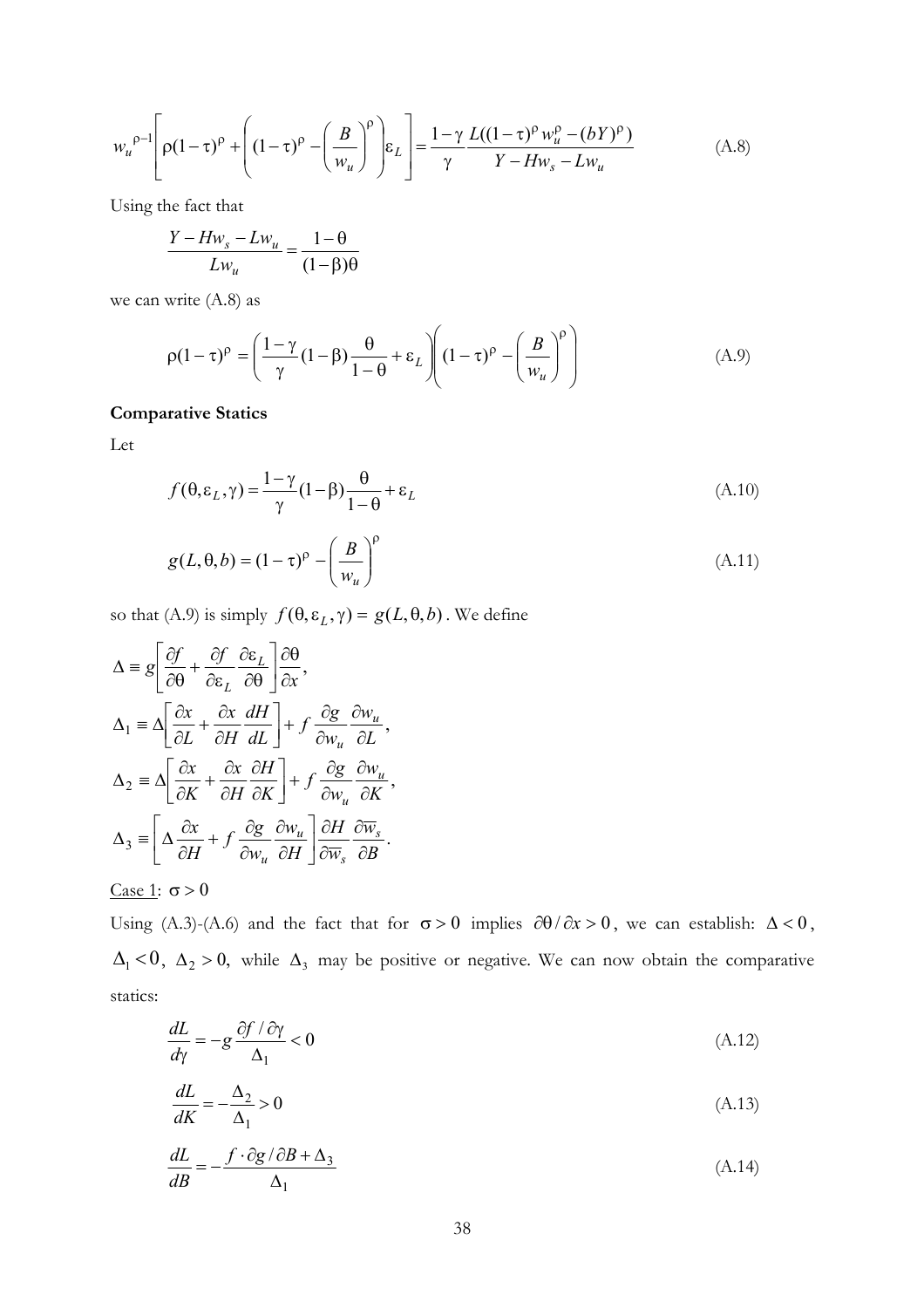$$w_u^{\rho-1}\left[\rho(1-\tau)^\rho + \left((1-\tau)^\rho - \left(\frac{B}{w_u}\right)^\rho\right)\varepsilon_L\right] = \frac{1-\gamma}{\gamma}\frac{L((1-\tau)^\rho w_u^\rho - (bY)^\rho)}{Y - Hw_s - Lw_u} \tag{A.8}$$

Using the fact that

$$\frac{Y - Hw_s - Lw_u}{Lw_u} = \frac{1-\theta}{(1-\beta)\theta}$$

we can write (A.8) as

$$\rho(1-\tau)^\rho = \left(\frac{1-\gamma}{\gamma}(1-\beta)\frac{\theta}{1-\theta} + \varepsilon_L\right)\left((1-\tau)^\rho - \left(\frac{B}{w_u}\right)^\rho\right) \tag{A.9}$$

**Comparative Statics**

Let

$$f(\theta, \varepsilon_L, \gamma) = \frac{1-\gamma}{\gamma}(1-\beta)\frac{\theta}{1-\theta} + \varepsilon_L \tag{A.10}$$

$$g(L, \theta, b) = (1-\tau)^\rho - \left(\frac{B}{w_u}\right)^\rho \tag{A.11}$$

so that (A.9) is simply $f(\theta, \varepsilon_L, \gamma) = g(L, \theta, b)$. We define

$$\Delta \equiv g\left[\frac{\partial f}{\partial \theta} + \frac{\partial f}{\partial \varepsilon_L}\frac{\partial \varepsilon_L}{\partial \theta}\right]\frac{\partial \theta}{\partial x},$$

$$\Delta_1 \equiv \Delta\left[\frac{\partial x}{\partial L} + \frac{\partial x}{\partial H}\frac{dH}{dL}\right] + f\,\frac{\partial g}{\partial w_u}\frac{\partial w_u}{\partial L},$$

$$\Delta_2 \equiv \Delta\left[\frac{\partial x}{\partial K} + \frac{\partial x}{\partial H}\frac{\partial H}{\partial K}\right] + f\,\frac{\partial g}{\partial w_u}\frac{\partial w_u}{\partial K},$$

$$\Delta_3 \equiv \left[\Delta\frac{\partial x}{\partial H} + f\,\frac{\partial g}{\partial w_u}\frac{\partial w_u}{\partial H}\right]\frac{\partial H}{\partial \overline{w}_s}\frac{\partial \overline{w}_s}{\partial B}.$$

Case 1: $\sigma > 0$

Using (A.3)-(A.6) and the fact that for $\sigma > 0$ implies $\partial\theta/\partial x > 0$, we can establish: $\Delta < 0$, $\Delta_1 < 0$, $\Delta_2 > 0$, while $\Delta_3$ may be positive or negative. We can now obtain the comparative statics:

$$\frac{dL}{d\gamma} = -g\frac{\partial f/\partial \gamma}{\Delta_1} < 0 \tag{A.12}$$

$$\frac{dL}{dK} = -\frac{\Delta_2}{\Delta_1} > 0 \tag{A.13}$$

$$\frac{dL}{dB} = -\frac{f \cdot \partial g/\partial B + \Delta_3}{\Delta_1} \tag{A.14}$$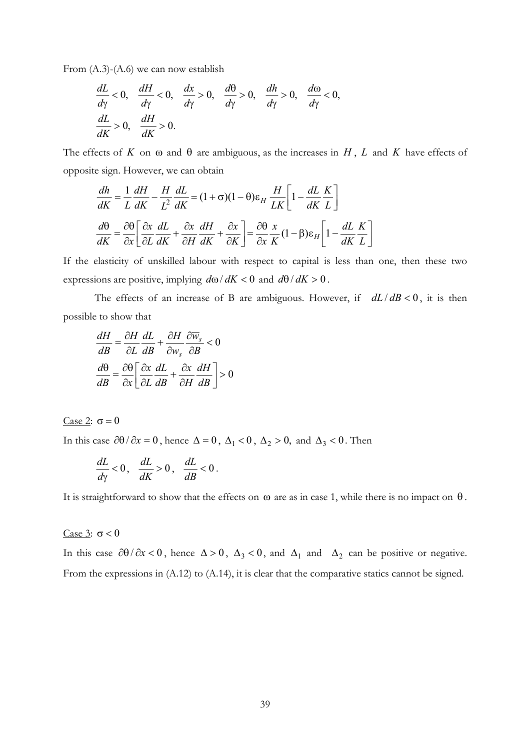From (A.3)-(A.6) we can now establish

$$\frac{dL}{d\gamma} < 0, \quad \frac{dH}{d\gamma} < 0, \quad \frac{dx}{d\gamma} > 0, \quad \frac{d\theta}{d\gamma} > 0, \quad \frac{dh}{d\gamma} > 0, \quad \frac{d\omega}{d\gamma} < 0,$$
$$\frac{dL}{dK} > 0, \quad \frac{dH}{dK} > 0.$$

The effects of $K$ on $\omega$ and $\theta$ are ambiguous, as the increases in $H$, $L$ and $K$ have effects of opposite sign. However, we can obtain

$$\frac{dh}{dK} = \frac{1}{L}\frac{dH}{dK} - \frac{H}{L^2}\frac{dL}{dK} = (1+\sigma)(1-\theta)\varepsilon_H \frac{H}{LK}\left[1 - \frac{dL}{dK}\frac{K}{L}\right]$$

$$\frac{d\theta}{dK} = \frac{\partial\theta}{\partial x}\left[\frac{\partial x}{\partial L}\frac{dL}{dK} + \frac{\partial x}{\partial H}\frac{dH}{dK} + \frac{\partial x}{\partial K}\right] = \frac{\partial\theta}{\partial x}\frac{x}{K}(1-\beta)\varepsilon_H\left[1 - \frac{dL}{dK}\frac{K}{L}\right]$$

If the elasticity of unskilled labour with respect to capital is less than one, then these two expressions are positive, implying $d\omega / dK < 0$ and $d\theta / dK > 0$.

The effects of an increase of B are ambiguous. However, if $dL / dB < 0$, it is then possible to show that

$$\frac{dH}{dB} = \frac{\partial H}{\partial L}\frac{dL}{dB} + \frac{\partial H}{\partial w_s}\frac{\partial \overline{w}_s}{\partial B} < 0$$

$$\frac{d\theta}{dB} = \frac{\partial\theta}{\partial x}\left[\frac{\partial x}{\partial L}\frac{dL}{dB} + \frac{\partial x}{\partial H}\frac{dH}{dB}\right] > 0$$

Case 2: $\sigma = 0$

In this case $\partial\theta / \partial x = 0$, hence $\Delta = 0$, $\Delta_1 < 0$, $\Delta_2 > 0,$ and $\Delta_3 < 0$. Then

$$\frac{dL}{d\gamma} < 0, \quad \frac{dL}{dK} > 0, \quad \frac{dL}{dB} < 0.$$

It is straightforward to show that the effects on $\omega$ are as in case 1, while there is no impact on $\theta$.

Case 3: $\sigma < 0$

In this case $\partial\theta / \partial x < 0$, hence $\Delta > 0$, $\Delta_3 < 0$, and $\Delta_1$ and $\Delta_2$ can be positive or negative. From the expressions in (A.12) to (A.14), it is clear that the comparative statics cannot be signed.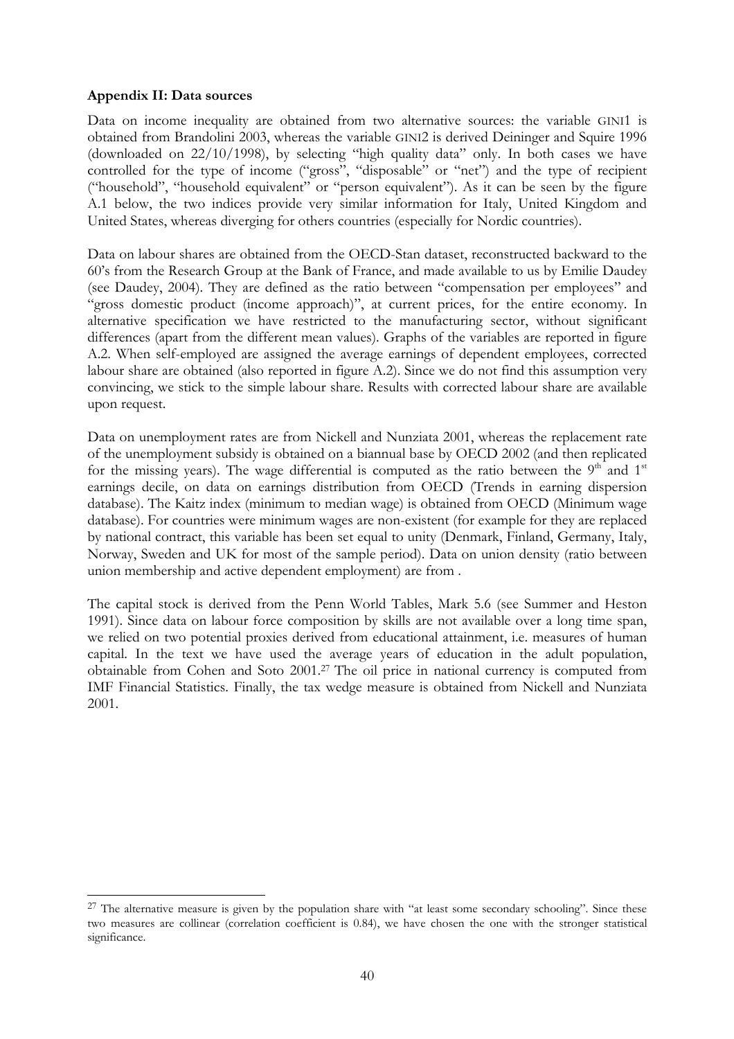**Appendix II: Data sources**

Data on income inequality are obtained from two alternative sources: the variable GINI1 is obtained from Brandolini 2003, whereas the variable GINI2 is derived Deininger and Squire 1996 (downloaded on 22/10/1998), by selecting "high quality data" only. In both cases we have controlled for the type of income ("gross", "disposable" or "net") and the type of recipient ("household", "household equivalent" or "person equivalent"). As it can be seen by the figure A.1 below, the two indices provide very similar information for Italy, United Kingdom and United States, whereas diverging for others countries (especially for Nordic countries).

Data on labour shares are obtained from the OECD-Stan dataset, reconstructed backward to the 60's from the Research Group at the Bank of France, and made available to us by Emilie Daudey (see Daudey, 2004). They are defined as the ratio between "compensation per employees" and "gross domestic product (income approach)", at current prices, for the entire economy. In alternative specification we have restricted to the manufacturing sector, without significant differences (apart from the different mean values). Graphs of the variables are reported in figure A.2. When self-employed are assigned the average earnings of dependent employees, corrected labour share are obtained (also reported in figure A.2). Since we do not find this assumption very convincing, we stick to the simple labour share. Results with corrected labour share are available upon request.

Data on unemployment rates are from Nickell and Nunziata 2001, whereas the replacement rate of the unemployment subsidy is obtained on a biannual base by OECD 2002 (and then replicated for the missing years). The wage differential is computed as the ratio between the 9th and 1st earnings decile, on data on earnings distribution from OECD (Trends in earning dispersion database). The Kaitz index (minimum to median wage) is obtained from OECD (Minimum wage database). For countries were minimum wages are non-existent (for example for they are replaced by national contract, this variable has been set equal to unity (Denmark, Finland, Germany, Italy, Norway, Sweden and UK for most of the sample period). Data on union density (ratio between union membership and active dependent employment) are from .

The capital stock is derived from the Penn World Tables, Mark 5.6 (see Summer and Heston 1991). Since data on labour force composition by skills are not available over a long time span, we relied on two potential proxies derived from educational attainment, i.e. measures of human capital. In the text we have used the average years of education in the adult population, obtainable from Cohen and Soto 2001.[27] The oil price in national currency is computed from IMF Financial Statistics. Finally, the tax wedge measure is obtained from Nickell and Nunziata 2001.

---

[27] The alternative measure is given by the population share with "at least some secondary schooling". Since these two measures are collinear (correlation coefficient is 0.84), we have chosen the one with the stronger statistical significance.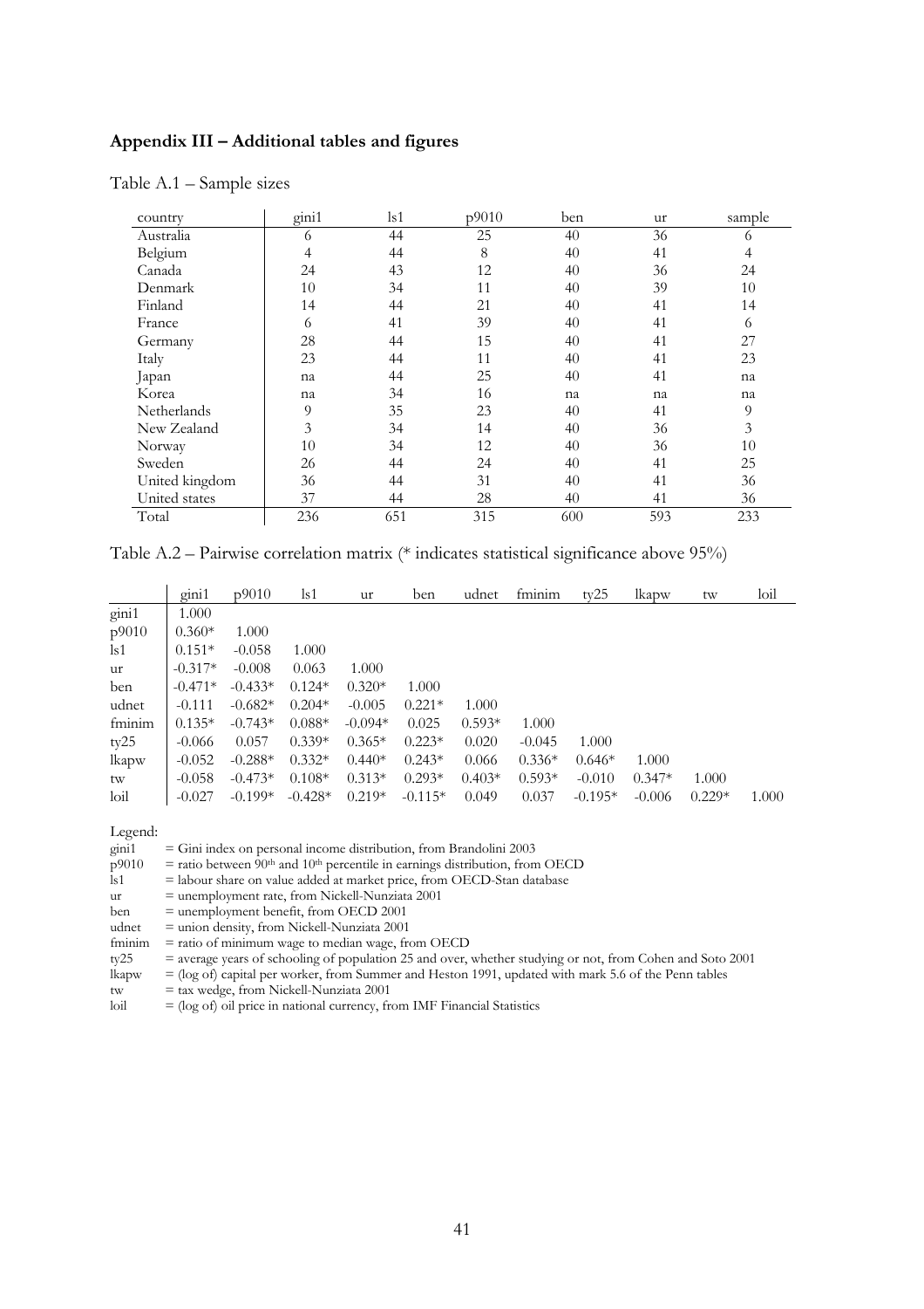## Appendix III – Additional tables and figures

Table A.1 – Sample sizes

| country | gini1 | ls1 | p9010 | ben | ur | sample |
|---|---|---|---|---|---|---|
| Australia | 6 | 44 | 25 | 40 | 36 | 6 |
| Belgium | 4 | 44 | 8 | 40 | 41 | 4 |
| Canada | 24 | 43 | 12 | 40 | 36 | 24 |
| Denmark | 10 | 34 | 11 | 40 | 39 | 10 |
| Finland | 14 | 44 | 21 | 40 | 41 | 14 |
| France | 6 | 41 | 39 | 40 | 41 | 6 |
| Germany | 28 | 44 | 15 | 40 | 41 | 27 |
| Italy | 23 | 44 | 11 | 40 | 41 | 23 |
| Japan | na | 44 | 25 | 40 | 41 | na |
| Korea | na | 34 | 16 | na | na | na |
| Netherlands | 9 | 35 | 23 | 40 | 41 | 9 |
| New Zealand | 3 | 34 | 14 | 40 | 36 | 3 |
| Norway | 10 | 34 | 12 | 40 | 36 | 10 |
| Sweden | 26 | 44 | 24 | 40 | 41 | 25 |
| United kingdom | 36 | 44 | 31 | 40 | 41 | 36 |
| United states | 37 | 44 | 28 | 40 | 41 | 36 |
| Total | 236 | 651 | 315 | 600 | 593 | 233 |

Table A.2 – Pairwise correlation matrix (* indicates statistical significance above 95%)

| | gini1 | p9010 | ls1 | ur | ben | udnet | fminim | ty25 | lkapw | tw | loil |
|---|---|---|---|---|---|---|---|---|---|---|---|
| gini1 | 1.000 | | | | | | | | | | |
| p9010 | 0.360* | 1.000 | | | | | | | | | |
| ls1 | 0.151* | -0.058 | 1.000 | | | | | | | | |
| ur | -0.317* | -0.008 | 0.063 | 1.000 | | | | | | | |
| ben | -0.471* | -0.433* | 0.124* | 0.320* | 1.000 | | | | | | |
| udnet | -0.111 | -0.682* | 0.204* | -0.005 | 0.221* | 1.000 | | | | | |
| fminim | 0.135* | -0.743* | 0.088* | -0.094* | 0.025 | 0.593* | 1.000 | | | | |
| ty25 | -0.066 | 0.057 | 0.339* | 0.365* | 0.223* | 0.020 | -0.045 | 1.000 | | | |
| lkapw | -0.052 | -0.288* | 0.332* | 0.440* | 0.243* | 0.066 | 0.336* | 0.646* | 1.000 | | |
| tw | -0.058 | -0.473* | 0.108* | 0.313* | 0.293* | 0.403* | 0.593* | -0.010 | 0.347* | 1.000 | |
| loil | -0.027 | -0.199* | -0.428* | 0.219* | -0.115* | 0.049 | 0.037 | -0.195* | -0.006 | 0.229* | 1.000 |

Legend:

- gini1 = Gini index on personal income distribution, from Brandolini 2003
- p9010 = ratio between 90th and 10th percentile in earnings distribution, from OECD
- ls1 = labour share on value added at market price, from OECD-Stan database
- ur = unemployment rate, from Nickell-Nunziata 2001
- ben = unemployment benefit, from OECD 2001
- udnet = union density, from Nickell-Nunziata 2001
- fminim = ratio of minimum wage to median wage, from OECD
- ty25 = average years of schooling of population 25 and over, whether studying or not, from Cohen and Soto 2001
- lkapw = (log of) capital per worker, from Summer and Heston 1991, updated with mark 5.6 of the Penn tables
- tw = tax wedge, from Nickell-Nunziata 2001
- loil = (log of) oil price in national currency, from IMF Financial Statistics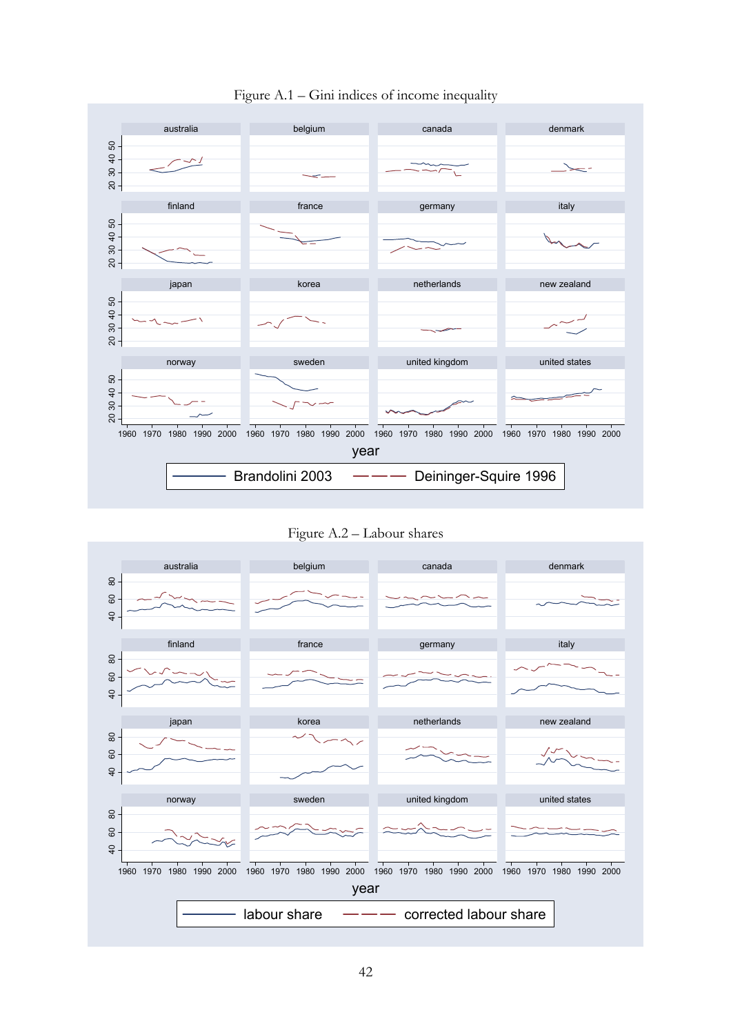Figure A.1 – Gini indices of income inequality

Figure A.2 – Labour shares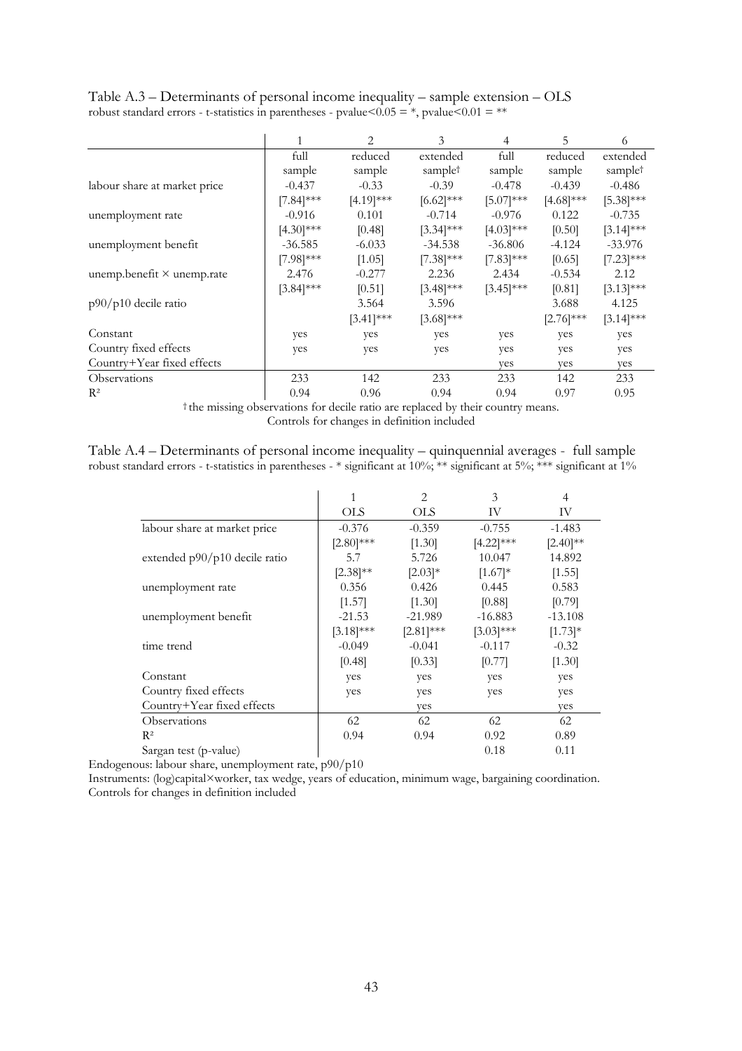Table A.3 – Determinants of personal income inequality – sample extension – OLS
robust standard errors - t-statistics in parentheses - pvalue<0.05 = *, pvalue<0.01 = **

| | 1 | 2 | 3 | 4 | 5 | 6 |
|---|---|---|---|---|---|---|
| | full sample | reduced sample | extended sample† | full sample | reduced sample | extended sample† |
| labour share at market price | -0.437 | -0.33 | -0.39 | -0.478 | -0.439 | -0.486 |
| | [7.84]*** | [4.19]*** | [6.62]*** | [5.07]*** | [4.68]*** | [5.38]*** |
| unemployment rate | -0.916 | 0.101 | -0.714 | -0.976 | 0.122 | -0.735 |
| | [4.30]*** | [0.48] | [3.34]*** | [4.03]*** | [0.50] | [3.14]*** |
| unemployment benefit | -36.585 | -6.033 | -34.538 | -36.806 | -4.124 | -33.976 |
| | [7.98]*** | [1.05] | [7.38]*** | [7.83]*** | [0.65] | [7.23]*** |
| unemp.benefit × unemp.rate | 2.476 | -0.277 | 2.236 | 2.434 | -0.534 | 2.12 |
| | [3.84]*** | [0.51] | [3.48]*** | [3.45]*** | [0.81] | [3.13]*** |
| p90/p10 decile ratio | | 3.564 | 3.596 | | 3.688 | 4.125 |
| | | [3.41]*** | [3.68]*** | | [2.76]*** | [3.14]*** |
| Constant | yes | yes | yes | yes | yes | yes |
| Country fixed effects | yes | yes | yes | yes | yes | yes |
| Country+Year fixed effects | | | | yes | yes | yes |
| Observations | 233 | 142 | 233 | 233 | 142 | 233 |
| $R^2$ | 0.94 | 0.96 | 0.94 | 0.94 | 0.97 | 0.95 |

† the missing observations for decile ratio are replaced by their country means.
Controls for changes in definition included

Table A.4 – Determinants of personal income inequality – quinquennial averages - full sample
robust standard errors - t-statistics in parentheses - * significant at 10%; ** significant at 5%; *** significant at 1%

| | 1 | 2 | 3 | 4 |
|---|---|---|---|---|
| | OLS | OLS | IV | IV |
| labour share at market price | -0.376 | -0.359 | -0.755 | -1.483 |
| | [2.80]*** | [1.30] | [4.22]*** | [2.40]** |
| extended p90/p10 decile ratio | 5.7 | 5.726 | 10.047 | 14.892 |
| | [2.38]** | [2.03]* | [1.67]* | [1.55] |
| unemployment rate | 0.356 | 0.426 | 0.445 | 0.583 |
| | [1.57] | [1.30] | [0.88] | [0.79] |
| unemployment benefit | -21.53 | -21.989 | -16.883 | -13.108 |
| | [3.18]*** | [2.81]*** | [3.03]*** | [1.73]* |
| time trend | -0.049 | -0.041 | -0.117 | -0.32 |
| | [0.48] | [0.33] | [0.77] | [1.30] |
| Constant | yes | yes | yes | yes |
| Country fixed effects | yes | yes | yes | yes |
| Country+Year fixed effects | | yes | | yes |
| Observations | 62 | 62 | 62 | 62 |
| $R^2$ | 0.94 | 0.94 | 0.92 | 0.89 |
| Sargan test (p-value) | | | 0.18 | 0.11 |

Endogenous: labour share, unemployment rate, p90/p10
Instruments: (log)capital×worker, tax wedge, years of education, minimum wage, bargaining coordination.
Controls for changes in definition included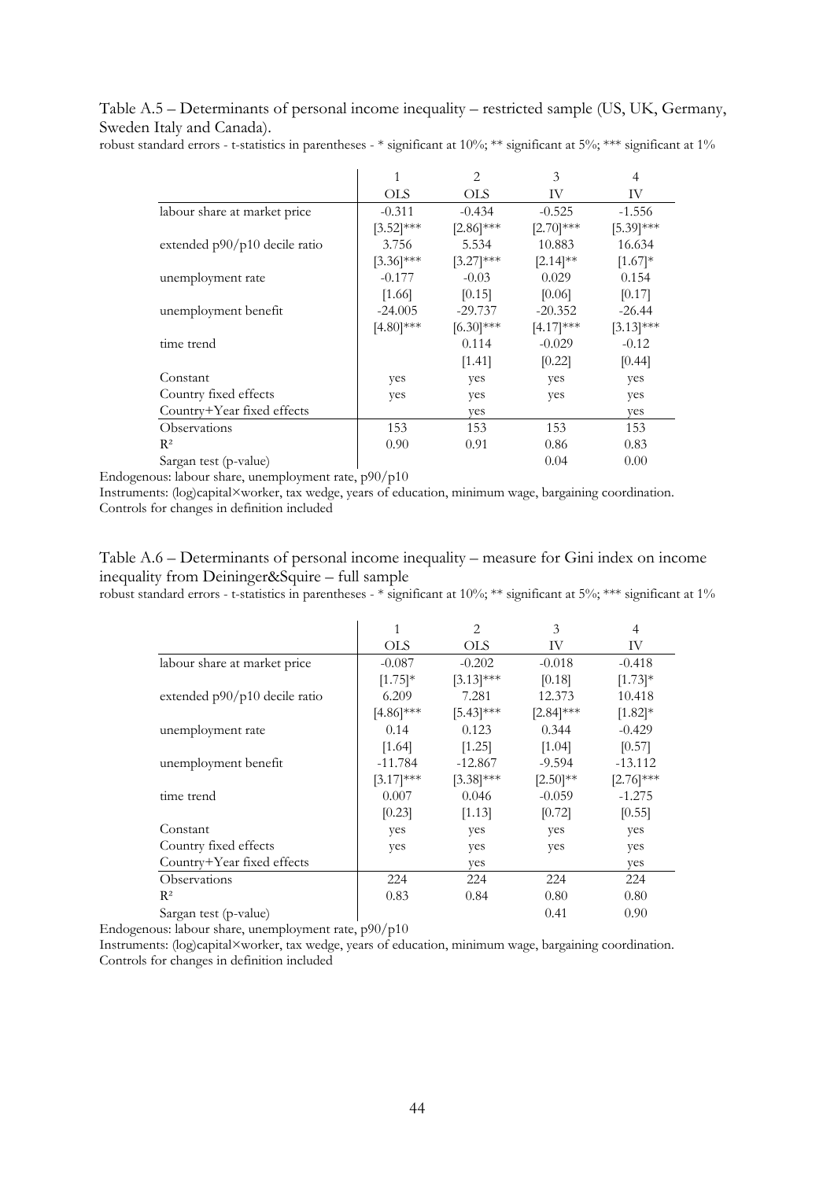Table A.5 – Determinants of personal income inequality – restricted sample (US, UK, Germany, Sweden Italy and Canada).

robust standard errors - t-statistics in parentheses - * significant at 10%; ** significant at 5%; *** significant at 1%

| | 1 | 2 | 3 | 4 |
|---|---|---|---|---|
| | OLS | OLS | IV | IV |
| labour share at market price | -0.311 | -0.434 | -0.525 | -1.556 |
| | [3.52]*** | [2.86]*** | [2.70]*** | [5.39]*** |
| extended p90/p10 decile ratio | 3.756 | 5.534 | 10.883 | 16.634 |
| | [3.36]*** | [3.27]*** | [2.14]** | [1.67]* |
| unemployment rate | -0.177 | -0.03 | 0.029 | 0.154 |
| | [1.66] | [0.15] | [0.06] | [0.17] |
| unemployment benefit | -24.005 | -29.737 | -20.352 | -26.44 |
| | [4.80]*** | [6.30]*** | [4.17]*** | [3.13]*** |
| time trend | | 0.114 | -0.029 | -0.12 |
| | | [1.41] | [0.22] | [0.44] |
| Constant | yes | yes | yes | yes |
| Country fixed effects | yes | yes | yes | yes |
| Country+Year fixed effects | | yes | | yes |
| Observations | 153 | 153 | 153 | 153 |
| $R^2$ | 0.90 | 0.91 | 0.86 | 0.83 |
| Sargan test (p-value) | | | 0.04 | 0.00 |

Endogenous: labour share, unemployment rate, p90/p10

Instruments: (log)capital×worker, tax wedge, years of education, minimum wage, bargaining coordination.

Controls for changes in definition included

Table A.6 – Determinants of personal income inequality – measure for Gini index on income inequality from Deininger&Squire – full sample

robust standard errors - t-statistics in parentheses - * significant at 10%; ** significant at 5%; *** significant at 1%

| | 1 | 2 | 3 | 4 |
|---|---|---|---|---|
| | OLS | OLS | IV | IV |
| labour share at market price | -0.087 | -0.202 | -0.018 | -0.418 |
| | [1.75]* | [3.13]*** | [0.18] | [1.73]* |
| extended p90/p10 decile ratio | 6.209 | 7.281 | 12.373 | 10.418 |
| | [4.86]*** | [5.43]*** | [2.84]*** | [1.82]* |
| unemployment rate | 0.14 | 0.123 | 0.344 | -0.429 |
| | [1.64] | [1.25] | [1.04] | [0.57] |
| unemployment benefit | -11.784 | -12.867 | -9.594 | -13.112 |
| | [3.17]*** | [3.38]*** | [2.50]** | [2.76]*** |
| time trend | 0.007 | 0.046 | -0.059 | -1.275 |
| | [0.23] | [1.13] | [0.72] | [0.55] |
| Constant | yes | yes | yes | yes |
| Country fixed effects | yes | yes | yes | yes |
| Country+Year fixed effects | | yes | | yes |
| Observations | 224 | 224 | 224 | 224 |
| $R^2$ | 0.83 | 0.84 | 0.80 | 0.80 |
| Sargan test (p-value) | | | 0.41 | 0.90 |

Endogenous: labour share, unemployment rate, p90/p10

Instruments: (log)capital×worker, tax wedge, years of education, minimum wage, bargaining coordination.

Controls for changes in definition included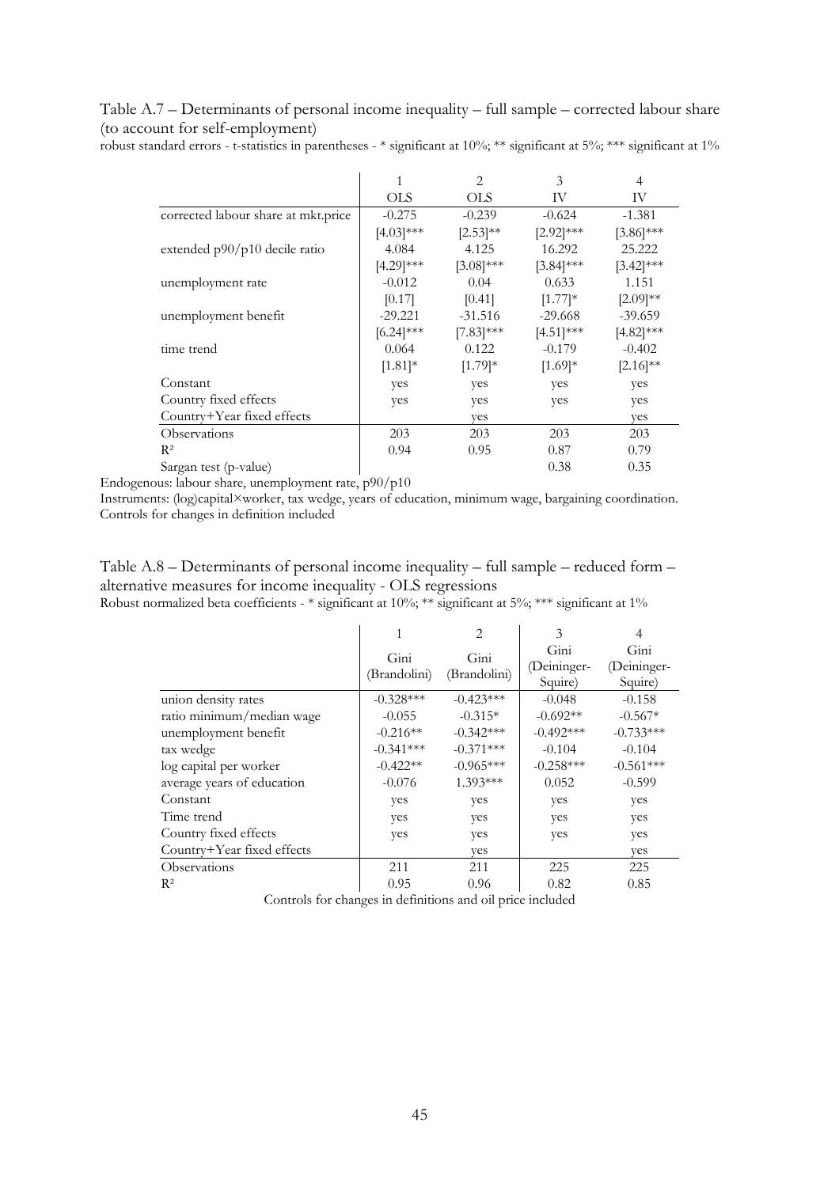Table A.7 – Determinants of personal income inequality – full sample – corrected labour share (to account for self-employment)

robust standard errors - t-statistics in parentheses - * significant at 10%; ** significant at 5%; *** significant at 1%

| | 1 | 2 | 3 | 4 |
|---|---|---|---|---|
| | OLS | OLS | IV | IV |
| corrected labour share at mkt.price | -0.275 | -0.239 | -0.624 | -1.381 |
| | [4.03]*** | [2.53]** | [2.92]*** | [3.86]*** |
| extended p90/p10 decile ratio | 4.084 | 4.125 | 16.292 | 25.222 |
| | [4.29]*** | [3.08]*** | [3.84]*** | [3.42]*** |
| unemployment rate | -0.012 | 0.04 | 0.633 | 1.151 |
| | [0.17] | [0.41] | [1.77]* | [2.09]** |
| unemployment benefit | -29.221 | -31.516 | -29.668 | -39.659 |
| | [6.24]*** | [7.83]*** | [4.51]*** | [4.82]*** |
| time trend | 0.064 | 0.122 | -0.179 | -0.402 |
| | [1.81]* | [1.79]* | [1.69]* | [2.16]** |
| Constant | yes | yes | yes | yes |
| Country fixed effects | yes | yes | yes | yes |
| Country+Year fixed effects | | yes | | yes |
| Observations | 203 | 203 | 203 | 203 |
| $R^2$ | 0.94 | 0.95 | 0.87 | 0.79 |
| Sargan test (p-value) | | | 0.38 | 0.35 |

Endogenous: labour share, unemployment rate, p90/p10

Instruments: (log)capital×worker, tax wedge, years of education, minimum wage, bargaining coordination.

Controls for changes in definition included

Table A.8 – Determinants of personal income inequality – full sample – reduced form – alternative measures for income inequality - OLS regressions

Robust normalized beta coefficients - * significant at 10%; ** significant at 5%; *** significant at 1%

| | 1 | 2 | 3 | 4 |
|---|---|---|---|---|
| | Gini (Brandolini) | Gini (Brandolini) | Gini (Deininger-Squire) | Gini (Deininger-Squire) |
| union density rates | -0.328*** | -0.423*** | -0.048 | -0.158 |
| ratio minimum/median wage | -0.055 | -0.315* | -0.692** | -0.567* |
| unemployment benefit | -0.216** | -0.342*** | -0.492*** | -0.733*** |
| tax wedge | -0.341*** | -0.371*** | -0.104 | -0.104 |
| log capital per worker | -0.422** | -0.965*** | -0.258*** | -0.561*** |
| average years of education | -0.076 | 1.393*** | 0.052 | -0.599 |
| Constant | yes | yes | yes | yes |
| Time trend | yes | yes | yes | yes |
| Country fixed effects | yes | yes | yes | yes |
| Country+Year fixed effects | | yes | | yes |
| Observations | 211 | 211 | 225 | 225 |
| $R^2$ | 0.95 | 0.96 | 0.82 | 0.85 |

Controls for changes in definitions and oil price included